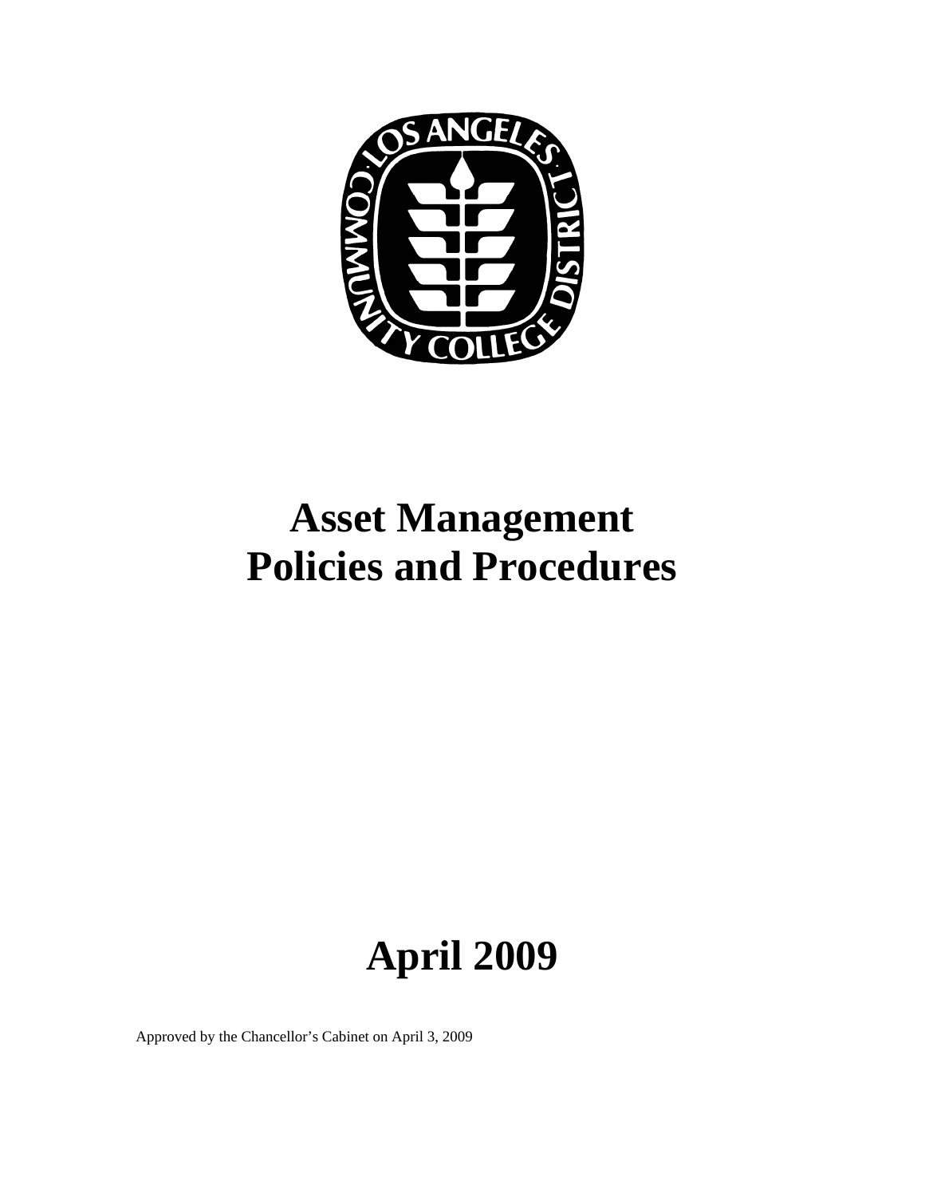# Asset Management Policies and Procedures

# April 2009

Approved by the Chancellor's Cabinet on April 3, 2009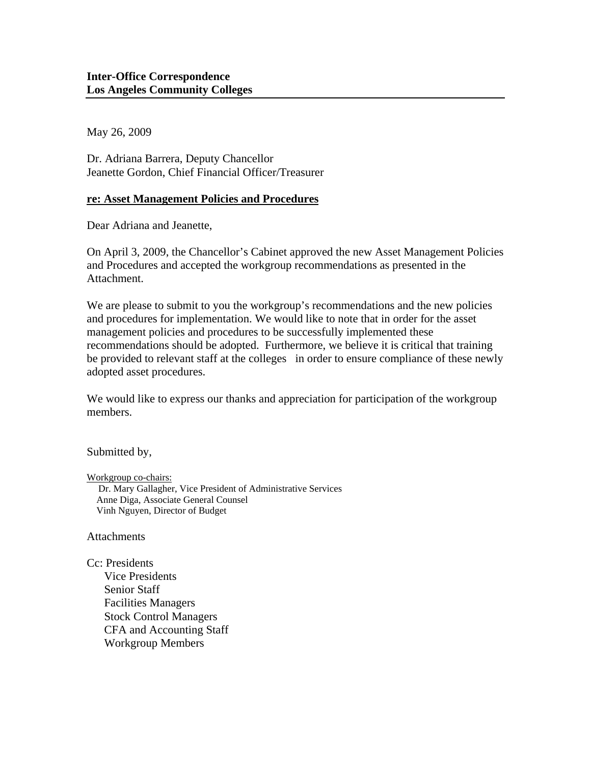**Inter-Office Correspondence**
**Los Angeles Community Colleges**

---

May 26, 2009

Dr. Adriana Barrera, Deputy Chancellor
Jeanette Gordon, Chief Financial Officer/Treasurer

**re: Asset Management Policies and Procedures**

Dear Adriana and Jeanette,

On April 3, 2009, the Chancellor's Cabinet approved the new Asset Management Policies and Procedures and accepted the workgroup recommendations as presented in the Attachment.

We are please to submit to you the workgroup's recommendations and the new policies and procedures for implementation. We would like to note that in order for the asset management policies and procedures to be successfully implemented these recommendations should be adopted. Furthermore, we believe it is critical that training be provided to relevant staff at the colleges in order to ensure compliance of these newly adopted asset procedures.

We would like to express our thanks and appreciation for participation of the workgroup members.

Submitted by,

Workgroup co-chairs:
Dr. Mary Gallagher, Vice President of Administrative Services
Anne Diga, Associate General Counsel
Vinh Nguyen, Director of Budget

Attachments

Cc: Presidents
Vice Presidents
Senior Staff
Facilities Managers
Stock Control Managers
CFA and Accounting Staff
Workgroup Members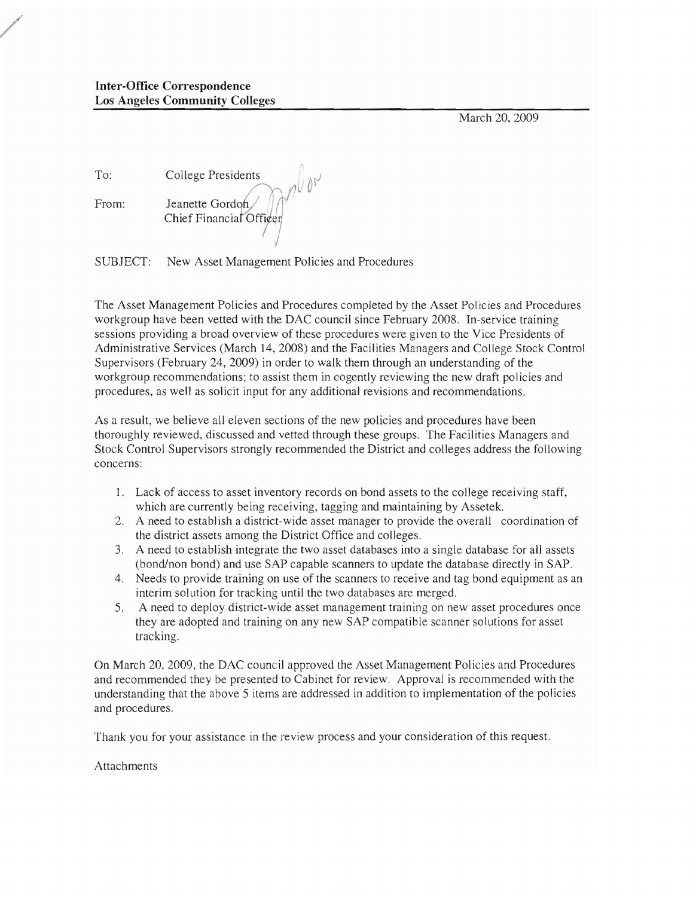**Inter-Office Correspondence**
**Los Angeles Community Colleges**

March 20, 2009

To: College Presidents

From: Jeanette Gordon
Chief Financial Officer

SUBJECT: New Asset Management Policies and Procedures

The Asset Management Policies and Procedures completed by the Asset Policies and Procedures workgroup have been vetted with the DAC council since February 2008. In-service training sessions providing a broad overview of these procedures were given to the Vice Presidents of Administrative Services (March 14, 2008) and the Facilities Managers and College Stock Control Supervisors (February 24, 2009) in order to walk them through an understanding of the workgroup recommendations; to assist them in cogently reviewing the new draft policies and procedures, as well as solicit input for any additional revisions and recommendations.

As a result, we believe all eleven sections of the new policies and procedures have been thoroughly reviewed, discussed and vetted through these groups. The Facilities Managers and Stock Control Supervisors strongly recommended the District and colleges address the following concerns:

1. Lack of access to asset inventory records on bond assets to the college receiving staff, which are currently being receiving, tagging and maintaining by Assetek.
2. A need to establish a district-wide asset manager to provide the overall coordination of the district assets among the District Office and colleges.
3. A need to establish integrate the two asset databases into a single database for all assets (bond/non bond) and use SAP capable scanners to update the database directly in SAP.
4. Needs to provide training on use of the scanners to receive and tag bond equipment as an interim solution for tracking until the two databases are merged.
5. A need to deploy district-wide asset management training on new asset procedures once they are adopted and training on any new SAP compatible scanner solutions for asset tracking.

On March 20, 2009, the DAC council approved the Asset Management Policies and Procedures and recommended they be presented to Cabinet for review. Approval is recommended with the understanding that the above 5 items are addressed in addition to implementation of the policies and procedures.

Thank you for your assistance in the review process and your consideration of this request.

Attachments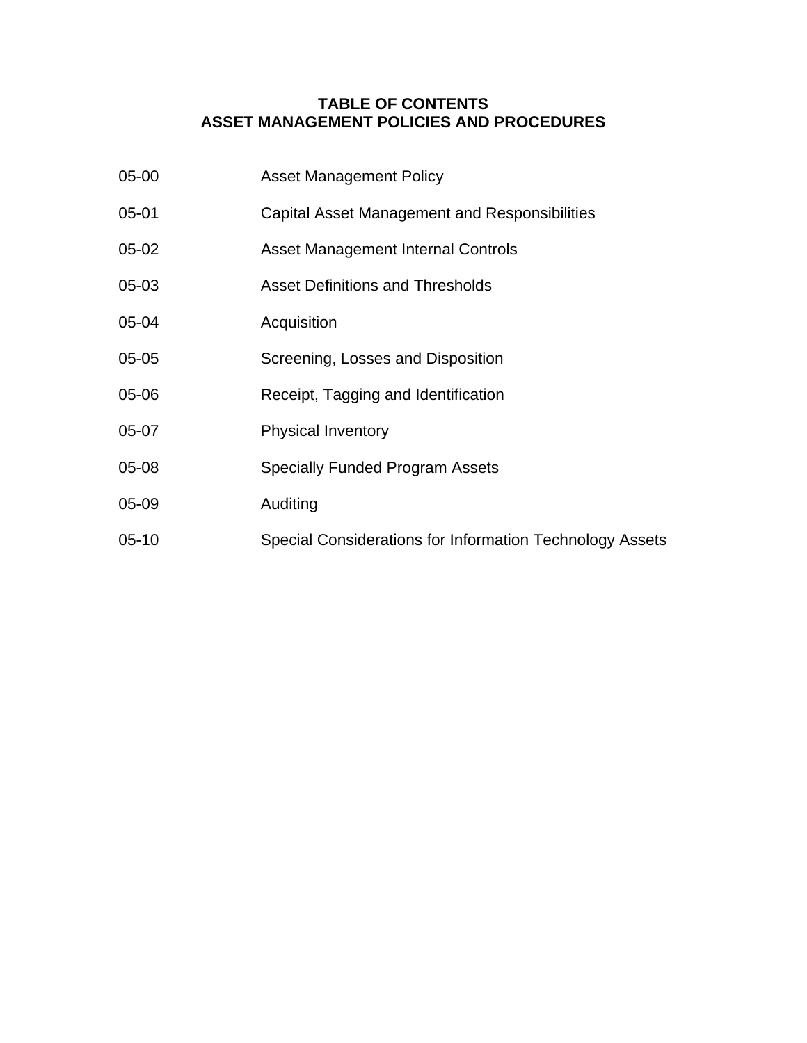# TABLE OF CONTENTS
## ASSET MANAGEMENT POLICIES AND PROCEDURES

| | |
|---|---|
| 05-00 | Asset Management Policy |
| 05-01 | Capital Asset Management and Responsibilities |
| 05-02 | Asset Management Internal Controls |
| 05-03 | Asset Definitions and Thresholds |
| 05-04 | Acquisition |
| 05-05 | Screening, Losses and Disposition |
| 05-06 | Receipt, Tagging and Identification |
| 05-07 | Physical Inventory |
| 05-08 | Specially Funded Program Assets |
| 05-09 | Auditing |
| 05-10 | Special Considerations for Information Technology Assets |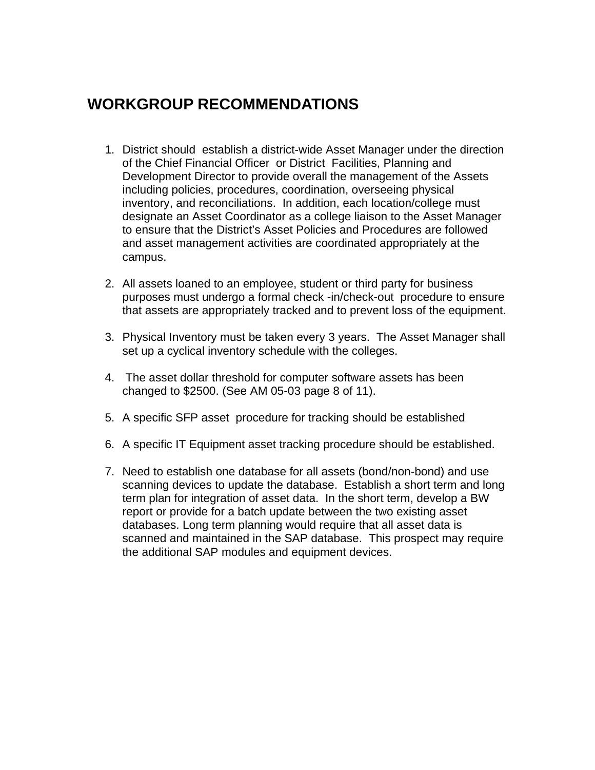## WORKGROUP RECOMMENDATIONS

1. District should establish a district-wide Asset Manager under the direction of the Chief Financial Officer or District Facilities, Planning and Development Director to provide overall the management of the Assets including policies, procedures, coordination, overseeing physical inventory, and reconciliations. In addition, each location/college must designate an Asset Coordinator as a college liaison to the Asset Manager to ensure that the District's Asset Policies and Procedures are followed and asset management activities are coordinated appropriately at the campus.

2. All assets loaned to an employee, student or third party for business purposes must undergo a formal check -in/check-out procedure to ensure that assets are appropriately tracked and to prevent loss of the equipment.

3. Physical Inventory must be taken every 3 years. The Asset Manager shall set up a cyclical inventory schedule with the colleges.

4. The asset dollar threshold for computer software assets has been changed to $2500. (See AM 05-03 page 8 of 11).

5. A specific SFP asset procedure for tracking should be established

6. A specific IT Equipment asset tracking procedure should be established.

7. Need to establish one database for all assets (bond/non-bond) and use scanning devices to update the database. Establish a short term and long term plan for integration of asset data. In the short term, develop a BW report or provide for a batch update between the two existing asset databases. Long term planning would require that all asset data is scanned and maintained in the SAP database. This prospect may require the additional SAP modules and equipment devices.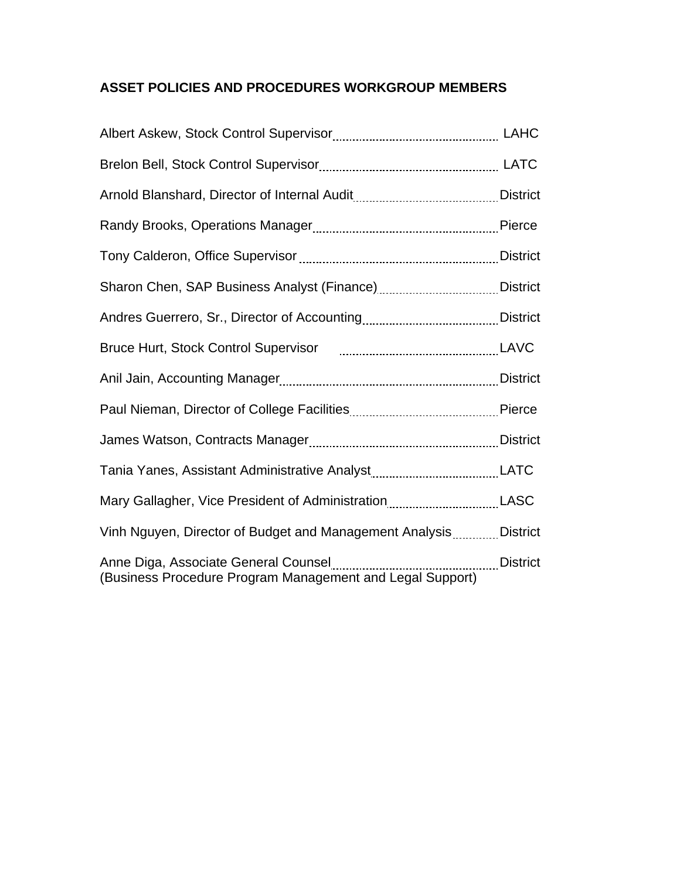## ASSET POLICIES AND PROCEDURES WORKGROUP MEMBERS

| Name and Title | Location |
| --- | --- |
| Albert Askew, Stock Control Supervisor | LAHC |
| Brelon Bell, Stock Control Supervisor | LATC |
| Arnold Blanshard, Director of Internal Audit | District |
| Randy Brooks, Operations Manager | Pierce |
| Tony Calderon, Office Supervisor | District |
| Sharon Chen, SAP Business Analyst (Finance) | District |
| Andres Guerrero, Sr., Director of Accounting | District |
| Bruce Hurt, Stock Control Supervisor | LAVC |
| Anil Jain, Accounting Manager | District |
| Paul Nieman, Director of College Facilities | Pierce |
| James Watson, Contracts Manager | District |
| Tania Yanes, Assistant Administrative Analyst | LATC |
| Mary Gallagher, Vice President of Administration | LASC |
| Vinh Nguyen, Director of Budget and Management Analysis | District |
| Anne Diga, Associate General Counsel (Business Procedure Program Management and Legal Support) | District |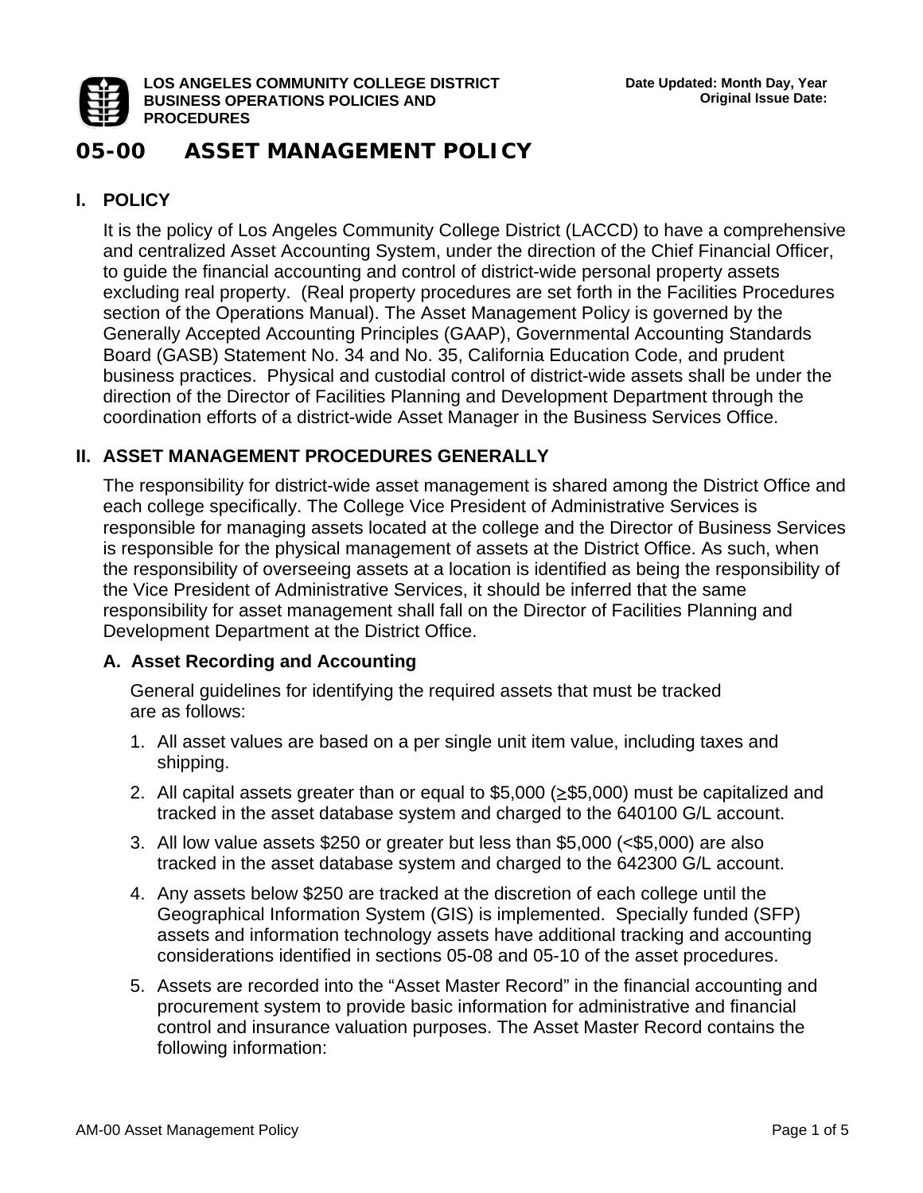**LOS ANGELES COMMUNITY COLLEGE DISTRICT BUSINESS OPERATIONS POLICIES AND PROCEDURES**

**Date Updated: Month Day, Year**
**Original Issue Date:**

# 05-00 ASSET MANAGEMENT POLICY

## I. POLICY

It is the policy of Los Angeles Community College District (LACCD) to have a comprehensive and centralized Asset Accounting System, under the direction of the Chief Financial Officer, to guide the financial accounting and control of district-wide personal property assets excluding real property. (Real property procedures are set forth in the Facilities Procedures section of the Operations Manual). The Asset Management Policy is governed by the Generally Accepted Accounting Principles (GAAP), Governmental Accounting Standards Board (GASB) Statement No. 34 and No. 35, California Education Code, and prudent business practices. Physical and custodial control of district-wide assets shall be under the direction of the Director of Facilities Planning and Development Department through the coordination efforts of a district-wide Asset Manager in the Business Services Office.

## II. ASSET MANAGEMENT PROCEDURES GENERALLY

The responsibility for district-wide asset management is shared among the District Office and each college specifically. The College Vice President of Administrative Services is responsible for managing assets located at the college and the Director of Business Services is responsible for the physical management of assets at the District Office. As such, when the responsibility of overseeing assets at a location is identified as being the responsibility of the Vice President of Administrative Services, it should be inferred that the same responsibility for asset management shall fall on the Director of Facilities Planning and Development Department at the District Office.

### A. Asset Recording and Accounting

General guidelines for identifying the required assets that must be tracked are as follows:

1. All asset values are based on a per single unit item value, including taxes and shipping.
2. All capital assets greater than or equal to $5,000 (≥$5,000) must be capitalized and tracked in the asset database system and charged to the 640100 G/L account.
3. All low value assets $250 or greater but less than $5,000 (<$5,000) are also tracked in the asset database system and charged to the 642300 G/L account.
4. Any assets below $250 are tracked at the discretion of each college until the Geographical Information System (GIS) is implemented. Specially funded (SFP) assets and information technology assets have additional tracking and accounting considerations identified in sections 05-08 and 05-10 of the asset procedures.
5. Assets are recorded into the "Asset Master Record" in the financial accounting and procurement system to provide basic information for administrative and financial control and insurance valuation purposes. The Asset Master Record contains the following information: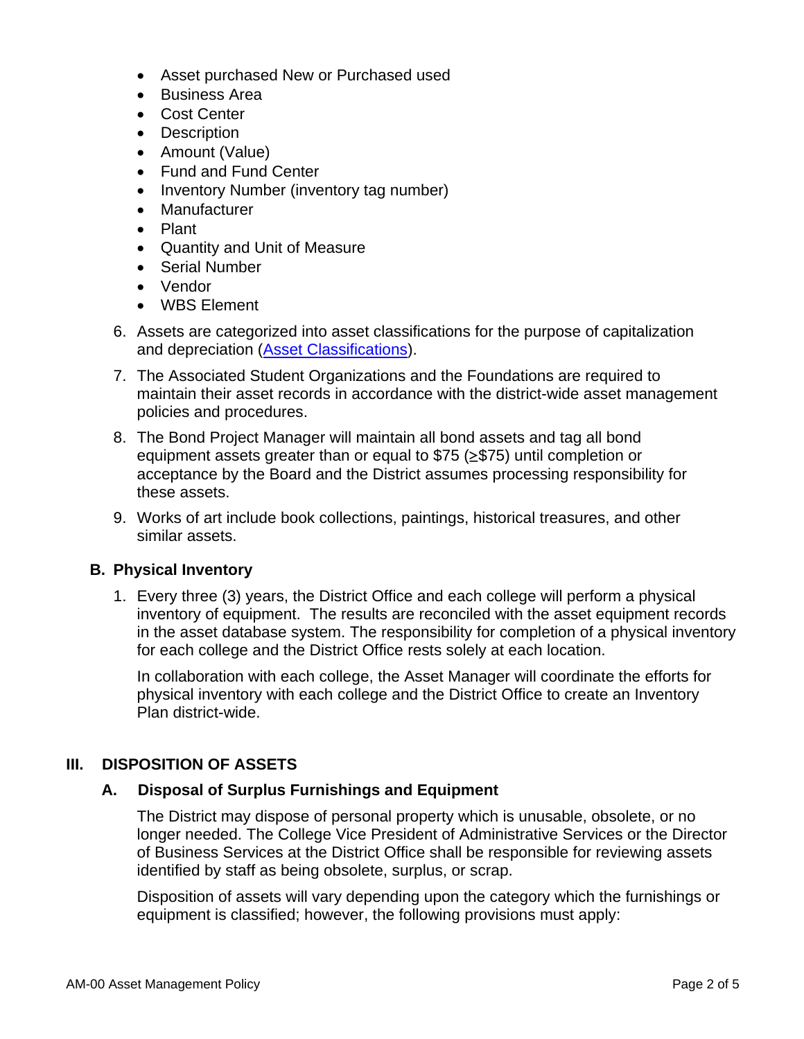- Asset purchased New or Purchased used
- Business Area
- Cost Center
- Description
- Amount (Value)
- Fund and Fund Center
- Inventory Number (inventory tag number)
- Manufacturer
- Plant
- Quantity and Unit of Measure
- Serial Number
- Vendor
- WBS Element

6. Assets are categorized into asset classifications for the purpose of capitalization and depreciation (Asset Classifications).

7. The Associated Student Organizations and the Foundations are required to maintain their asset records in accordance with the district-wide asset management policies and procedures.

8. The Bond Project Manager will maintain all bond assets and tag all bond equipment assets greater than or equal to $75 (≥$75) until completion or acceptance by the Board and the District assumes processing responsibility for these assets.

9. Works of art include book collections, paintings, historical treasures, and other similar assets.

### B. Physical Inventory

1. Every three (3) years, the District Office and each college will perform a physical inventory of equipment. The results are reconciled with the asset equipment records in the asset database system. The responsibility for completion of a physical inventory for each college and the District Office rests solely at each location.

   In collaboration with each college, the Asset Manager will coordinate the efforts for physical inventory with each college and the District Office to create an Inventory Plan district-wide.

## III. DISPOSITION OF ASSETS

### A. Disposal of Surplus Furnishings and Equipment

The District may dispose of personal property which is unusable, obsolete, or no longer needed. The College Vice President of Administrative Services or the Director of Business Services at the District Office shall be responsible for reviewing assets identified by staff as being obsolete, surplus, or scrap.

Disposition of assets will vary depending upon the category which the furnishings or equipment is classified; however, the following provisions must apply: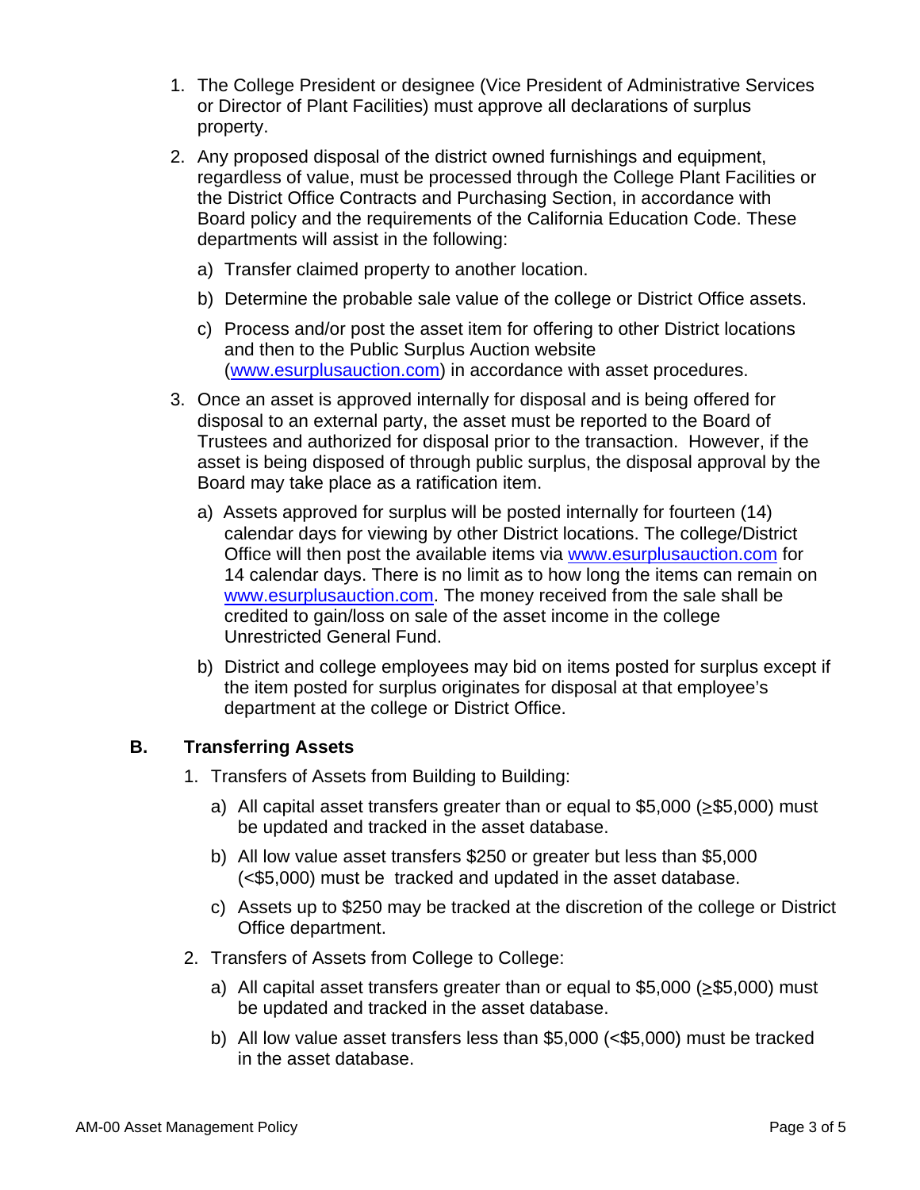1. The College President or designee (Vice President of Administrative Services or Director of Plant Facilities) must approve all declarations of surplus property.

2. Any proposed disposal of the district owned furnishings and equipment, regardless of value, must be processed through the College Plant Facilities or the District Office Contracts and Purchasing Section, in accordance with Board policy and the requirements of the California Education Code. These departments will assist in the following:

   a) Transfer claimed property to another location.

   b) Determine the probable sale value of the college or District Office assets.

   c) Process and/or post the asset item for offering to other District locations and then to the Public Surplus Auction website (www.esurplusauction.com) in accordance with asset procedures.

3. Once an asset is approved internally for disposal and is being offered for disposal to an external party, the asset must be reported to the Board of Trustees and authorized for disposal prior to the transaction. However, if the asset is being disposed of through public surplus, the disposal approval by the Board may take place as a ratification item.

   a) Assets approved for surplus will be posted internally for fourteen (14) calendar days for viewing by other District locations. The college/District Office will then post the available items via www.esurplusauction.com for 14 calendar days. There is no limit as to how long the items can remain on www.esurplusauction.com. The money received from the sale shall be credited to gain/loss on sale of the asset income in the college Unrestricted General Fund.

   b) District and college employees may bid on items posted for surplus except if the item posted for surplus originates for disposal at that employee's department at the college or District Office.

## B. Transferring Assets

1. Transfers of Assets from Building to Building:

   a) All capital asset transfers greater than or equal to $5,000 (≥$5,000) must be updated and tracked in the asset database.

   b) All low value asset transfers $250 or greater but less than $5,000 (<$5,000) must be tracked and updated in the asset database.

   c) Assets up to $250 may be tracked at the discretion of the college or District Office department.

2. Transfers of Assets from College to College:

   a) All capital asset transfers greater than or equal to $5,000 (≥$5,000) must be updated and tracked in the asset database.

   b) All low value asset transfers less than $5,000 (<$5,000) must be tracked in the asset database.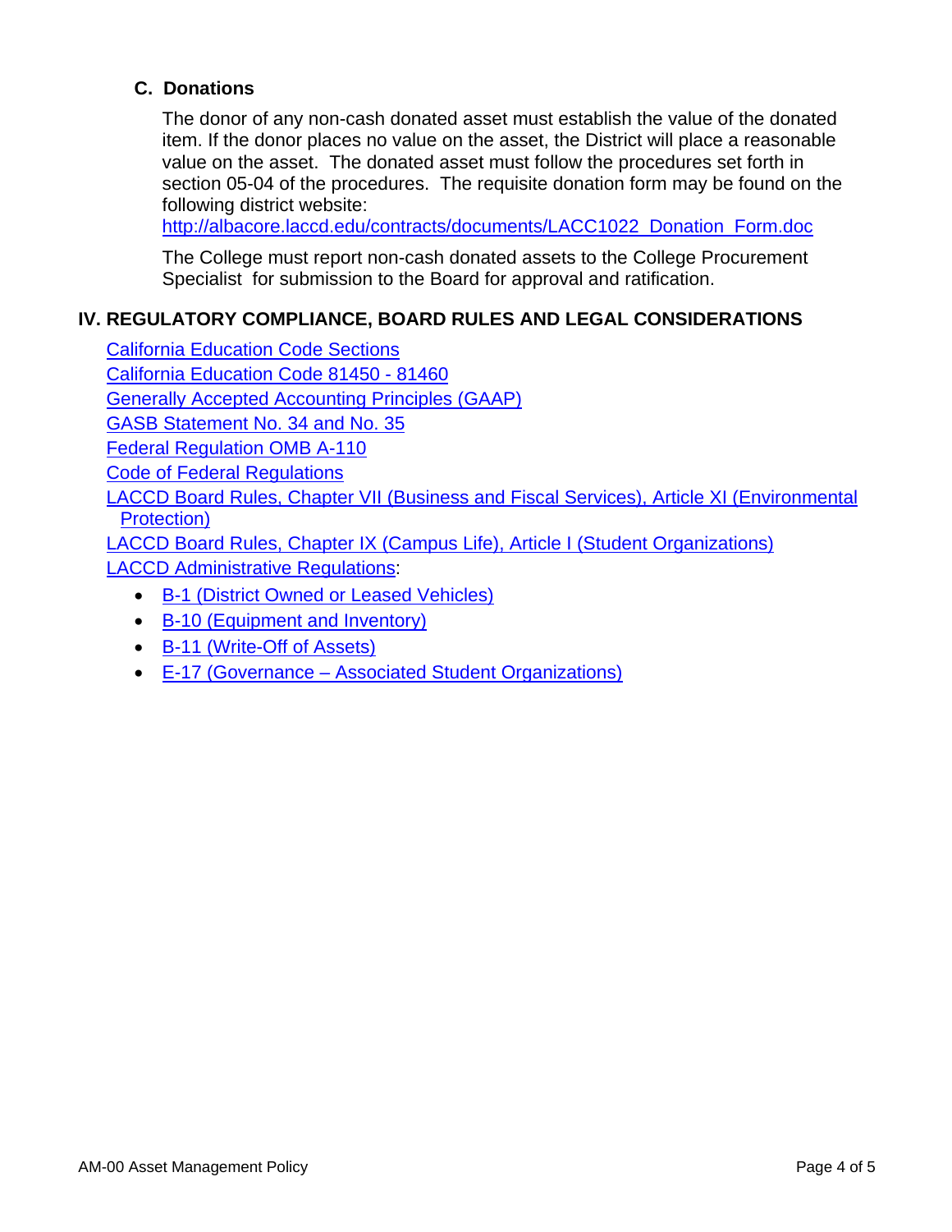### C. Donations

The donor of any non-cash donated asset must establish the value of the donated item. If the donor places no value on the asset, the District will place a reasonable value on the asset. The donated asset must follow the procedures set forth in section 05-04 of the procedures. The requisite donation form may be found on the following district website:
http://albacore.laccd.edu/contracts/documents/LACC1022_Donation_Form.doc

The College must report non-cash donated assets to the College Procurement Specialist for submission to the Board for approval and ratification.

## IV. REGULATORY COMPLIANCE, BOARD RULES AND LEGAL CONSIDERATIONS

California Education Code Sections
California Education Code 81450 - 81460
Generally Accepted Accounting Principles (GAAP)
GASB Statement No. 34 and No. 35
Federal Regulation OMB A-110
Code of Federal Regulations
LACCD Board Rules, Chapter VII (Business and Fiscal Services), Article XI (Environmental Protection)
LACCD Board Rules, Chapter IX (Campus Life), Article I (Student Organizations)
LACCD Administrative Regulations:

- B-1 (District Owned or Leased Vehicles)
- B-10 (Equipment and Inventory)
- B-11 (Write-Off of Assets)
- E-17 (Governance – Associated Student Organizations)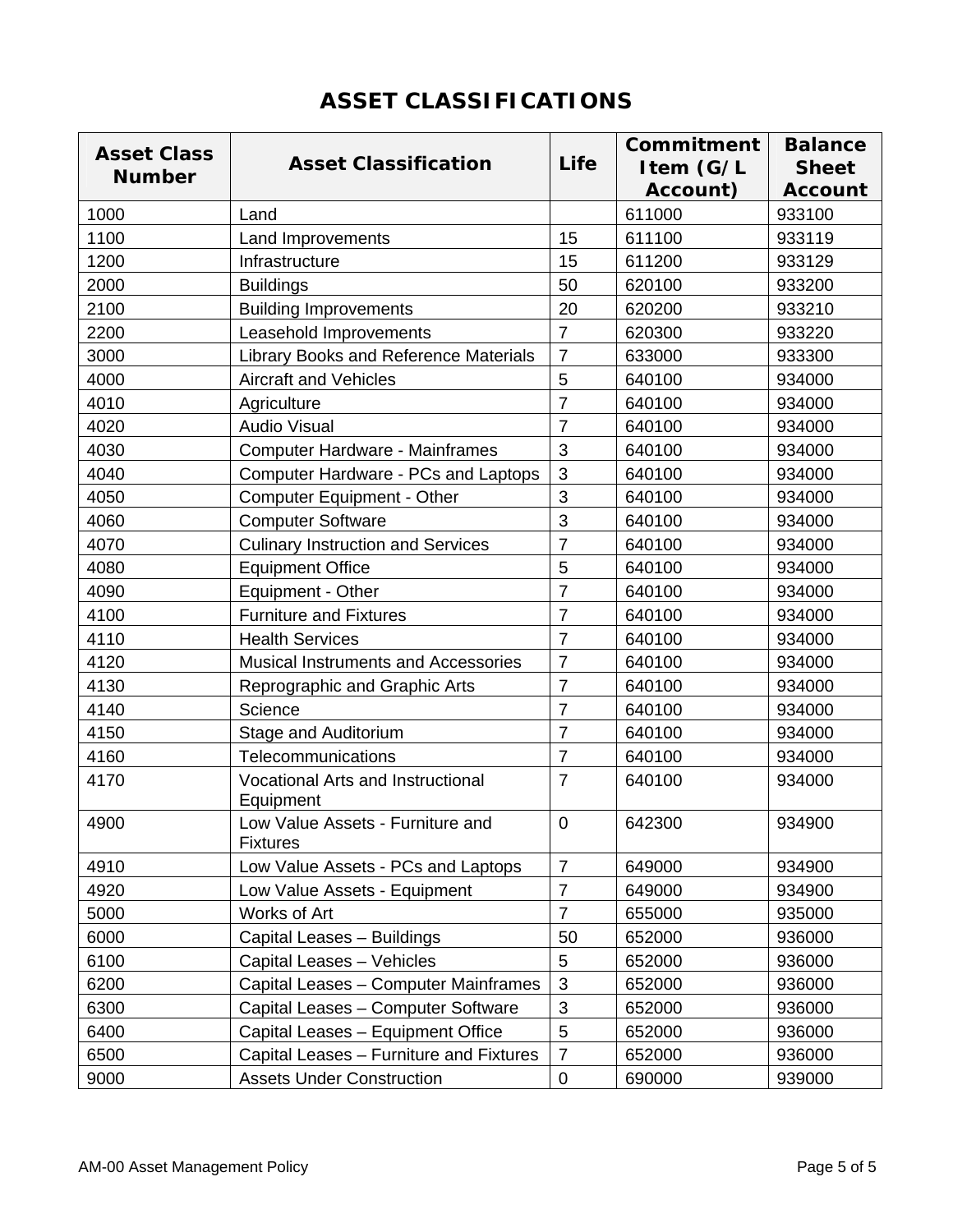# ASSET CLASSIFICATIONS

| Asset Class Number | Asset Classification | Life | Commitment Item (G/L Account) | Balance Sheet Account |
|---|---|---|---|---|
| 1000 | Land | | 611000 | 933100 |
| 1100 | Land Improvements | 15 | 611100 | 933119 |
| 1200 | Infrastructure | 15 | 611200 | 933129 |
| 2000 | Buildings | 50 | 620100 | 933200 |
| 2100 | Building Improvements | 20 | 620200 | 933210 |
| 2200 | Leasehold Improvements | 7 | 620300 | 933220 |
| 3000 | Library Books and Reference Materials | 7 | 633000 | 933300 |
| 4000 | Aircraft and Vehicles | 5 | 640100 | 934000 |
| 4010 | Agriculture | 7 | 640100 | 934000 |
| 4020 | Audio Visual | 7 | 640100 | 934000 |
| 4030 | Computer Hardware - Mainframes | 3 | 640100 | 934000 |
| 4040 | Computer Hardware - PCs and Laptops | 3 | 640100 | 934000 |
| 4050 | Computer Equipment - Other | 3 | 640100 | 934000 |
| 4060 | Computer Software | 3 | 640100 | 934000 |
| 4070 | Culinary Instruction and Services | 7 | 640100 | 934000 |
| 4080 | Equipment Office | 5 | 640100 | 934000 |
| 4090 | Equipment - Other | 7 | 640100 | 934000 |
| 4100 | Furniture and Fixtures | 7 | 640100 | 934000 |
| 4110 | Health Services | 7 | 640100 | 934000 |
| 4120 | Musical Instruments and Accessories | 7 | 640100 | 934000 |
| 4130 | Reprographic and Graphic Arts | 7 | 640100 | 934000 |
| 4140 | Science | 7 | 640100 | 934000 |
| 4150 | Stage and Auditorium | 7 | 640100 | 934000 |
| 4160 | Telecommunications | 7 | 640100 | 934000 |
| 4170 | Vocational Arts and Instructional Equipment | 7 | 640100 | 934000 |
| 4900 | Low Value Assets - Furniture and Fixtures | 0 | 642300 | 934900 |
| 4910 | Low Value Assets - PCs and Laptops | 7 | 649000 | 934900 |
| 4920 | Low Value Assets - Equipment | 7 | 649000 | 934900 |
| 5000 | Works of Art | 7 | 655000 | 935000 |
| 6000 | Capital Leases – Buildings | 50 | 652000 | 936000 |
| 6100 | Capital Leases – Vehicles | 5 | 652000 | 936000 |
| 6200 | Capital Leases – Computer Mainframes | 3 | 652000 | 936000 |
| 6300 | Capital Leases – Computer Software | 3 | 652000 | 936000 |
| 6400 | Capital Leases – Equipment Office | 5 | 652000 | 936000 |
| 6500 | Capital Leases – Furniture and Fixtures | 7 | 652000 | 936000 |
| 9000 | Assets Under Construction | 0 | 690000 | 939000 |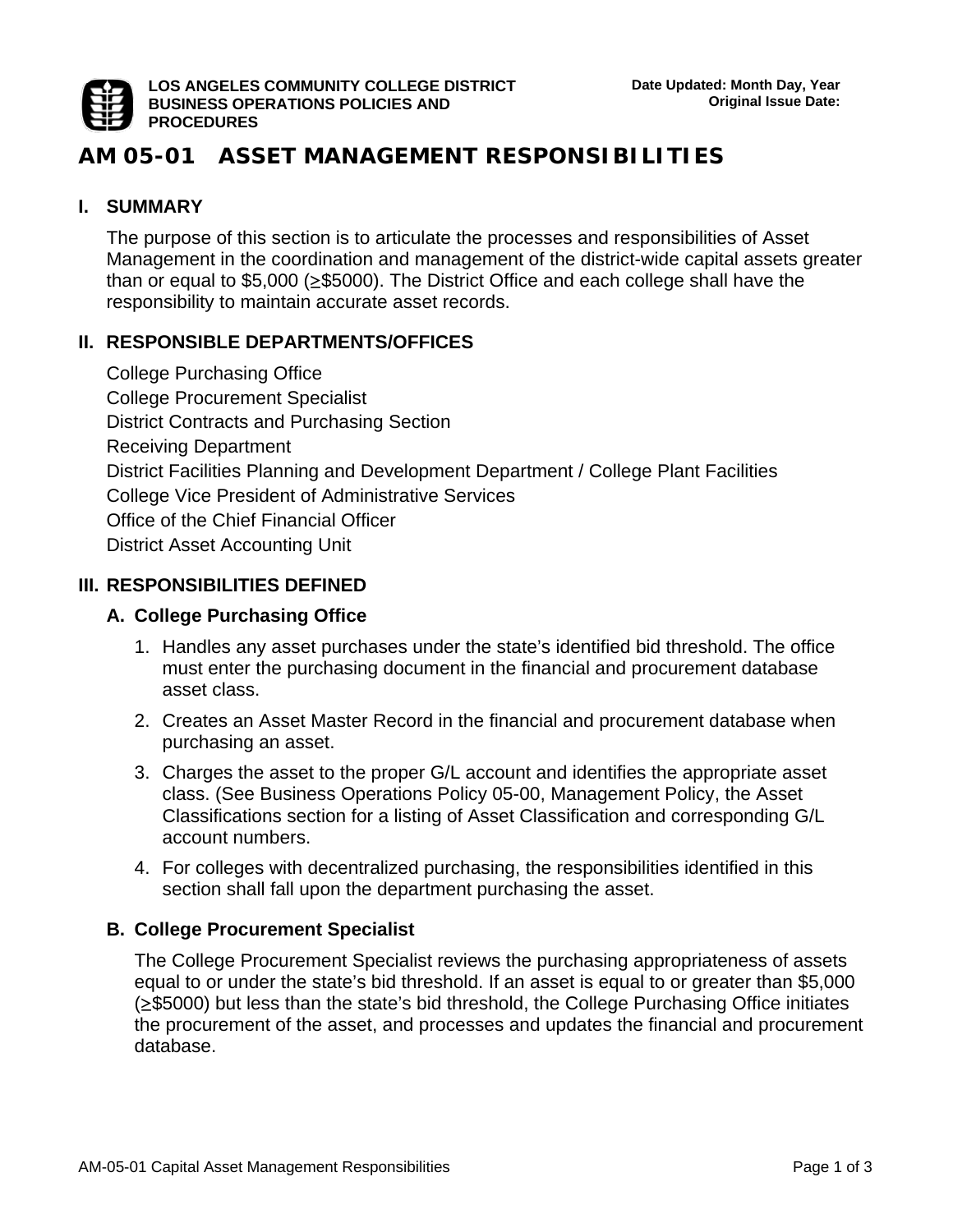LOS ANGELES COMMUNITY COLLEGE DISTRICT
BUSINESS OPERATIONS POLICIES AND PROCEDURES

Date Updated: Month Day, Year
Original Issue Date:

# AM 05-01 ASSET MANAGEMENT RESPONSIBILITIES

## I. SUMMARY

The purpose of this section is to articulate the processes and responsibilities of Asset Management in the coordination and management of the district-wide capital assets greater than or equal to $5,000 (≥$5000). The District Office and each college shall have the responsibility to maintain accurate asset records.

## II. RESPONSIBLE DEPARTMENTS/OFFICES

College Purchasing Office
College Procurement Specialist
District Contracts and Purchasing Section
Receiving Department
District Facilities Planning and Development Department / College Plant Facilities
College Vice President of Administrative Services
Office of the Chief Financial Officer
District Asset Accounting Unit

## III. RESPONSIBILITIES DEFINED

### A. College Purchasing Office

1. Handles any asset purchases under the state's identified bid threshold. The office must enter the purchasing document in the financial and procurement database asset class.
2. Creates an Asset Master Record in the financial and procurement database when purchasing an asset.
3. Charges the asset to the proper G/L account and identifies the appropriate asset class. (See Business Operations Policy 05-00, Management Policy, the Asset Classifications section for a listing of Asset Classification and corresponding G/L account numbers.
4. For colleges with decentralized purchasing, the responsibilities identified in this section shall fall upon the department purchasing the asset.

### B. College Procurement Specialist

The College Procurement Specialist reviews the purchasing appropriateness of assets equal to or under the state's bid threshold. If an asset is equal to or greater than $5,000 (≥$5000) but less than the state's bid threshold, the College Purchasing Office initiates the procurement of the asset, and processes and updates the financial and procurement database.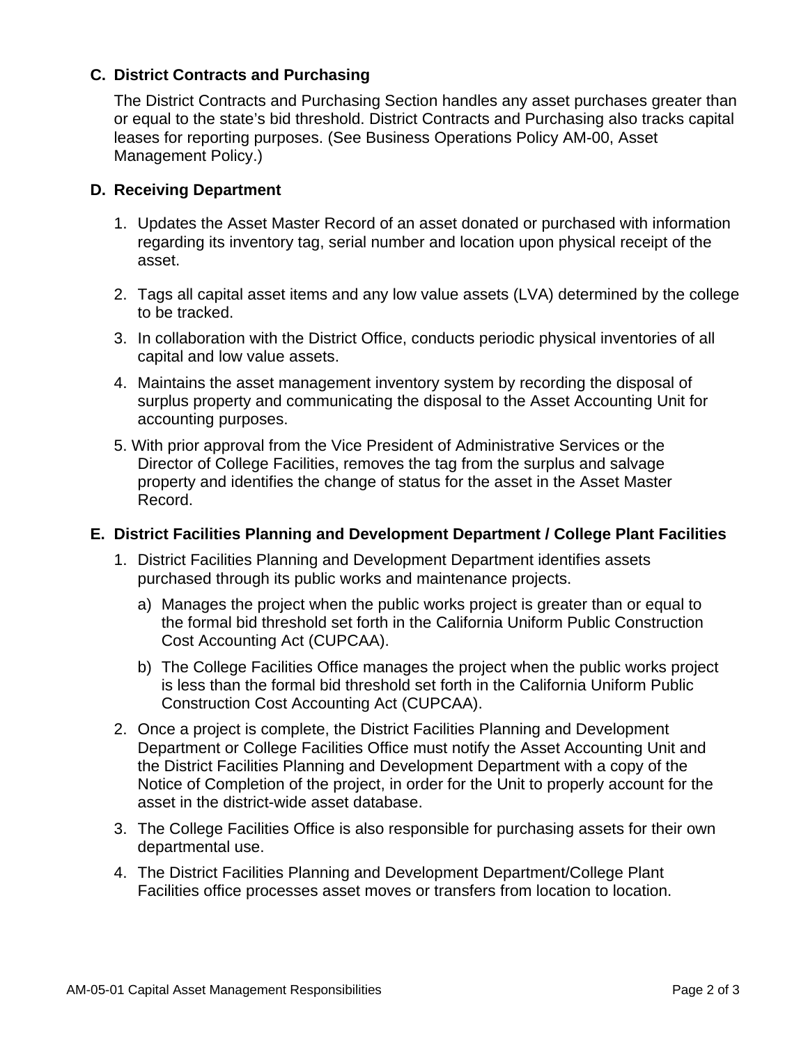### C. District Contracts and Purchasing

The District Contracts and Purchasing Section handles any asset purchases greater than or equal to the state's bid threshold. District Contracts and Purchasing also tracks capital leases for reporting purposes. (See Business Operations Policy AM-00, Asset Management Policy.)

### D. Receiving Department

1. Updates the Asset Master Record of an asset donated or purchased with information regarding its inventory tag, serial number and location upon physical receipt of the asset.
2. Tags all capital asset items and any low value assets (LVA) determined by the college to be tracked.
3. In collaboration with the District Office, conducts periodic physical inventories of all capital and low value assets.
4. Maintains the asset management inventory system by recording the disposal of surplus property and communicating the disposal to the Asset Accounting Unit for accounting purposes.
5. With prior approval from the Vice President of Administrative Services or the Director of College Facilities, removes the tag from the surplus and salvage property and identifies the change of status for the asset in the Asset Master Record.

### E. District Facilities Planning and Development Department / College Plant Facilities

1. District Facilities Planning and Development Department identifies assets purchased through its public works and maintenance projects.
   a) Manages the project when the public works project is greater than or equal to the formal bid threshold set forth in the California Uniform Public Construction Cost Accounting Act (CUPCAA).
   b) The College Facilities Office manages the project when the public works project is less than the formal bid threshold set forth in the California Uniform Public Construction Cost Accounting Act (CUPCAA).
2. Once a project is complete, the District Facilities Planning and Development Department or College Facilities Office must notify the Asset Accounting Unit and the District Facilities Planning and Development Department with a copy of the Notice of Completion of the project, in order for the Unit to properly account for the asset in the district-wide asset database.
3. The College Facilities Office is also responsible for purchasing assets for their own departmental use.
4. The District Facilities Planning and Development Department/College Plant Facilities office processes asset moves or transfers from location to location.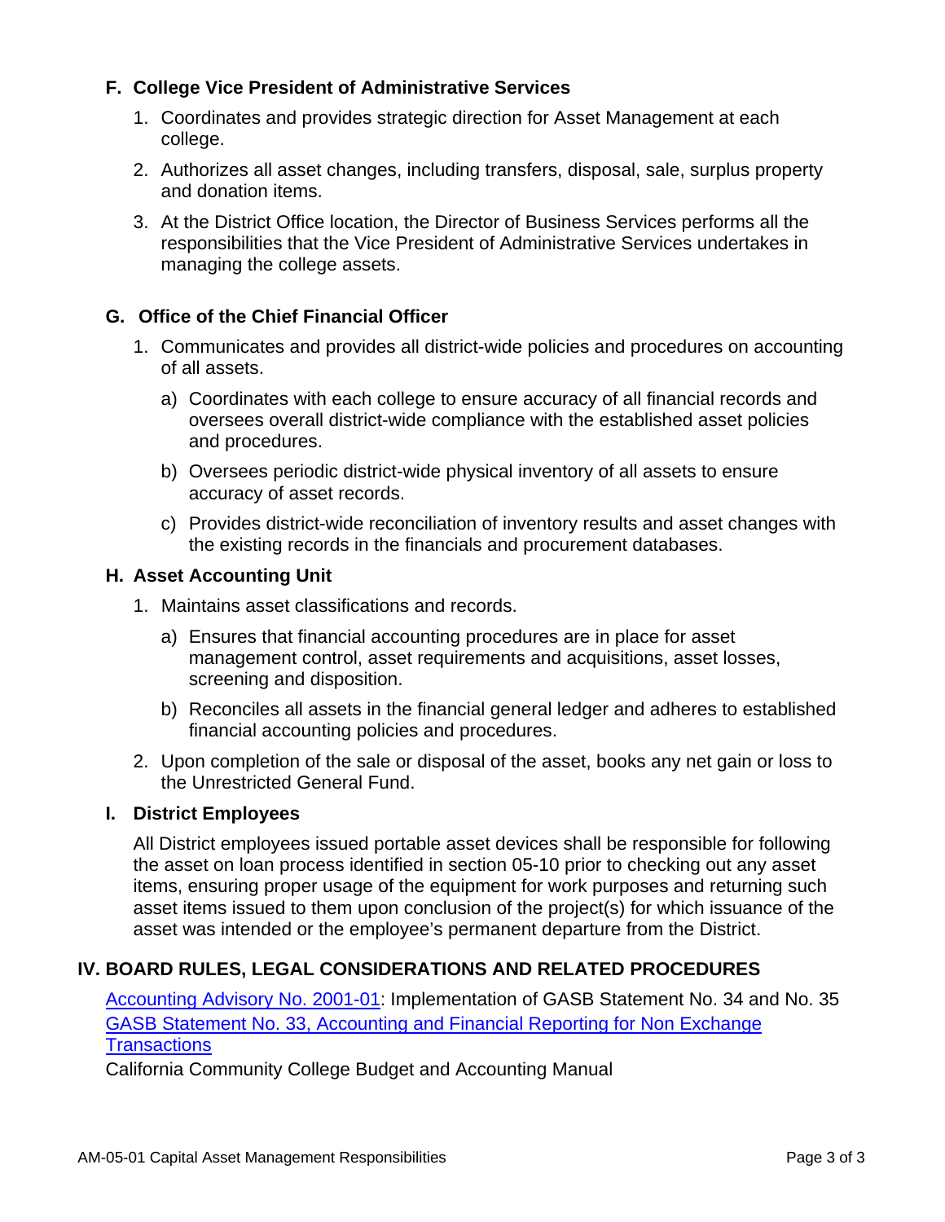### F. College Vice President of Administrative Services

1. Coordinates and provides strategic direction for Asset Management at each college.
2. Authorizes all asset changes, including transfers, disposal, sale, surplus property and donation items.
3. At the District Office location, the Director of Business Services performs all the responsibilities that the Vice President of Administrative Services undertakes in managing the college assets.

### G. Office of the Chief Financial Officer

1. Communicates and provides all district-wide policies and procedures on accounting of all assets.
   a) Coordinates with each college to ensure accuracy of all financial records and oversees overall district-wide compliance with the established asset policies and procedures.
   b) Oversees periodic district-wide physical inventory of all assets to ensure accuracy of asset records.
   c) Provides district-wide reconciliation of inventory results and asset changes with the existing records in the financials and procurement databases.

### H. Asset Accounting Unit

1. Maintains asset classifications and records.
   a) Ensures that financial accounting procedures are in place for asset management control, asset requirements and acquisitions, asset losses, screening and disposition.
   b) Reconciles all assets in the financial general ledger and adheres to established financial accounting policies and procedures.
2. Upon completion of the sale or disposal of the asset, books any net gain or loss to the Unrestricted General Fund.

### I. District Employees

All District employees issued portable asset devices shall be responsible for following the asset on loan process identified in section 05-10 prior to checking out any asset items, ensuring proper usage of the equipment for work purposes and returning such asset items issued to them upon conclusion of the project(s) for which issuance of the asset was intended or the employee's permanent departure from the District.

## IV. BOARD RULES, LEGAL CONSIDERATIONS AND RELATED PROCEDURES

Accounting Advisory No. 2001-01: Implementation of GASB Statement No. 34 and No. 35
GASB Statement No. 33, Accounting and Financial Reporting for Non Exchange Transactions
California Community College Budget and Accounting Manual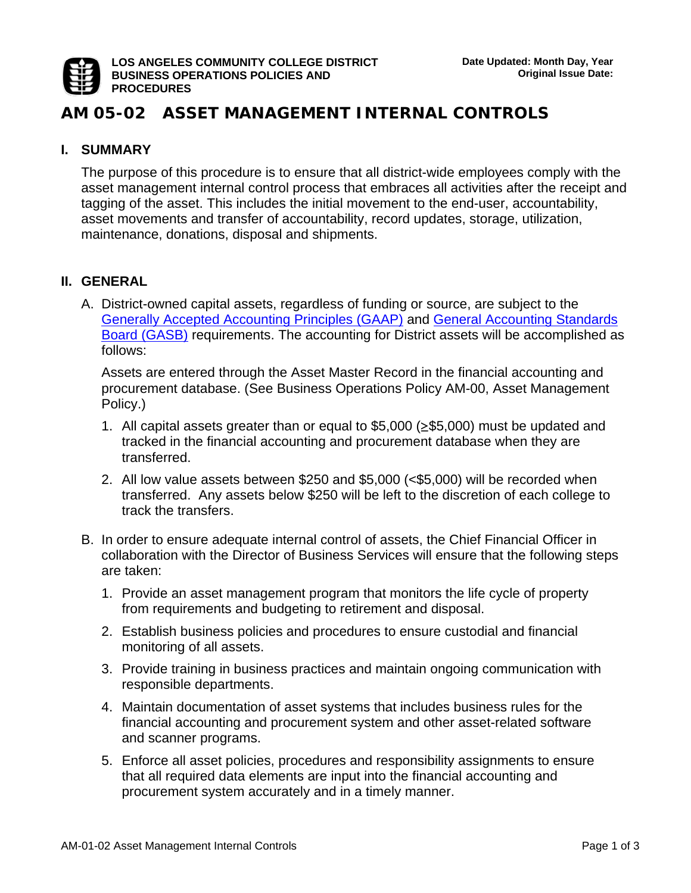LOS ANGELES COMMUNITY COLLEGE DISTRICT
BUSINESS OPERATIONS POLICIES AND PROCEDURES

Date Updated: Month Day, Year
Original Issue Date:

# AM 05-02 ASSET MANAGEMENT INTERNAL CONTROLS

## I. SUMMARY

The purpose of this procedure is to ensure that all district-wide employees comply with the asset management internal control process that embraces all activities after the receipt and tagging of the asset. This includes the initial movement to the end-user, accountability, asset movements and transfer of accountability, record updates, storage, utilization, maintenance, donations, disposal and shipments.

## II. GENERAL

A. District-owned capital assets, regardless of funding or source, are subject to the Generally Accepted Accounting Principles (GAAP) and General Accounting Standards Board (GASB) requirements. The accounting for District assets will be accomplished as follows:

   Assets are entered through the Asset Master Record in the financial accounting and procurement database. (See Business Operations Policy AM-00, Asset Management Policy.)

   1. All capital assets greater than or equal to $5,000 (≥$5,000) must be updated and tracked in the financial accounting and procurement database when they are transferred.

   2. All low value assets between $250 and $5,000 (<$5,000) will be recorded when transferred. Any assets below $250 will be left to the discretion of each college to track the transfers.

B. In order to ensure adequate internal control of assets, the Chief Financial Officer in collaboration with the Director of Business Services will ensure that the following steps are taken:

   1. Provide an asset management program that monitors the life cycle of property from requirements and budgeting to retirement and disposal.

   2. Establish business policies and procedures to ensure custodial and financial monitoring of all assets.

   3. Provide training in business practices and maintain ongoing communication with responsible departments.

   4. Maintain documentation of asset systems that includes business rules for the financial accounting and procurement system and other asset-related software and scanner programs.

   5. Enforce all asset policies, procedures and responsibility assignments to ensure that all required data elements are input into the financial accounting and procurement system accurately and in a timely manner.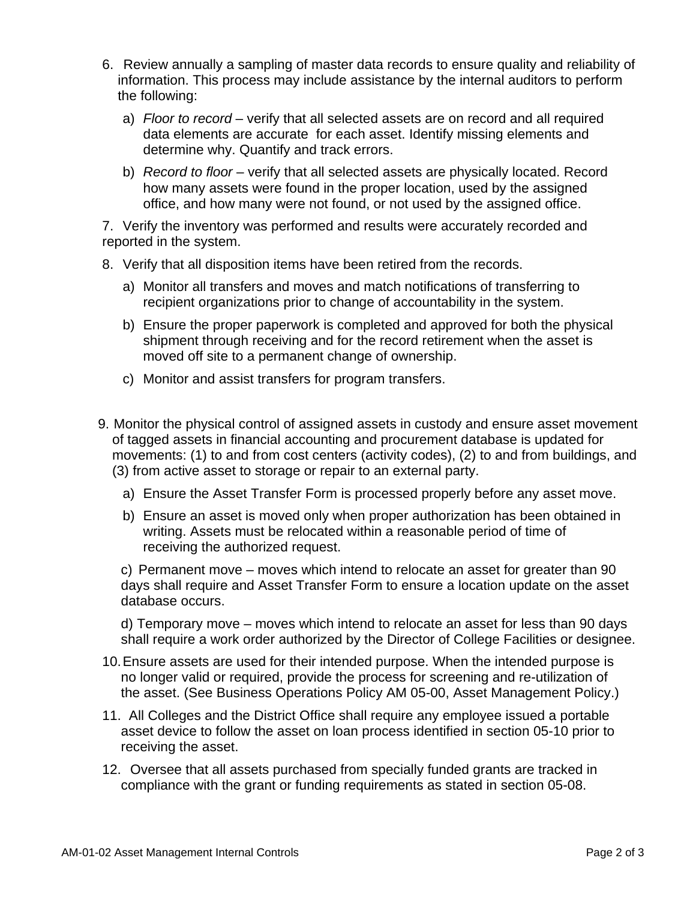6. Review annually a sampling of master data records to ensure quality and reliability of information. This process may include assistance by the internal auditors to perform the following:

   a) *Floor to record* – verify that all selected assets are on record and all required data elements are accurate for each asset. Identify missing elements and determine why. Quantify and track errors.

   b) *Record to floor* – verify that all selected assets are physically located. Record how many assets were found in the proper location, used by the assigned office, and how many were not found, or not used by the assigned office.

7. Verify the inventory was performed and results were accurately recorded and reported in the system.

8. Verify that all disposition items have been retired from the records.

   a) Monitor all transfers and moves and match notifications of transferring to recipient organizations prior to change of accountability in the system.

   b) Ensure the proper paperwork is completed and approved for both the physical shipment through receiving and for the record retirement when the asset is moved off site to a permanent change of ownership.

   c) Monitor and assist transfers for program transfers.

9. Monitor the physical control of assigned assets in custody and ensure asset movement of tagged assets in financial accounting and procurement database is updated for movements: (1) to and from cost centers (activity codes), (2) to and from buildings, and (3) from active asset to storage or repair to an external party.

   a) Ensure the Asset Transfer Form is processed properly before any asset move.

   b) Ensure an asset is moved only when proper authorization has been obtained in writing. Assets must be relocated within a reasonable period of time of receiving the authorized request.

   c) Permanent move – moves which intend to relocate an asset for greater than 90 days shall require and Asset Transfer Form to ensure a location update on the asset database occurs.

   d) Temporary move – moves which intend to relocate an asset for less than 90 days shall require a work order authorized by the Director of College Facilities or designee.

10. Ensure assets are used for their intended purpose. When the intended purpose is no longer valid or required, provide the process for screening and re-utilization of the asset. (See Business Operations Policy AM 05-00, Asset Management Policy.)

11. All Colleges and the District Office shall require any employee issued a portable asset device to follow the asset on loan process identified in section 05-10 prior to receiving the asset.

12. Oversee that all assets purchased from specially funded grants are tracked in compliance with the grant or funding requirements as stated in section 05-08.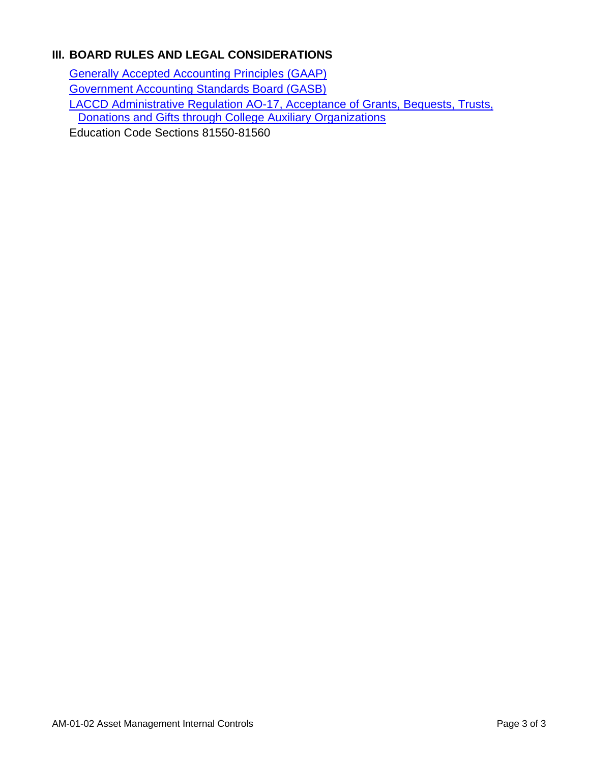## III. BOARD RULES AND LEGAL CONSIDERATIONS

Generally Accepted Accounting Principles (GAAP)

Government Accounting Standards Board (GASB)

LACCD Administrative Regulation AO-17, Acceptance of Grants, Bequests, Trusts, Donations and Gifts through College Auxiliary Organizations

Education Code Sections 81550-81560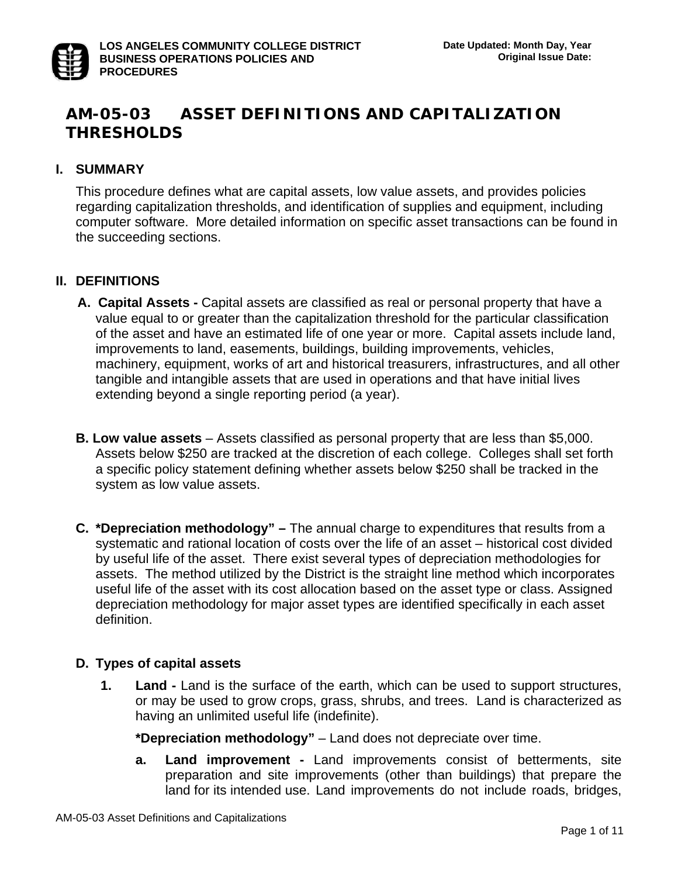LOS ANGELES COMMUNITY COLLEGE DISTRICT
BUSINESS OPERATIONS POLICIES AND PROCEDURES

Date Updated: Month Day, Year
Original Issue Date:

# AM-05-03 ASSET DEFINITIONS AND CAPITALIZATION THRESHOLDS

## I. SUMMARY

This procedure defines what are capital assets, low value assets, and provides policies regarding capitalization thresholds, and identification of supplies and equipment, including computer software. More detailed information on specific asset transactions can be found in the succeeding sections.

## II. DEFINITIONS

**A. Capital Assets -** Capital assets are classified as real or personal property that have a value equal to or greater than the capitalization threshold for the particular classification of the asset and have an estimated life of one year or more. Capital assets include land, improvements to land, easements, buildings, building improvements, vehicles, machinery, equipment, works of art and historical treasurers, infrastructures, and all other tangible and intangible assets that are used in operations and that have initial lives extending beyond a single reporting period (a year).

**B. Low value assets** – Assets classified as personal property that are less than $5,000. Assets below $250 are tracked at the discretion of each college. Colleges shall set forth a specific policy statement defining whether assets below $250 shall be tracked in the system as low value assets.

**C. *Depreciation methodology” –** The annual charge to expenditures that results from a systematic and rational location of costs over the life of an asset – historical cost divided by useful life of the asset. There exist several types of depreciation methodologies for assets. The method utilized by the District is the straight line method which incorporates useful life of the asset with its cost allocation based on the asset type or class. Assigned depreciation methodology for major asset types are identified specifically in each asset definition.

**D. Types of capital assets**

1. **Land -** Land is the surface of the earth, which can be used to support structures, or may be used to grow crops, grass, shrubs, and trees. Land is characterized as having an unlimited useful life (indefinite).

   ***Depreciation methodology”** – Land does not depreciate over time.

   a. **Land improvement -** Land improvements consist of betterments, site preparation and site improvements (other than buildings) that prepare the land for its intended use. Land improvements do not include roads, bridges,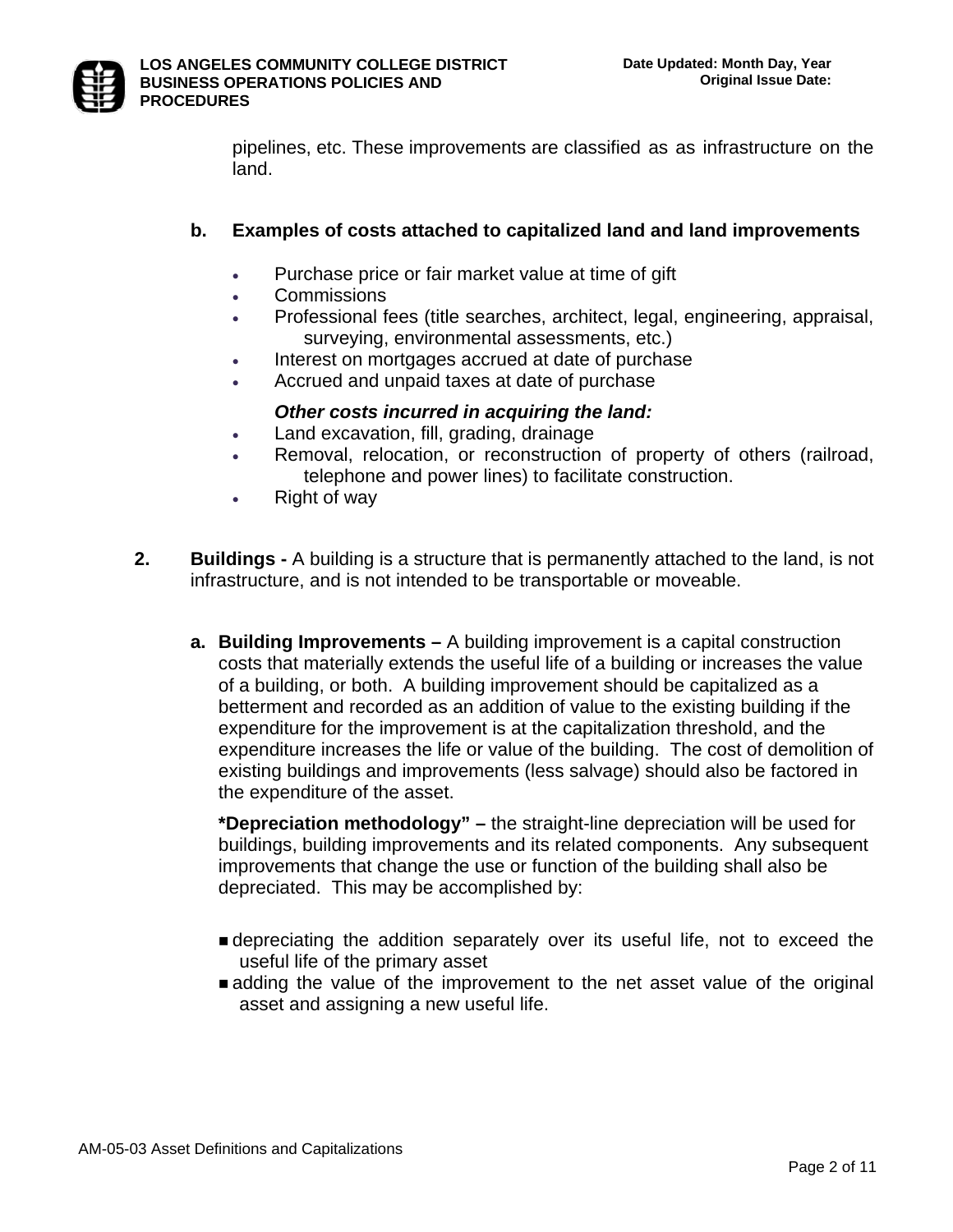pipelines, etc. These improvements are classified as as infrastructure on the land.

**b. Examples of costs attached to capitalized land and land improvements**

- Purchase price or fair market value at time of gift
- Commissions
- Professional fees (title searches, architect, legal, engineering, appraisal, surveying, environmental assessments, etc.)
- Interest on mortgages accrued at date of purchase
- Accrued and unpaid taxes at date of purchase

***Other costs incurred in acquiring the land:***

- Land excavation, fill, grading, drainage
- Removal, relocation, or reconstruction of property of others (railroad, telephone and power lines) to facilitate construction.
- Right of way

**2. Buildings -** A building is a structure that is permanently attached to the land, is not infrastructure, and is not intended to be transportable or moveable.

**a. Building Improvements –** A building improvement is a capital construction costs that materially extends the useful life of a building or increases the value of a building, or both. A building improvement should be capitalized as a betterment and recorded as an addition of value to the existing building if the expenditure for the improvement is at the capitalization threshold, and the expenditure increases the life or value of the building. The cost of demolition of existing buildings and improvements (less salvage) should also be factored in the expenditure of the asset.

**\*Depreciation methodology" –** the straight-line depreciation will be used for buildings, building improvements and its related components. Any subsequent improvements that change the use or function of the building shall also be depreciated. This may be accomplished by:

- depreciating the addition separately over its useful life, not to exceed the useful life of the primary asset
- adding the value of the improvement to the net asset value of the original asset and assigning a new useful life.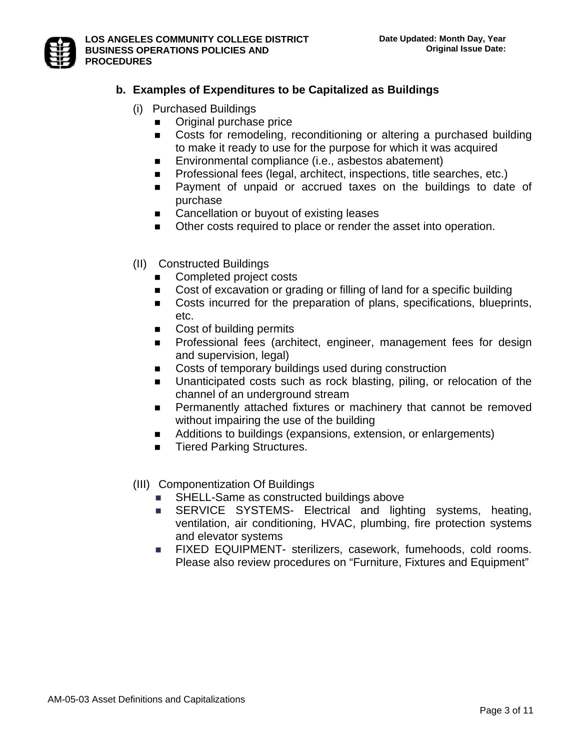### b. Examples of Expenditures to be Capitalized as Buildings

(i) Purchased Buildings

- Original purchase price
- Costs for remodeling, reconditioning or altering a purchased building to make it ready to use for the purpose for which it was acquired
- Environmental compliance (i.e., asbestos abatement)
- Professional fees (legal, architect, inspections, title searches, etc.)
- Payment of unpaid or accrued taxes on the buildings to date of purchase
- Cancellation or buyout of existing leases
- Other costs required to place or render the asset into operation.

(II) Constructed Buildings

- Completed project costs
- Cost of excavation or grading or filling of land for a specific building
- Costs incurred for the preparation of plans, specifications, blueprints, etc.
- Cost of building permits
- Professional fees (architect, engineer, management fees for design and supervision, legal)
- Costs of temporary buildings used during construction
- Unanticipated costs such as rock blasting, piling, or relocation of the channel of an underground stream
- Permanently attached fixtures or machinery that cannot be removed without impairing the use of the building
- Additions to buildings (expansions, extension, or enlargements)
- Tiered Parking Structures.

(III) Componentization Of Buildings

- SHELL-Same as constructed buildings above
- SERVICE SYSTEMS- Electrical and lighting systems, heating, ventilation, air conditioning, HVAC, plumbing, fire protection systems and elevator systems
- FIXED EQUIPMENT- sterilizers, casework, fumehoods, cold rooms. Please also review procedures on “Furniture, Fixtures and Equipment”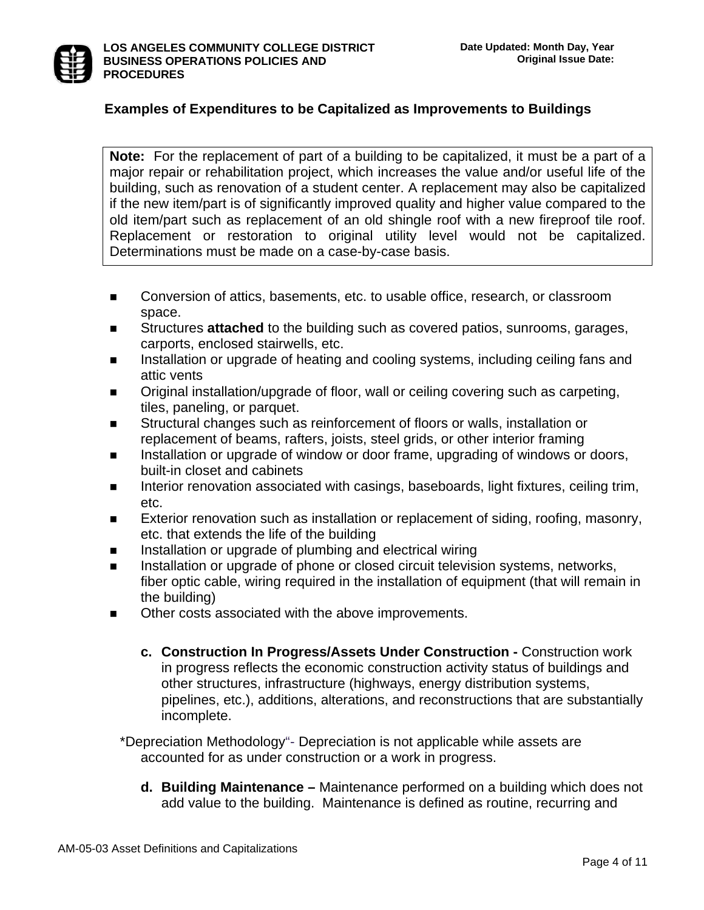### Examples of Expenditures to be Capitalized as Improvements to Buildings

> **Note:** For the replacement of part of a building to be capitalized, it must be a part of a major repair or rehabilitation project, which increases the value and/or useful life of the building, such as renovation of a student center. A replacement may also be capitalized if the new item/part is of significantly improved quality and higher value compared to the old item/part such as replacement of an old shingle roof with a new fireproof tile roof. Replacement or restoration to original utility level would not be capitalized. Determinations must be made on a case-by-case basis.

- Conversion of attics, basements, etc. to usable office, research, or classroom space.
- Structures **attached** to the building such as covered patios, sunrooms, garages, carports, enclosed stairwells, etc.
- Installation or upgrade of heating and cooling systems, including ceiling fans and attic vents
- Original installation/upgrade of floor, wall or ceiling covering such as carpeting, tiles, paneling, or parquet.
- Structural changes such as reinforcement of floors or walls, installation or replacement of beams, rafters, joists, steel grids, or other interior framing
- Installation or upgrade of window or door frame, upgrading of windows or doors, built-in closet and cabinets
- Interior renovation associated with casings, baseboards, light fixtures, ceiling trim, etc.
- Exterior renovation such as installation or replacement of siding, roofing, masonry, etc. that extends the life of the building
- Installation or upgrade of plumbing and electrical wiring
- Installation or upgrade of phone or closed circuit television systems, networks, fiber optic cable, wiring required in the installation of equipment (that will remain in the building)
- Other costs associated with the above improvements.

c. **Construction In Progress/Assets Under Construction -** Construction work in progress reflects the economic construction activity status of buildings and other structures, infrastructure (highways, energy distribution systems, pipelines, etc.), additions, alterations, and reconstructions that are substantially incomplete.

*Depreciation Methodology"- Depreciation is not applicable while assets are accounted for as under construction or a work in progress.

d. **Building Maintenance –** Maintenance performed on a building which does not add value to the building. Maintenance is defined as routine, recurring and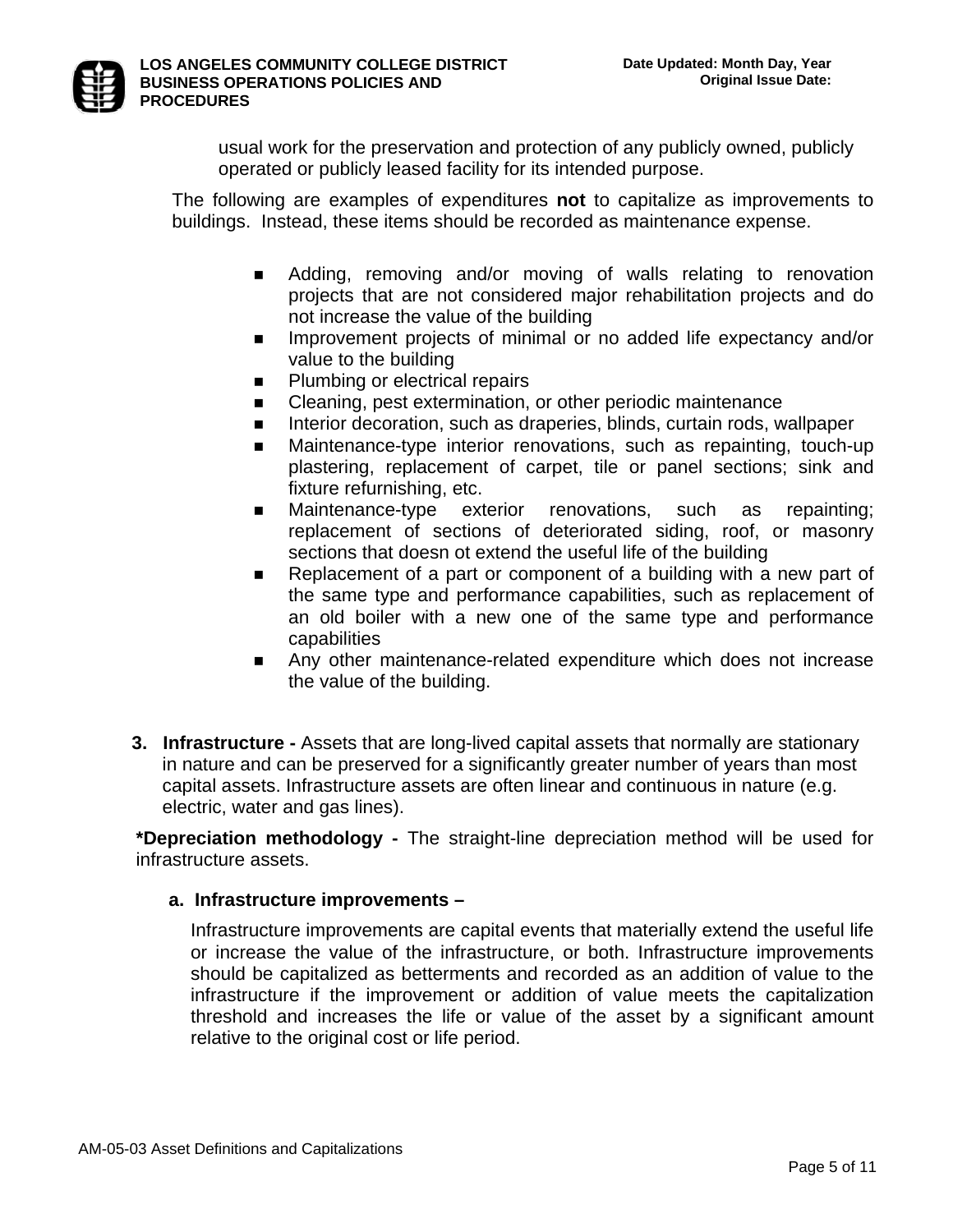usual work for the preservation and protection of any publicly owned, publicly operated or publicly leased facility for its intended purpose.

The following are examples of expenditures **not** to capitalize as improvements to buildings. Instead, these items should be recorded as maintenance expense.

- Adding, removing and/or moving of walls relating to renovation projects that are not considered major rehabilitation projects and do not increase the value of the building
- Improvement projects of minimal or no added life expectancy and/or value to the building
- Plumbing or electrical repairs
- Cleaning, pest extermination, or other periodic maintenance
- Interior decoration, such as draperies, blinds, curtain rods, wallpaper
- Maintenance-type interior renovations, such as repainting, touch-up plastering, replacement of carpet, tile or panel sections; sink and fixture refurnishing, etc.
- Maintenance-type exterior renovations, such as repainting; replacement of sections of deteriorated siding, roof, or masonry sections that doesn ot extend the useful life of the building
- Replacement of a part or component of a building with a new part of the same type and performance capabilities, such as replacement of an old boiler with a new one of the same type and performance capabilities
- Any other maintenance-related expenditure which does not increase the value of the building.

**3. Infrastructure -** Assets that are long-lived capital assets that normally are stationary in nature and can be preserved for a significantly greater number of years than most capital assets. Infrastructure assets are often linear and continuous in nature (e.g. electric, water and gas lines).

**\*Depreciation methodology -** The straight-line depreciation method will be used for infrastructure assets.

**a. Infrastructure improvements –**

Infrastructure improvements are capital events that materially extend the useful life or increase the value of the infrastructure, or both. Infrastructure improvements should be capitalized as betterments and recorded as an addition of value to the infrastructure if the improvement or addition of value meets the capitalization threshold and increases the life or value of the asset by a significant amount relative to the original cost or life period.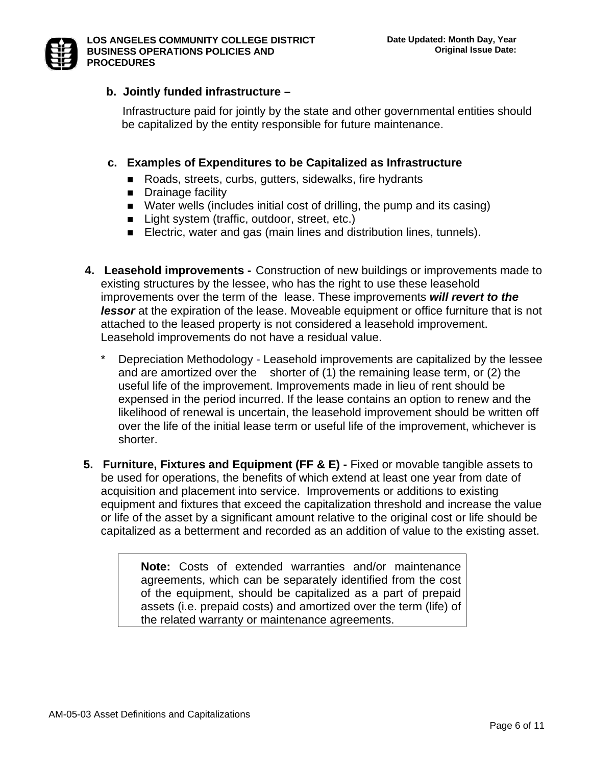**b. Jointly funded infrastructure –**

Infrastructure paid for jointly by the state and other governmental entities should be capitalized by the entity responsible for future maintenance.

**c. Examples of Expenditures to be Capitalized as Infrastructure**

- Roads, streets, curbs, gutters, sidewalks, fire hydrants
- Drainage facility
- Water wells (includes initial cost of drilling, the pump and its casing)
- Light system (traffic, outdoor, street, etc.)
- Electric, water and gas (main lines and distribution lines, tunnels).

**4. Leasehold improvements -** Construction of new buildings or improvements made to existing structures by the lessee, who has the right to use these leasehold improvements over the term of the lease. These improvements ***will revert to the lessor*** at the expiration of the lease. Moveable equipment or office furniture that is not attached to the leased property is not considered a leasehold improvement. Leasehold improvements do not have a residual value.

\* Depreciation Methodology - Leasehold improvements are capitalized by the lessee and are amortized over the shorter of (1) the remaining lease term, or (2) the useful life of the improvement. Improvements made in lieu of rent should be expensed in the period incurred. If the lease contains an option to renew and the likelihood of renewal is uncertain, the leasehold improvement should be written off over the life of the initial lease term or useful life of the improvement, whichever is shorter.

**5. Furniture, Fixtures and Equipment (FF & E) -** Fixed or movable tangible assets to be used for operations, the benefits of which extend at least one year from date of acquisition and placement into service. Improvements or additions to existing equipment and fixtures that exceed the capitalization threshold and increase the value or life of the asset by a significant amount relative to the original cost or life should be capitalized as a betterment and recorded as an addition of value to the existing asset.

> **Note:** Costs of extended warranties and/or maintenance agreements, which can be separately identified from the cost of the equipment, should be capitalized as a part of prepaid assets (i.e. prepaid costs) and amortized over the term (life) of the related warranty or maintenance agreements.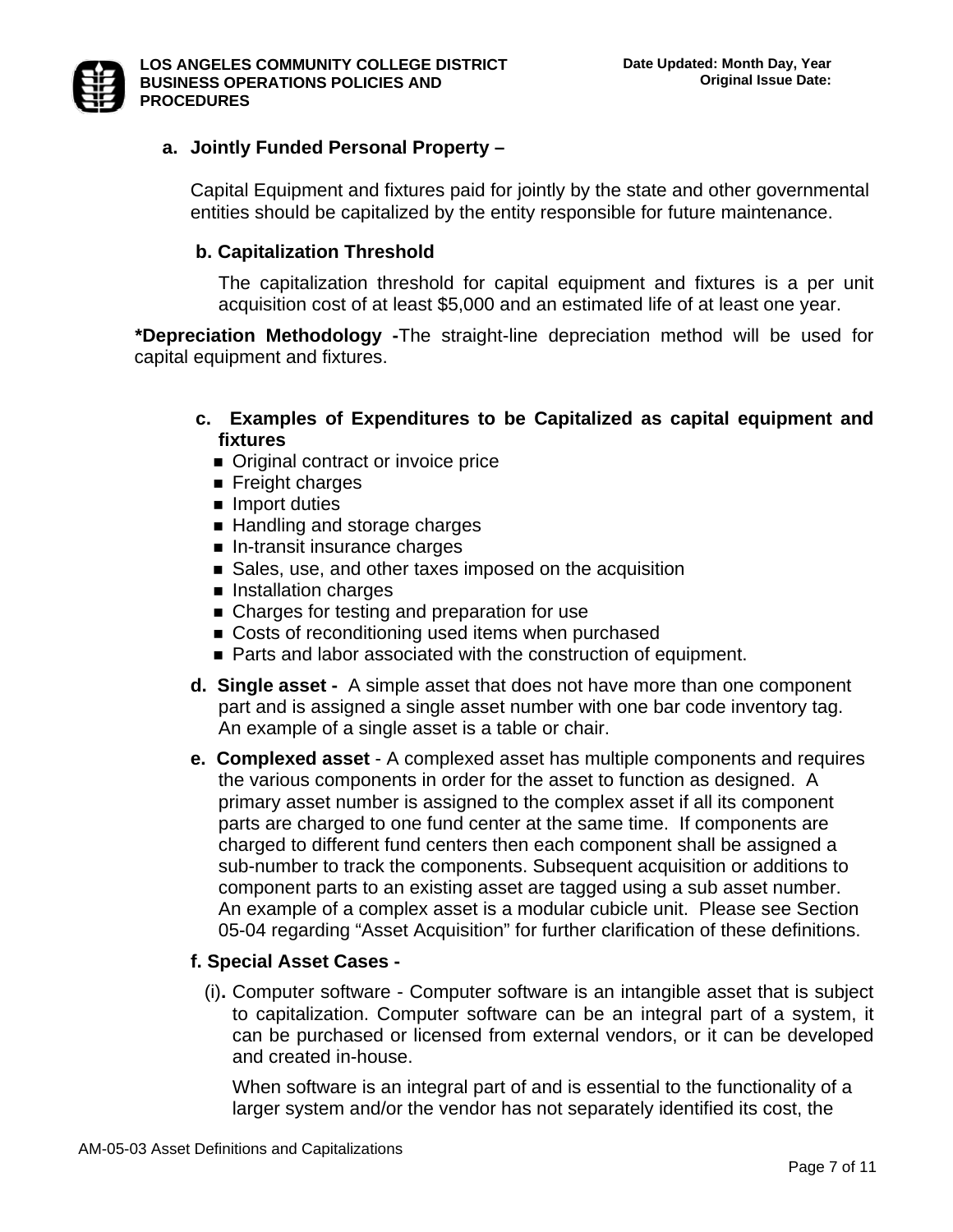**a. Jointly Funded Personal Property –**

Capital Equipment and fixtures paid for jointly by the state and other governmental entities should be capitalized by the entity responsible for future maintenance.

**b. Capitalization Threshold**

The capitalization threshold for capital equipment and fixtures is a per unit acquisition cost of at least $5,000 and an estimated life of at least one year.

***Depreciation Methodology -**The straight-line depreciation method will be used for capital equipment and fixtures.

**c. Examples of Expenditures to be Capitalized as capital equipment and fixtures**

- Original contract or invoice price
- Freight charges
- Import duties
- Handling and storage charges
- In-transit insurance charges
- Sales, use, and other taxes imposed on the acquisition
- Installation charges
- Charges for testing and preparation for use
- Costs of reconditioning used items when purchased
- Parts and labor associated with the construction of equipment.

**d. Single asset -** A simple asset that does not have more than one component part and is assigned a single asset number with one bar code inventory tag. An example of a single asset is a table or chair.

**e. Complexed asset** - A complexed asset has multiple components and requires the various components in order for the asset to function as designed. A primary asset number is assigned to the complex asset if all its component parts are charged to one fund center at the same time. If components are charged to different fund centers then each component shall be assigned a sub-number to track the components. Subsequent acquisition or additions to component parts to an existing asset are tagged using a sub asset number. An example of a complex asset is a modular cubicle unit. Please see Section 05-04 regarding "Asset Acquisition" for further clarification of these definitions.

**f. Special Asset Cases -**

(i)**.** Computer software - Computer software is an intangible asset that is subject to capitalization. Computer software can be an integral part of a system, it can be purchased or licensed from external vendors, or it can be developed and created in-house.

When software is an integral part of and is essential to the functionality of a larger system and/or the vendor has not separately identified its cost, the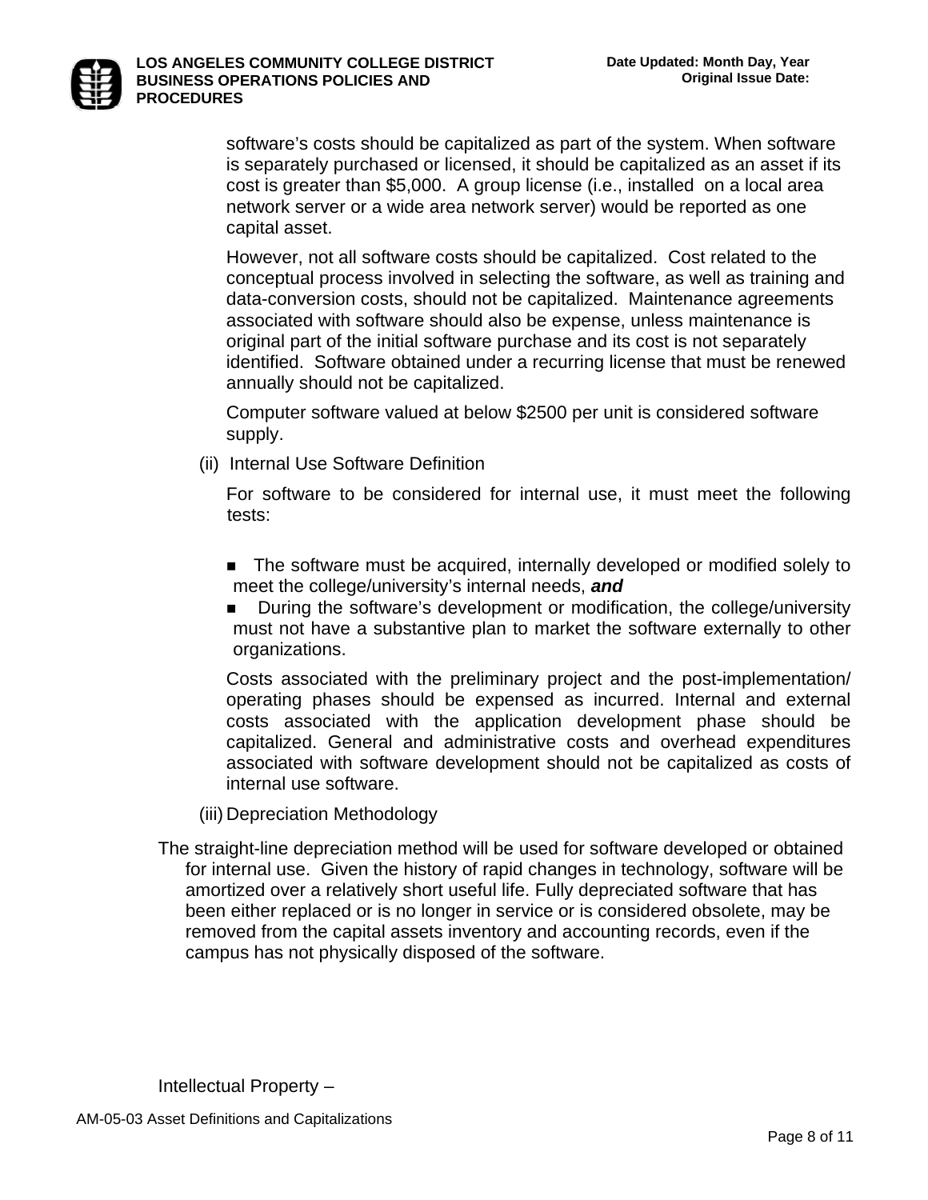software's costs should be capitalized as part of the system. When software is separately purchased or licensed, it should be capitalized as an asset if its cost is greater than $5,000. A group license (i.e., installed on a local area network server or a wide area network server) would be reported as one capital asset.

However, not all software costs should be capitalized. Cost related to the conceptual process involved in selecting the software, as well as training and data-conversion costs, should not be capitalized. Maintenance agreements associated with software should also be expense, unless maintenance is original part of the initial software purchase and its cost is not separately identified. Software obtained under a recurring license that must be renewed annually should not be capitalized.

Computer software valued at below $2500 per unit is considered software supply.

(ii) Internal Use Software Definition

For software to be considered for internal use, it must meet the following tests:

- The software must be acquired, internally developed or modified solely to meet the college/university's internal needs, ***and***
- During the software's development or modification, the college/university must not have a substantive plan to market the software externally to other organizations.

Costs associated with the preliminary project and the post-implementation/ operating phases should be expensed as incurred. Internal and external costs associated with the application development phase should be capitalized. General and administrative costs and overhead expenditures associated with software development should not be capitalized as costs of internal use software.

(iii) Depreciation Methodology

The straight-line depreciation method will be used for software developed or obtained for internal use. Given the history of rapid changes in technology, software will be amortized over a relatively short useful life. Fully depreciated software that has been either replaced or is no longer in service or is considered obsolete, may be removed from the capital assets inventory and accounting records, even if the campus has not physically disposed of the software.

Intellectual Property –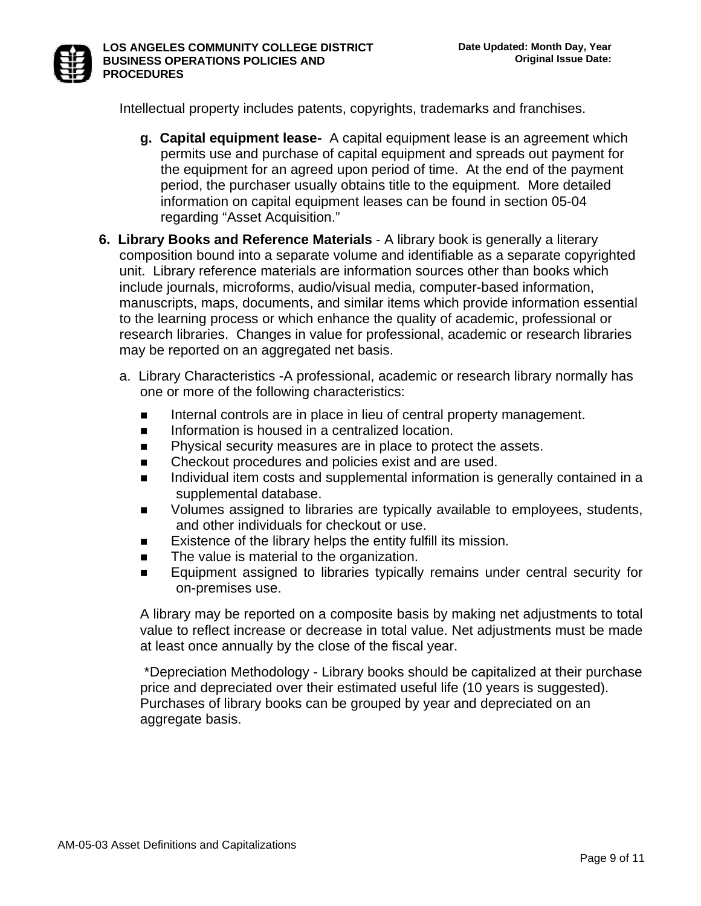Intellectual property includes patents, copyrights, trademarks and franchises.

g. **Capital equipment lease-** A capital equipment lease is an agreement which permits use and purchase of capital equipment and spreads out payment for the equipment for an agreed upon period of time. At the end of the payment period, the purchaser usually obtains title to the equipment. More detailed information on capital equipment leases can be found in section 05-04 regarding "Asset Acquisition."

6. **Library Books and Reference Materials** - A library book is generally a literary composition bound into a separate volume and identifiable as a separate copyrighted unit. Library reference materials are information sources other than books which include journals, microforms, audio/visual media, computer-based information, manuscripts, maps, documents, and similar items which provide information essential to the learning process or which enhance the quality of academic, professional or research libraries. Changes in value for professional, academic or research libraries may be reported on an aggregated net basis.

   a. Library Characteristics -A professional, academic or research library normally has one or more of the following characteristics:

   - Internal controls are in place in lieu of central property management.
   - Information is housed in a centralized location.
   - Physical security measures are in place to protect the assets.
   - Checkout procedures and policies exist and are used.
   - Individual item costs and supplemental information is generally contained in a supplemental database.
   - Volumes assigned to libraries are typically available to employees, students, and other individuals for checkout or use.
   - Existence of the library helps the entity fulfill its mission.
   - The value is material to the organization.
   - Equipment assigned to libraries typically remains under central security for on-premises use.

   A library may be reported on a composite basis by making net adjustments to total value to reflect increase or decrease in total value. Net adjustments must be made at least once annually by the close of the fiscal year.

   *Depreciation Methodology - Library books should be capitalized at their purchase price and depreciated over their estimated useful life (10 years is suggested). Purchases of library books can be grouped by year and depreciated on an aggregate basis.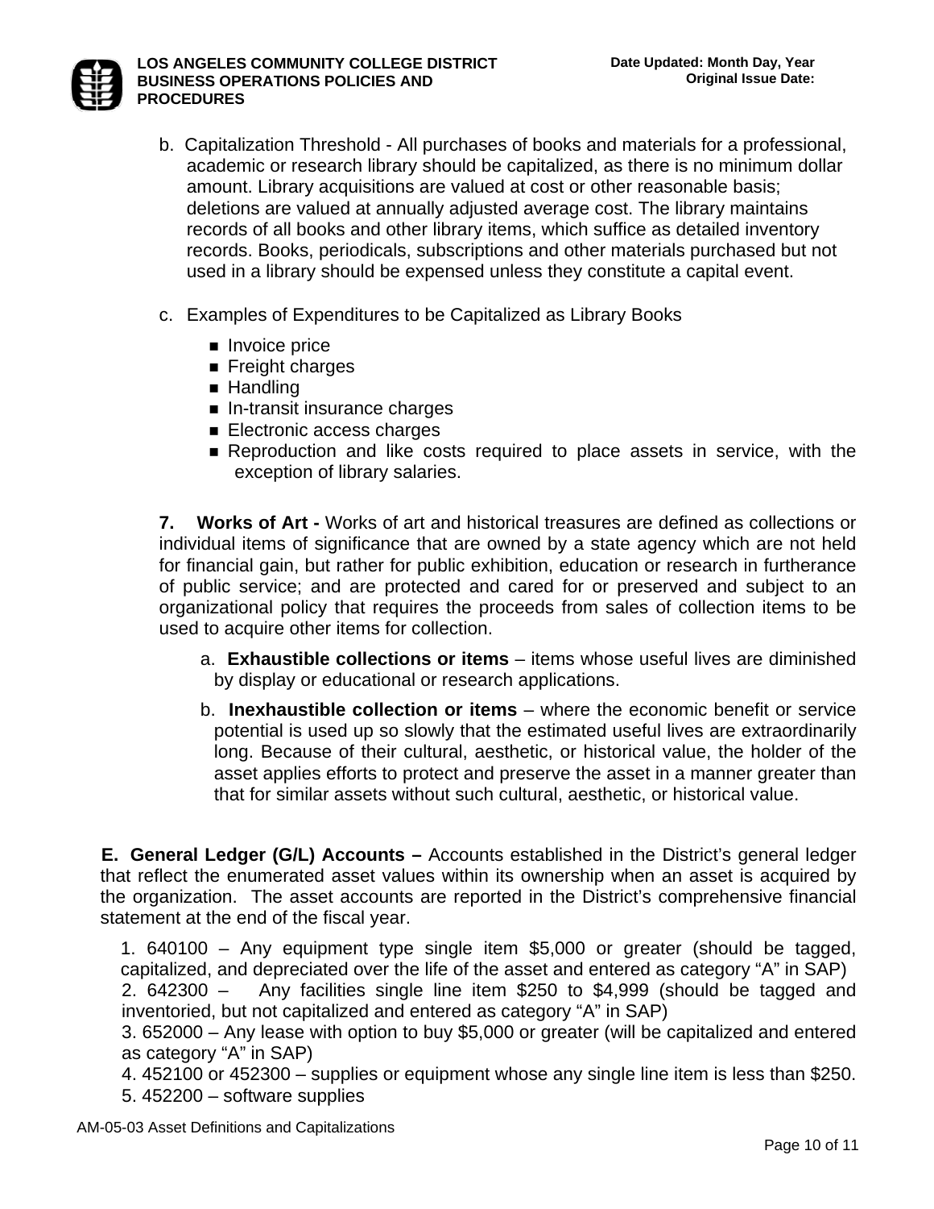b. Capitalization Threshold - All purchases of books and materials for a professional, academic or research library should be capitalized, as there is no minimum dollar amount. Library acquisitions are valued at cost or other reasonable basis; deletions are valued at annually adjusted average cost. The library maintains records of all books and other library items, which suffice as detailed inventory records. Books, periodicals, subscriptions and other materials purchased but not used in a library should be expensed unless they constitute a capital event.

c. Examples of Expenditures to be Capitalized as Library Books

- Invoice price
- Freight charges
- Handling
- In-transit insurance charges
- Electronic access charges
- Reproduction and like costs required to place assets in service, with the exception of library salaries.

**7. Works of Art -** Works of art and historical treasures are defined as collections or individual items of significance that are owned by a state agency which are not held for financial gain, but rather for public exhibition, education or research in furtherance of public service; and are protected and cared for or preserved and subject to an organizational policy that requires the proceeds from sales of collection items to be used to acquire other items for collection.

a. **Exhaustible collections or items** – items whose useful lives are diminished by display or educational or research applications.

b. **Inexhaustible collection or items** – where the economic benefit or service potential is used up so slowly that the estimated useful lives are extraordinarily long. Because of their cultural, aesthetic, or historical value, the holder of the asset applies efforts to protect and preserve the asset in a manner greater than that for similar assets without such cultural, aesthetic, or historical value.

**E. General Ledger (G/L) Accounts –** Accounts established in the District's general ledger that reflect the enumerated asset values within its ownership when an asset is acquired by the organization. The asset accounts are reported in the District's comprehensive financial statement at the end of the fiscal year.

1. 640100 – Any equipment type single item $5,000 or greater (should be tagged, capitalized, and depreciated over the life of the asset and entered as category "A" in SAP)
2. 642300 – Any facilities single line item $250 to $4,999 (should be tagged and inventoried, but not capitalized and entered as category "A" in SAP)
3. 652000 – Any lease with option to buy $5,000 or greater (will be capitalized and entered as category "A" in SAP)
4. 452100 or 452300 – supplies or equipment whose any single line item is less than $250.
5. 452200 – software supplies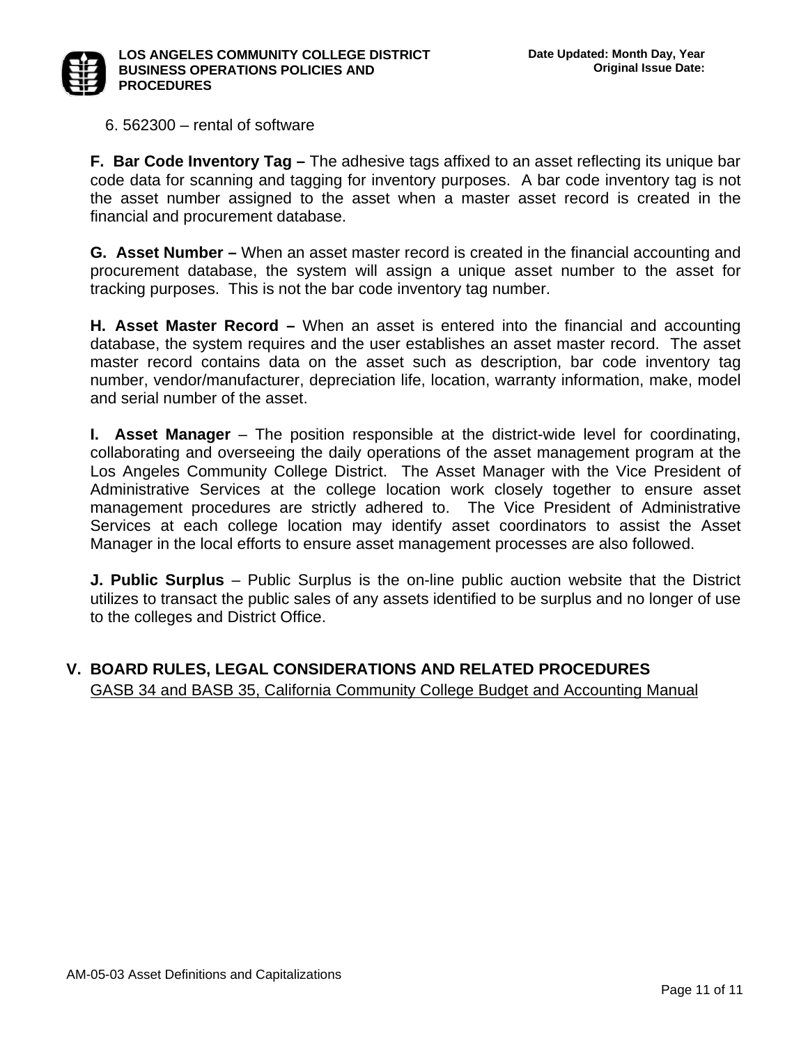6. 562300 – rental of software

**F. Bar Code Inventory Tag –** The adhesive tags affixed to an asset reflecting its unique bar code data for scanning and tagging for inventory purposes. A bar code inventory tag is not the asset number assigned to the asset when a master asset record is created in the financial and procurement database.

**G. Asset Number –** When an asset master record is created in the financial accounting and procurement database, the system will assign a unique asset number to the asset for tracking purposes. This is not the bar code inventory tag number.

**H. Asset Master Record –** When an asset is entered into the financial and accounting database, the system requires and the user establishes an asset master record. The asset master record contains data on the asset such as description, bar code inventory tag number, vendor/manufacturer, depreciation life, location, warranty information, make, model and serial number of the asset.

**I. Asset Manager** – The position responsible at the district-wide level for coordinating, collaborating and overseeing the daily operations of the asset management program at the Los Angeles Community College District. The Asset Manager with the Vice President of Administrative Services at the college location work closely together to ensure asset management procedures are strictly adhered to. The Vice President of Administrative Services at each college location may identify asset coordinators to assist the Asset Manager in the local efforts to ensure asset management processes are also followed.

**J. Public Surplus** – Public Surplus is the on-line public auction website that the District utilizes to transact the public sales of any assets identified to be surplus and no longer of use to the colleges and District Office.

## V. BOARD RULES, LEGAL CONSIDERATIONS AND RELATED PROCEDURES

GASB 34 and BASB 35, California Community College Budget and Accounting Manual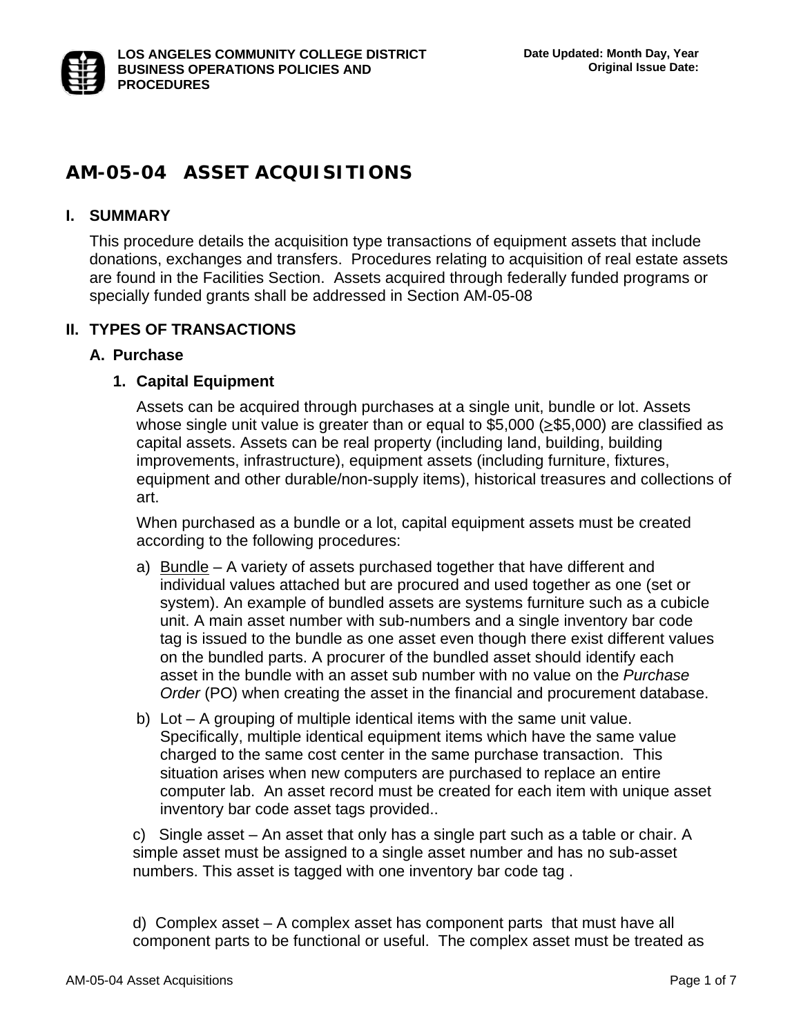LOS ANGELES COMMUNITY COLLEGE DISTRICT
BUSINESS OPERATIONS POLICIES AND PROCEDURES

Date Updated: Month Day, Year
Original Issue Date:

# AM-05-04 ASSET ACQUISITIONS

## I. SUMMARY

This procedure details the acquisition type transactions of equipment assets that include donations, exchanges and transfers. Procedures relating to acquisition of real estate assets are found in the Facilities Section. Assets acquired through federally funded programs or specially funded grants shall be addressed in Section AM-05-08

## II. TYPES OF TRANSACTIONS

### A. Purchase

#### 1. Capital Equipment

Assets can be acquired through purchases at a single unit, bundle or lot. Assets whose single unit value is greater than or equal to $5,000 (≥$5,000) are classified as capital assets. Assets can be real property (including land, building, building improvements, infrastructure), equipment assets (including furniture, fixtures, equipment and other durable/non-supply items), historical treasures and collections of art.

When purchased as a bundle or a lot, capital equipment assets must be created according to the following procedures:

a) Bundle – A variety of assets purchased together that have different and individual values attached but are procured and used together as one (set or system). An example of bundled assets are systems furniture such as a cubicle unit. A main asset number with sub-numbers and a single inventory bar code tag is issued to the bundle as one asset even though there exist different values on the bundled parts. A procurer of the bundled asset should identify each asset in the bundle with an asset sub number with no value on the *Purchase Order* (PO) when creating the asset in the financial and procurement database.

b) Lot – A grouping of multiple identical items with the same unit value. Specifically, multiple identical equipment items which have the same value charged to the same cost center in the same purchase transaction. This situation arises when new computers are purchased to replace an entire computer lab. An asset record must be created for each item with unique asset inventory bar code asset tags provided..

c) Single asset – An asset that only has a single part such as a table or chair. A simple asset must be assigned to a single asset number and has no sub-asset numbers. This asset is tagged with one inventory bar code tag .

d) Complex asset – A complex asset has component parts that must have all component parts to be functional or useful. The complex asset must be treated as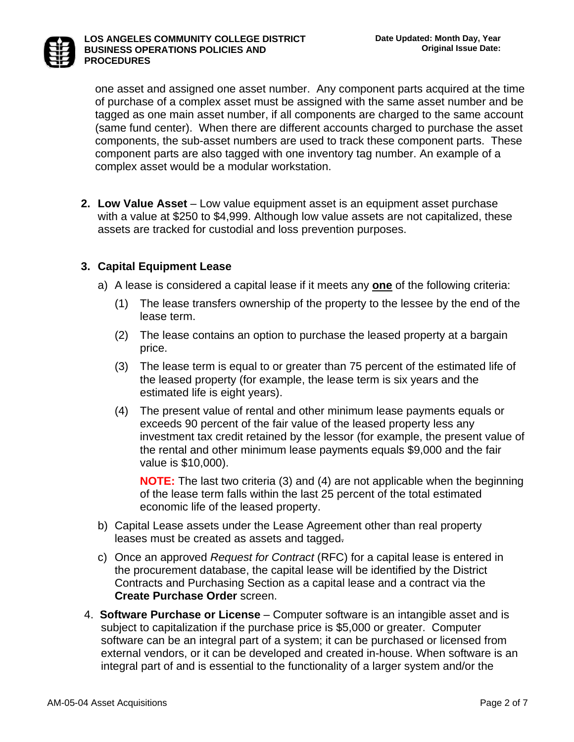one asset and assigned one asset number. Any component parts acquired at the time of purchase of a complex asset must be assigned with the same asset number and be tagged as one main asset number, if all components are charged to the same account (same fund center). When there are different accounts charged to purchase the asset components, the sub-asset numbers are used to track these component parts. These component parts are also tagged with one inventory tag number. An example of a complex asset would be a modular workstation.

2. **Low Value Asset** – Low value equipment asset is an equipment asset purchase with a value at $250 to $4,999. Although low value assets are not capitalized, these assets are tracked for custodial and loss prevention purposes.

3. **Capital Equipment Lease**

   a) A lease is considered a capital lease if it meets any **one** of the following criteria:

      (1) The lease transfers ownership of the property to the lessee by the end of the lease term.

      (2) The lease contains an option to purchase the leased property at a bargain price.

      (3) The lease term is equal to or greater than 75 percent of the estimated life of the leased property (for example, the lease term is six years and the estimated life is eight years).

      (4) The present value of rental and other minimum lease payments equals or exceeds 90 percent of the fair value of the leased property less any investment tax credit retained by the lessor (for example, the present value of the rental and other minimum lease payments equals $9,000 and the fair value is $10,000).

      **NOTE:** The last two criteria (3) and (4) are not applicable when the beginning of the lease term falls within the last 25 percent of the total estimated economic life of the leased property.

   b) Capital Lease assets under the Lease Agreement other than real property leases must be created as assets and tagged.

   c) Once an approved *Request for Contract* (RFC) for a capital lease is entered in the procurement database, the capital lease will be identified by the District Contracts and Purchasing Section as a capital lease and a contract via the **Create Purchase Order** screen.

4. **Software Purchase or License** – Computer software is an intangible asset and is subject to capitalization if the purchase price is $5,000 or greater. Computer software can be an integral part of a system; it can be purchased or licensed from external vendors, or it can be developed and created in-house. When software is an integral part of and is essential to the functionality of a larger system and/or the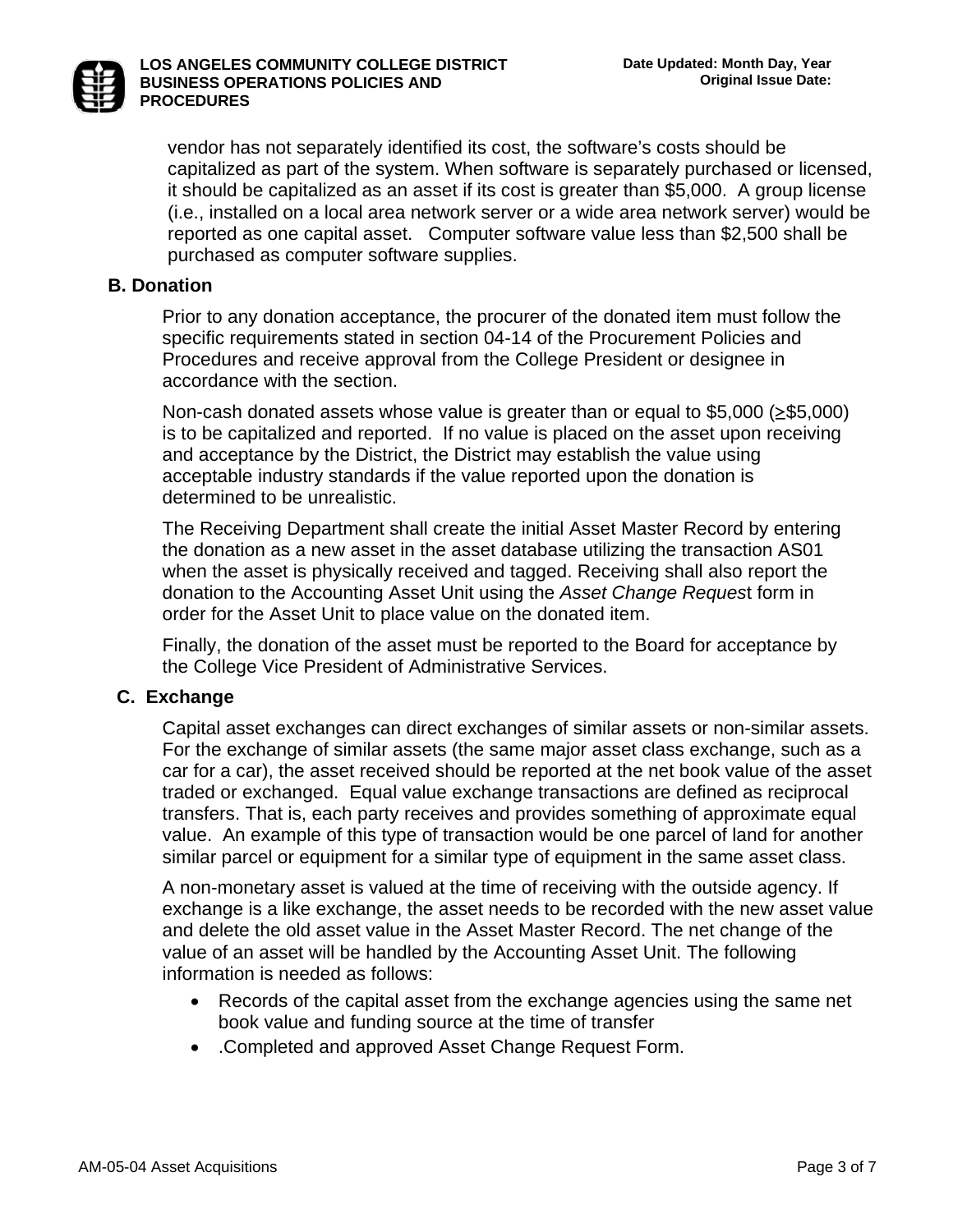vendor has not separately identified its cost, the software's costs should be capitalized as part of the system. When software is separately purchased or licensed, it should be capitalized as an asset if its cost is greater than $5,000. A group license (i.e., installed on a local area network server or a wide area network server) would be reported as one capital asset. Computer software value less than $2,500 shall be purchased as computer software supplies.

**B. Donation**

Prior to any donation acceptance, the procurer of the donated item must follow the specific requirements stated in section 04-14 of the Procurement Policies and Procedures and receive approval from the College President or designee in accordance with the section.

Non-cash donated assets whose value is greater than or equal to $5,000 (≥$5,000) is to be capitalized and reported. If no value is placed on the asset upon receiving and acceptance by the District, the District may establish the value using acceptable industry standards if the value reported upon the donation is determined to be unrealistic.

The Receiving Department shall create the initial Asset Master Record by entering the donation as a new asset in the asset database utilizing the transaction AS01 when the asset is physically received and tagged. Receiving shall also report the donation to the Accounting Asset Unit using the *Asset Change Request* form in order for the Asset Unit to place value on the donated item.

Finally, the donation of the asset must be reported to the Board for acceptance by the College Vice President of Administrative Services.

**C. Exchange**

Capital asset exchanges can direct exchanges of similar assets or non-similar assets. For the exchange of similar assets (the same major asset class exchange, such as a car for a car), the asset received should be reported at the net book value of the asset traded or exchanged. Equal value exchange transactions are defined as reciprocal transfers. That is, each party receives and provides something of approximate equal value. An example of this type of transaction would be one parcel of land for another similar parcel or equipment for a similar type of equipment in the same asset class.

A non-monetary asset is valued at the time of receiving with the outside agency. If exchange is a like exchange, the asset needs to be recorded with the new asset value and delete the old asset value in the Asset Master Record. The net change of the value of an asset will be handled by the Accounting Asset Unit. The following information is needed as follows:

- Records of the capital asset from the exchange agencies using the same net book value and funding source at the time of transfer
- .Completed and approved Asset Change Request Form.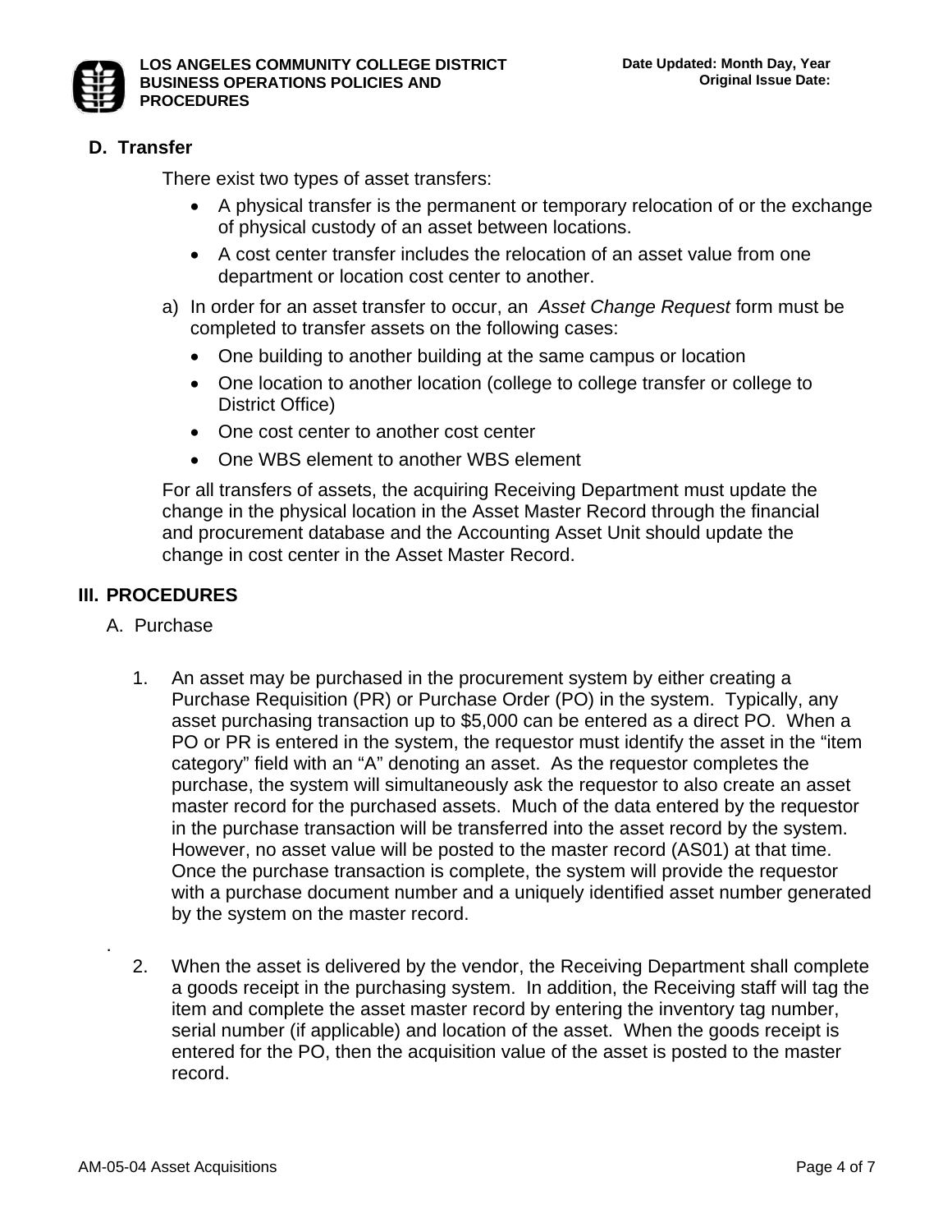## D. Transfer

There exist two types of asset transfers:

- A physical transfer is the permanent or temporary relocation of or the exchange of physical custody of an asset between locations.
- A cost center transfer includes the relocation of an asset value from one department or location cost center to another.

a) In order for an asset transfer to occur, an *Asset Change Request* form must be completed to transfer assets on the following cases:

- One building to another building at the same campus or location
- One location to another location (college to college transfer or college to District Office)
- One cost center to another cost center
- One WBS element to another WBS element

For all transfers of assets, the acquiring Receiving Department must update the change in the physical location in the Asset Master Record through the financial and procurement database and the Accounting Asset Unit should update the change in cost center in the Asset Master Record.

# III. PROCEDURES

## A. Purchase

1. An asset may be purchased in the procurement system by either creating a Purchase Requisition (PR) or Purchase Order (PO) in the system. Typically, any asset purchasing transaction up to $5,000 can be entered as a direct PO. When a PO or PR is entered in the system, the requestor must identify the asset in the "item category" field with an "A" denoting an asset. As the requestor completes the purchase, the system will simultaneously ask the requestor to also create an asset master record for the purchased assets. Much of the data entered by the requestor in the purchase transaction will be transferred into the asset record by the system. However, no asset value will be posted to the master record (AS01) at that time. Once the purchase transaction is complete, the system will provide the requestor with a purchase document number and a uniquely identified asset number generated by the system on the master record.

2. When the asset is delivered by the vendor, the Receiving Department shall complete a goods receipt in the purchasing system. In addition, the Receiving staff will tag the item and complete the asset master record by entering the inventory tag number, serial number (if applicable) and location of the asset. When the goods receipt is entered for the PO, then the acquisition value of the asset is posted to the master record.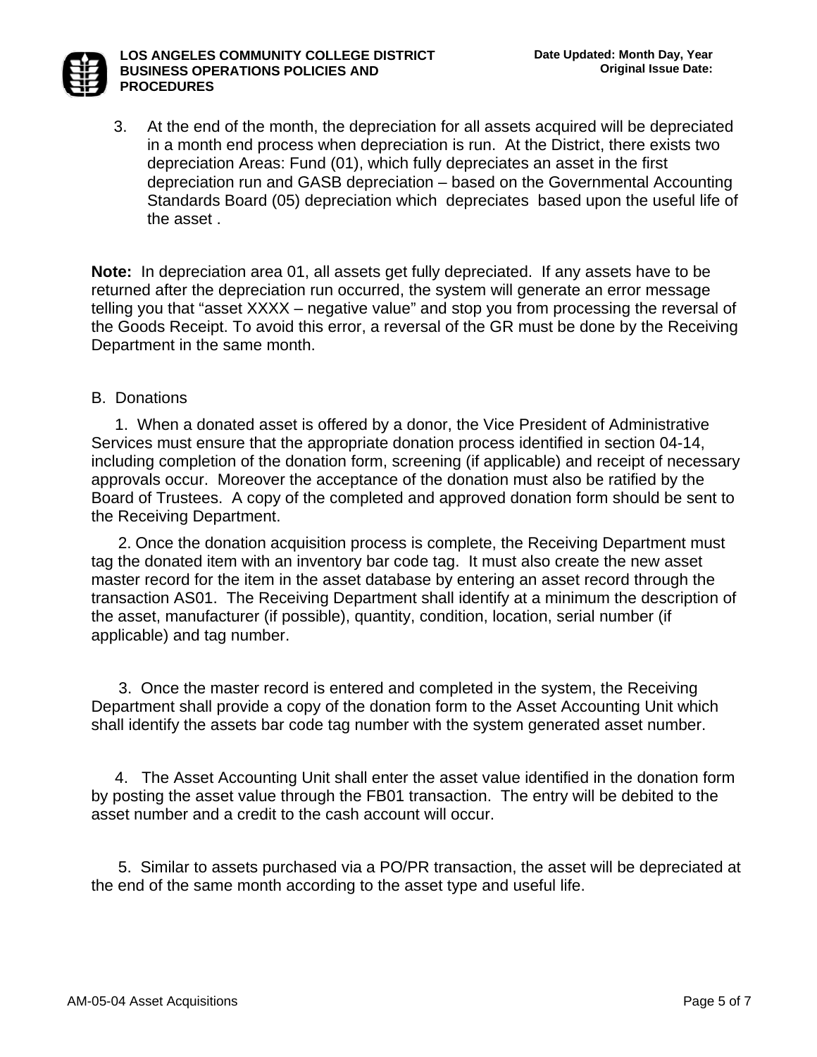3. At the end of the month, the depreciation for all assets acquired will be depreciated in a month end process when depreciation is run. At the District, there exists two depreciation Areas: Fund (01), which fully depreciates an asset in the first depreciation run and GASB depreciation – based on the Governmental Accounting Standards Board (05) depreciation which depreciates based upon the useful life of the asset .

**Note:** In depreciation area 01, all assets get fully depreciated. If any assets have to be returned after the depreciation run occurred, the system will generate an error message telling you that "asset XXXX – negative value" and stop you from processing the reversal of the Goods Receipt. To avoid this error, a reversal of the GR must be done by the Receiving Department in the same month.

B. Donations

1. When a donated asset is offered by a donor, the Vice President of Administrative Services must ensure that the appropriate donation process identified in section 04-14, including completion of the donation form, screening (if applicable) and receipt of necessary approvals occur. Moreover the acceptance of the donation must also be ratified by the Board of Trustees. A copy of the completed and approved donation form should be sent to the Receiving Department.

2. Once the donation acquisition process is complete, the Receiving Department must tag the donated item with an inventory bar code tag. It must also create the new asset master record for the item in the asset database by entering an asset record through the transaction AS01. The Receiving Department shall identify at a minimum the description of the asset, manufacturer (if possible), quantity, condition, location, serial number (if applicable) and tag number.

3. Once the master record is entered and completed in the system, the Receiving Department shall provide a copy of the donation form to the Asset Accounting Unit which shall identify the assets bar code tag number with the system generated asset number.

4. The Asset Accounting Unit shall enter the asset value identified in the donation form by posting the asset value through the FB01 transaction. The entry will be debited to the asset number and a credit to the cash account will occur.

5. Similar to assets purchased via a PO/PR transaction, the asset will be depreciated at the end of the same month according to the asset type and useful life.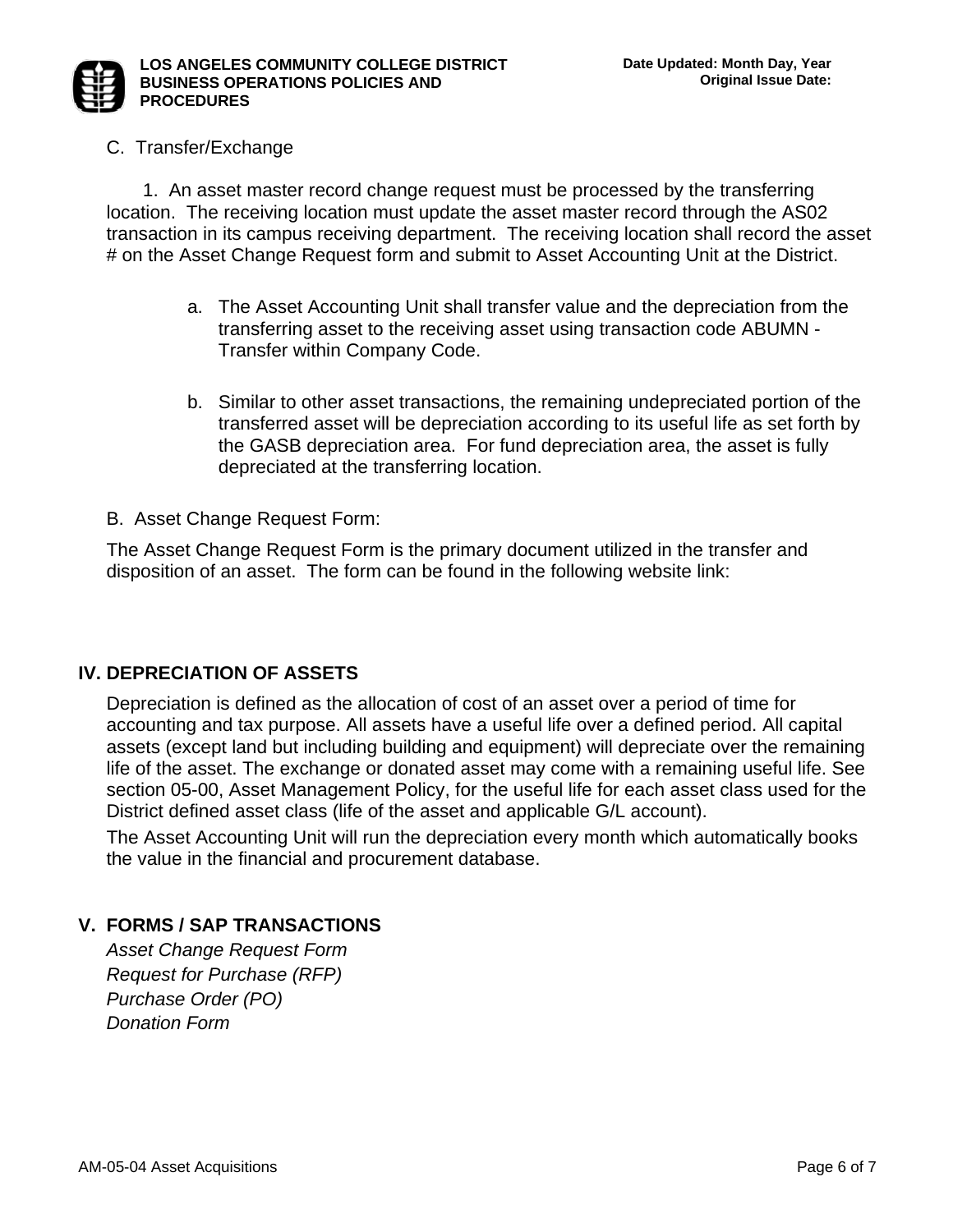C. Transfer/Exchange

1. An asset master record change request must be processed by the transferring location. The receiving location must update the asset master record through the AS02 transaction in its campus receiving department. The receiving location shall record the asset # on the Asset Change Request form and submit to Asset Accounting Unit at the District.

   a. The Asset Accounting Unit shall transfer value and the depreciation from the transferring asset to the receiving asset using transaction code ABUMN - Transfer within Company Code.

   b. Similar to other asset transactions, the remaining undepreciated portion of the transferred asset will be depreciation according to its useful life as set forth by the GASB depreciation area. For fund depreciation area, the asset is fully depreciated at the transferring location.

B. Asset Change Request Form:

The Asset Change Request Form is the primary document utilized in the transfer and disposition of an asset. The form can be found in the following website link:

## IV. DEPRECIATION OF ASSETS

Depreciation is defined as the allocation of cost of an asset over a period of time for accounting and tax purpose. All assets have a useful life over a defined period. All capital assets (except land but including building and equipment) will depreciate over the remaining life of the asset. The exchange or donated asset may come with a remaining useful life. See section 05-00, Asset Management Policy, for the useful life for each asset class used for the District defined asset class (life of the asset and applicable G/L account).

The Asset Accounting Unit will run the depreciation every month which automatically books the value in the financial and procurement database.

## V. FORMS / SAP TRANSACTIONS

*Asset Change Request Form*
*Request for Purchase (RFP)*
*Purchase Order (PO)*
*Donation Form*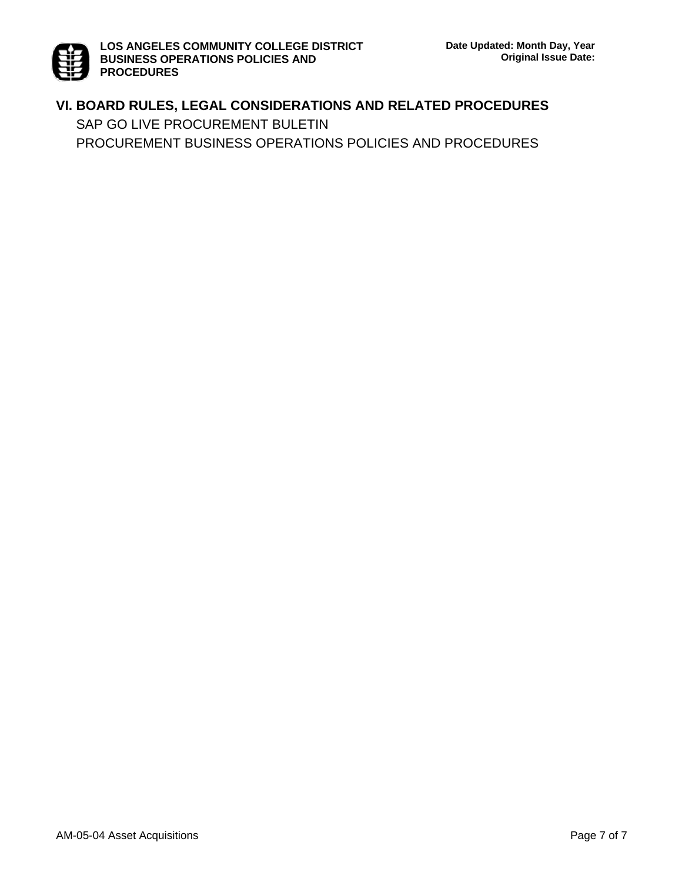## VI. BOARD RULES, LEGAL CONSIDERATIONS AND RELATED PROCEDURES

SAP GO LIVE PROCUREMENT BULETIN

PROCUREMENT BUSINESS OPERATIONS POLICIES AND PROCEDURES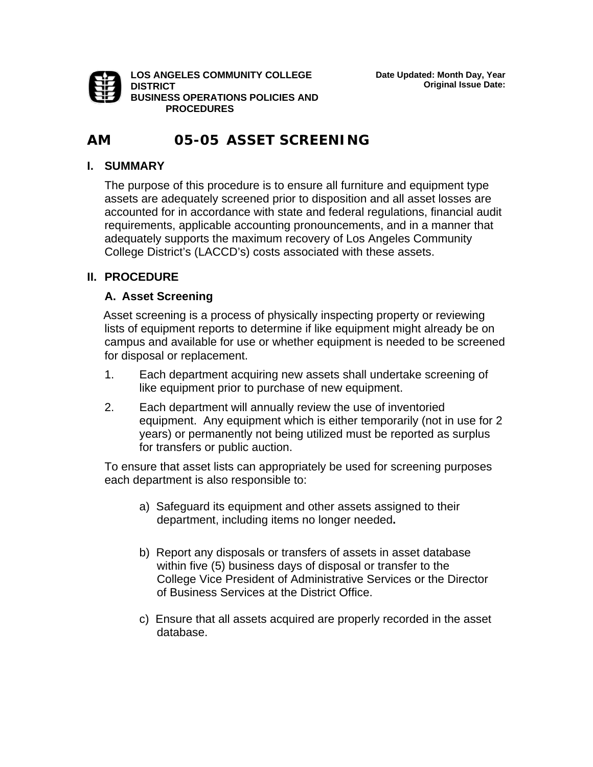LOS ANGELES COMMUNITY COLLEGE DISTRICT
BUSINESS OPERATIONS POLICIES AND PROCEDURES

Date Updated: Month Day, Year
Original Issue Date:

# AM 05-05 ASSET SCREENING

## I. SUMMARY

The purpose of this procedure is to ensure all furniture and equipment type assets are adequately screened prior to disposition and all asset losses are accounted for in accordance with state and federal regulations, financial audit requirements, applicable accounting pronouncements, and in a manner that adequately supports the maximum recovery of Los Angeles Community College District's (LACCD's) costs associated with these assets.

## II. PROCEDURE

### A. Asset Screening

Asset screening is a process of physically inspecting property or reviewing lists of equipment reports to determine if like equipment might already be on campus and available for use or whether equipment is needed to be screened for disposal or replacement.

1. Each department acquiring new assets shall undertake screening of like equipment prior to purchase of new equipment.
2. Each department will annually review the use of inventoried equipment. Any equipment which is either temporarily (not in use for 2 years) or permanently not being utilized must be reported as surplus for transfers or public auction.

To ensure that asset lists can appropriately be used for screening purposes each department is also responsible to:

a) Safeguard its equipment and other assets assigned to their department, including items no longer needed**.**

b) Report any disposals or transfers of assets in asset database within five (5) business days of disposal or transfer to the College Vice President of Administrative Services or the Director of Business Services at the District Office.

c) Ensure that all assets acquired are properly recorded in the asset database.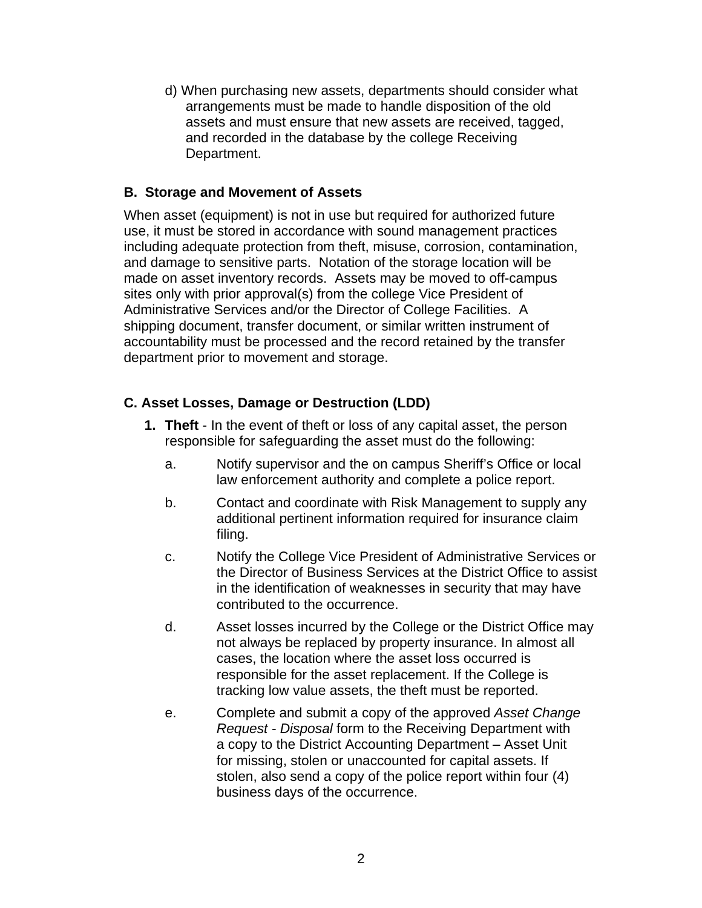d) When purchasing new assets, departments should consider what arrangements must be made to handle disposition of the old assets and must ensure that new assets are received, tagged, and recorded in the database by the college Receiving Department.

**B. Storage and Movement of Assets**

When asset (equipment) is not in use but required for authorized future use, it must be stored in accordance with sound management practices including adequate protection from theft, misuse, corrosion, contamination, and damage to sensitive parts. Notation of the storage location will be made on asset inventory records. Assets may be moved to off-campus sites only with prior approval(s) from the college Vice President of Administrative Services and/or the Director of College Facilities. A shipping document, transfer document, or similar written instrument of accountability must be processed and the record retained by the transfer department prior to movement and storage.

**C. Asset Losses, Damage or Destruction (LDD)**

1. **Theft** - In the event of theft or loss of any capital asset, the person responsible for safeguarding the asset must do the following:

   a. Notify supervisor and the on campus Sheriff's Office or local law enforcement authority and complete a police report.

   b. Contact and coordinate with Risk Management to supply any additional pertinent information required for insurance claim filing.

   c. Notify the College Vice President of Administrative Services or the Director of Business Services at the District Office to assist in the identification of weaknesses in security that may have contributed to the occurrence.

   d. Asset losses incurred by the College or the District Office may not always be replaced by property insurance. In almost all cases, the location where the asset loss occurred is responsible for the asset replacement. If the College is tracking low value assets, the theft must be reported.

   e. Complete and submit a copy of the approved *Asset Change Request - Disposal* form to the Receiving Department with a copy to the District Accounting Department – Asset Unit for missing, stolen or unaccounted for capital assets. If stolen, also send a copy of the police report within four (4) business days of the occurrence.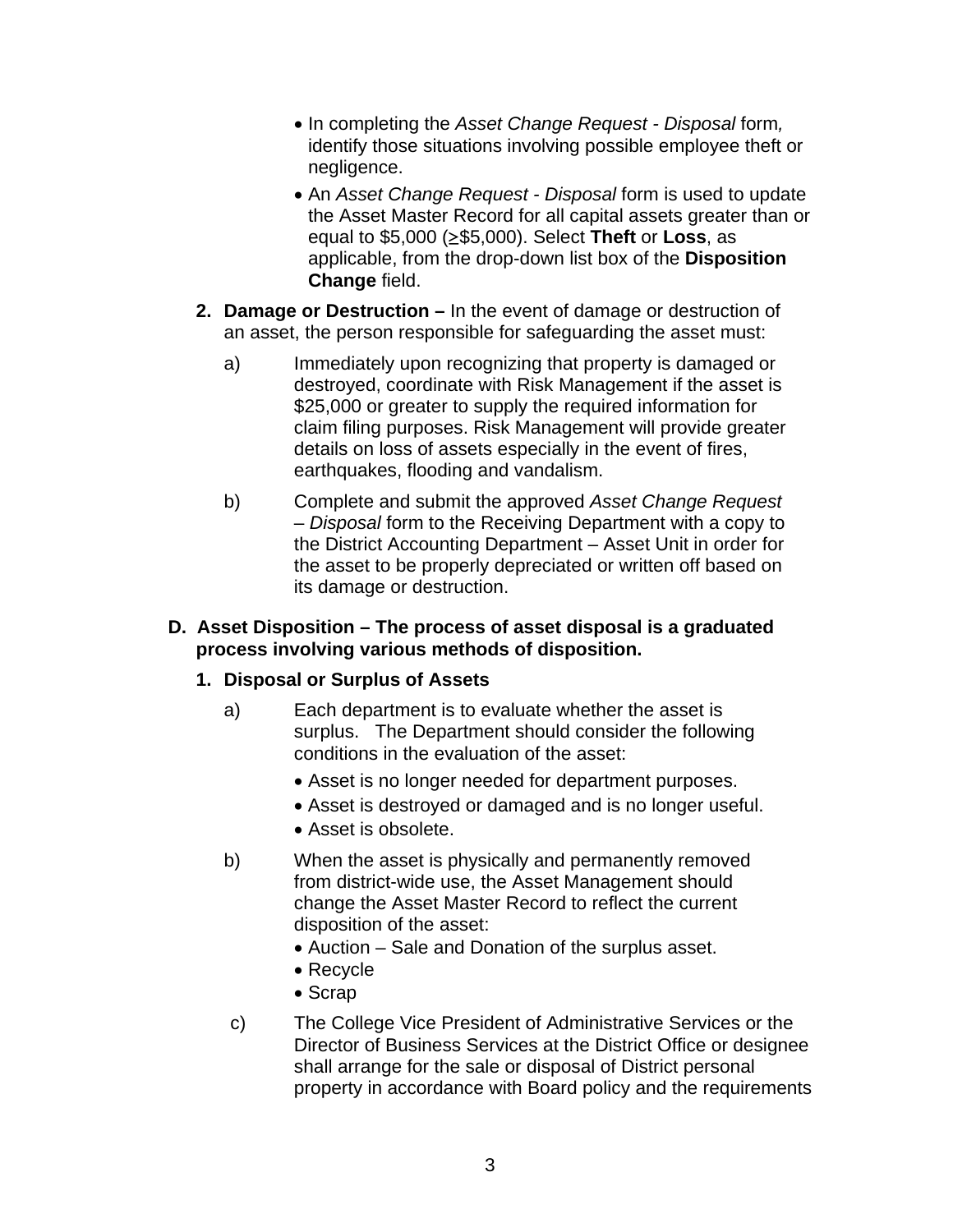- In completing the *Asset Change Request - Disposal* form*,* identify those situations involving possible employee theft or negligence.
- An *Asset Change Request - Disposal* form is used to update the Asset Master Record for all capital assets greater than or equal to $5,000 (≥$5,000). Select **Theft** or **Loss**, as applicable, from the drop-down list box of the **Disposition Change** field.

2. **Damage or Destruction –** In the event of damage or destruction of an asset, the person responsible for safeguarding the asset must:

   a) Immediately upon recognizing that property is damaged or destroyed, coordinate with Risk Management if the asset is $25,000 or greater to supply the required information for claim filing purposes. Risk Management will provide greater details on loss of assets especially in the event of fires, earthquakes, flooding and vandalism.

   b) Complete and submit the approved *Asset Change Request – Disposal* form to the Receiving Department with a copy to the District Accounting Department – Asset Unit in order for the asset to be properly depreciated or written off based on its damage or destruction.

**D. Asset Disposition – The process of asset disposal is a graduated process involving various methods of disposition.**

1. **Disposal or Surplus of Assets**

   a) Each department is to evaluate whether the asset is surplus. The Department should consider the following conditions in the evaluation of the asset:
      - Asset is no longer needed for department purposes.
      - Asset is destroyed or damaged and is no longer useful.
      - Asset is obsolete.

   b) When the asset is physically and permanently removed from district-wide use, the Asset Management should change the Asset Master Record to reflect the current disposition of the asset:
      - Auction – Sale and Donation of the surplus asset.
      - Recycle
      - Scrap

   c) The College Vice President of Administrative Services or the Director of Business Services at the District Office or designee shall arrange for the sale or disposal of District personal property in accordance with Board policy and the requirements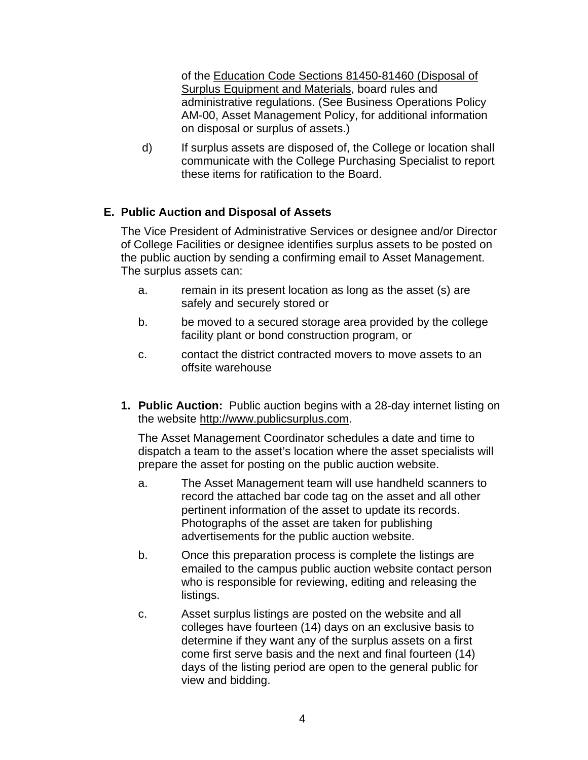of the Education Code Sections 81450-81460 (Disposal of Surplus Equipment and Materials, board rules and administrative regulations. (See Business Operations Policy AM-00, Asset Management Policy, for additional information on disposal or surplus of assets.)

d) If surplus assets are disposed of, the College or location shall communicate with the College Purchasing Specialist to report these items for ratification to the Board.

**E. Public Auction and Disposal of Assets**

The Vice President of Administrative Services or designee and/or Director of College Facilities or designee identifies surplus assets to be posted on the public auction by sending a confirming email to Asset Management. The surplus assets can:

a. remain in its present location as long as the asset (s) are safely and securely stored or

b. be moved to a secured storage area provided by the college facility plant or bond construction program, or

c. contact the district contracted movers to move assets to an offsite warehouse

**1. Public Auction:** Public auction begins with a 28-day internet listing on the website http://www.publicsurplus.com.

The Asset Management Coordinator schedules a date and time to dispatch a team to the asset's location where the asset specialists will prepare the asset for posting on the public auction website.

a. The Asset Management team will use handheld scanners to record the attached bar code tag on the asset and all other pertinent information of the asset to update its records. Photographs of the asset are taken for publishing advertisements for the public auction website.

b. Once this preparation process is complete the listings are emailed to the campus public auction website contact person who is responsible for reviewing, editing and releasing the listings.

c. Asset surplus listings are posted on the website and all colleges have fourteen (14) days on an exclusive basis to determine if they want any of the surplus assets on a first come first serve basis and the next and final fourteen (14) days of the listing period are open to the general public for view and bidding.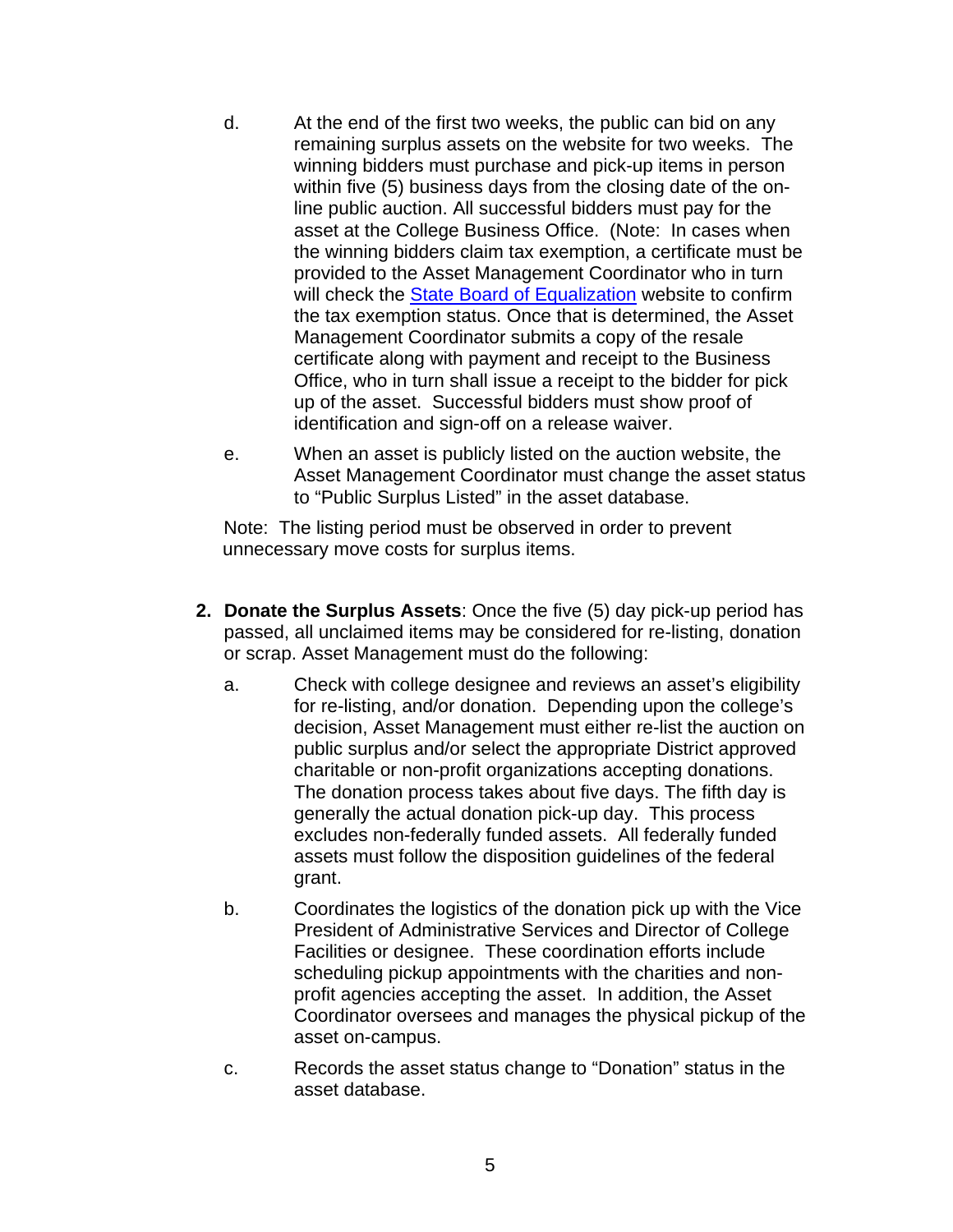d. At the end of the first two weeks, the public can bid on any remaining surplus assets on the website for two weeks. The winning bidders must purchase and pick-up items in person within five (5) business days from the closing date of the on-line public auction. All successful bidders must pay for the asset at the College Business Office. (Note: In cases when the winning bidders claim tax exemption, a certificate must be provided to the Asset Management Coordinator who in turn will check the [State Board of Equalization]() website to confirm the tax exemption status. Once that is determined, the Asset Management Coordinator submits a copy of the resale certificate along with payment and receipt to the Business Office, who in turn shall issue a receipt to the bidder for pick up of the asset. Successful bidders must show proof of identification and sign-off on a release waiver.

e. When an asset is publicly listed on the auction website, the Asset Management Coordinator must change the asset status to "Public Surplus Listed" in the asset database.

Note: The listing period must be observed in order to prevent unnecessary move costs for surplus items.

2. **Donate the Surplus Assets**: Once the five (5) day pick-up period has passed, all unclaimed items may be considered for re-listing, donation or scrap. Asset Management must do the following:

   a. Check with college designee and reviews an asset's eligibility for re-listing, and/or donation. Depending upon the college's decision, Asset Management must either re-list the auction on public surplus and/or select the appropriate District approved charitable or non-profit organizations accepting donations. The donation process takes about five days. The fifth day is generally the actual donation pick-up day. This process excludes non-federally funded assets. All federally funded assets must follow the disposition guidelines of the federal grant.

   b. Coordinates the logistics of the donation pick up with the Vice President of Administrative Services and Director of College Facilities or designee. These coordination efforts include scheduling pickup appointments with the charities and non-profit agencies accepting the asset. In addition, the Asset Coordinator oversees and manages the physical pickup of the asset on-campus.

   c. Records the asset status change to "Donation" status in the asset database.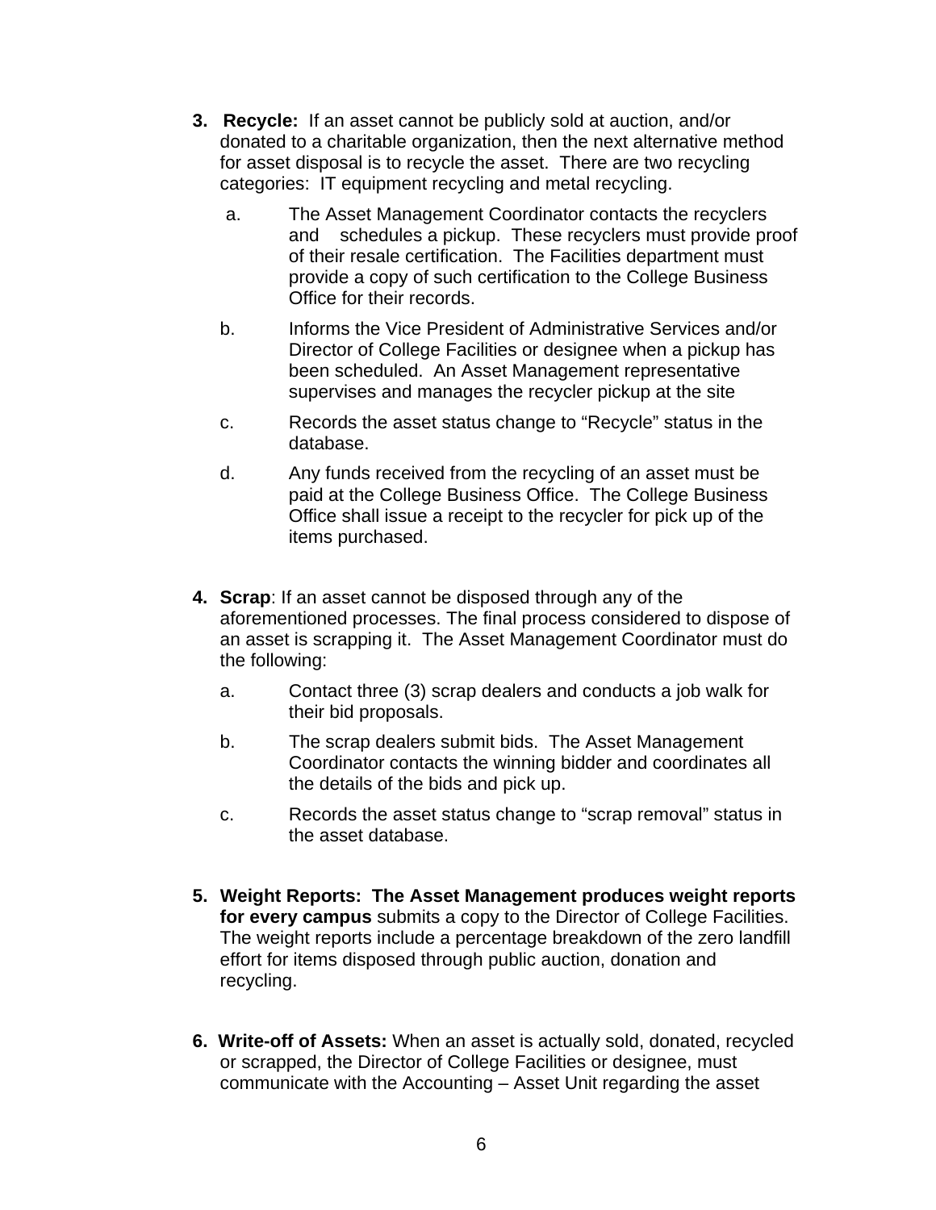3. **Recycle:** If an asset cannot be publicly sold at auction, and/or donated to a charitable organization, then the next alternative method for asset disposal is to recycle the asset. There are two recycling categories: IT equipment recycling and metal recycling.

   a. The Asset Management Coordinator contacts the recyclers and schedules a pickup. These recyclers must provide proof of their resale certification. The Facilities department must provide a copy of such certification to the College Business Office for their records.

   b. Informs the Vice President of Administrative Services and/or Director of College Facilities or designee when a pickup has been scheduled. An Asset Management representative supervises and manages the recycler pickup at the site

   c. Records the asset status change to "Recycle" status in the database.

   d. Any funds received from the recycling of an asset must be paid at the College Business Office. The College Business Office shall issue a receipt to the recycler for pick up of the items purchased.

4. **Scrap**: If an asset cannot be disposed through any of the aforementioned processes. The final process considered to dispose of an asset is scrapping it. The Asset Management Coordinator must do the following:

   a. Contact three (3) scrap dealers and conducts a job walk for their bid proposals.

   b. The scrap dealers submit bids. The Asset Management Coordinator contacts the winning bidder and coordinates all the details of the bids and pick up.

   c. Records the asset status change to "scrap removal" status in the asset database.

5. **Weight Reports: The Asset Management produces weight reports for every campus** submits a copy to the Director of College Facilities. The weight reports include a percentage breakdown of the zero landfill effort for items disposed through public auction, donation and recycling.

6. **Write-off of Assets:** When an asset is actually sold, donated, recycled or scrapped, the Director of College Facilities or designee, must communicate with the Accounting – Asset Unit regarding the asset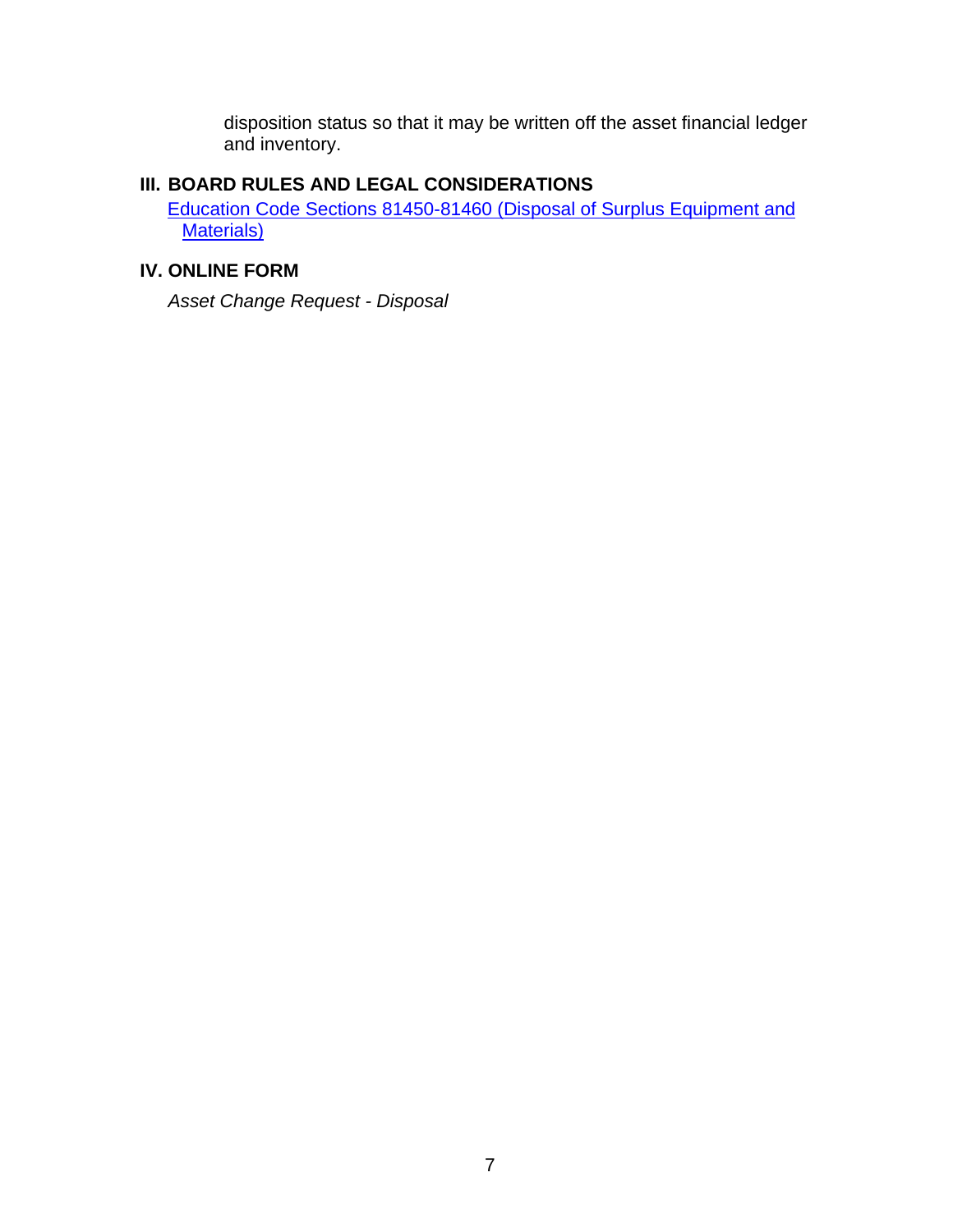disposition status so that it may be written off the asset financial ledger and inventory.

## III. BOARD RULES AND LEGAL CONSIDERATIONS

Education Code Sections 81450-81460 (Disposal of Surplus Equipment and Materials)

## IV. ONLINE FORM

*Asset Change Request - Disposal*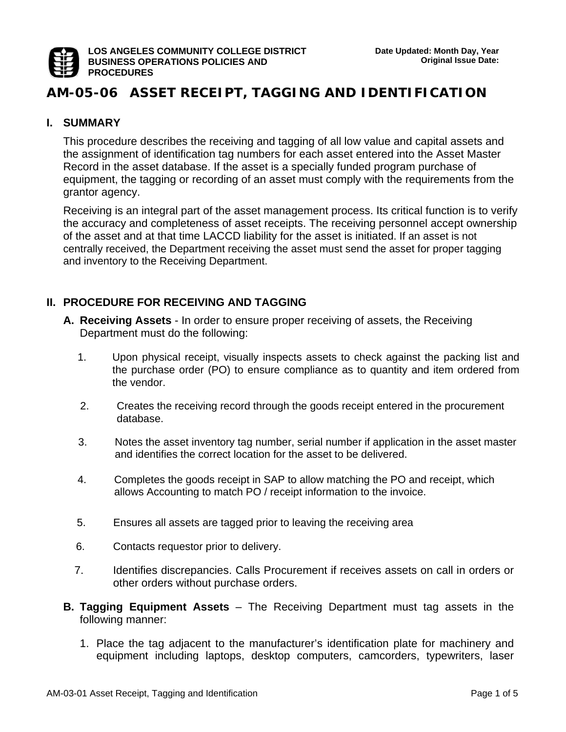**LOS ANGELES COMMUNITY COLLEGE DISTRICT**
**BUSINESS OPERATIONS POLICIES AND PROCEDURES**

**Date Updated: Month Day, Year**
**Original Issue Date:**

# AM-05-06 ASSET RECEIPT, TAGGING AND IDENTIFICATION

## I. SUMMARY

This procedure describes the receiving and tagging of all low value and capital assets and the assignment of identification tag numbers for each asset entered into the Asset Master Record in the asset database. If the asset is a specially funded program purchase of equipment, the tagging or recording of an asset must comply with the requirements from the grantor agency.

Receiving is an integral part of the asset management process. Its critical function is to verify the accuracy and completeness of asset receipts. The receiving personnel accept ownership of the asset and at that time LACCD liability for the asset is initiated. If an asset is not centrally received, the Department receiving the asset must send the asset for proper tagging and inventory to the Receiving Department.

## II. PROCEDURE FOR RECEIVING AND TAGGING

**A. Receiving Assets** - In order to ensure proper receiving of assets, the Receiving Department must do the following:

1. Upon physical receipt, visually inspects assets to check against the packing list and the purchase order (PO) to ensure compliance as to quantity and item ordered from the vendor.
2. Creates the receiving record through the goods receipt entered in the procurement database.
3. Notes the asset inventory tag number, serial number if application in the asset master and identifies the correct location for the asset to be delivered.
4. Completes the goods receipt in SAP to allow matching the PO and receipt, which allows Accounting to match PO / receipt information to the invoice.
5. Ensures all assets are tagged prior to leaving the receiving area
6. Contacts requestor prior to delivery.
7. Identifies discrepancies. Calls Procurement if receives assets on call in orders or other orders without purchase orders.

**B. Tagging Equipment Assets** – The Receiving Department must tag assets in the following manner:

1. Place the tag adjacent to the manufacturer's identification plate for machinery and equipment including laptops, desktop computers, camcorders, typewriters, laser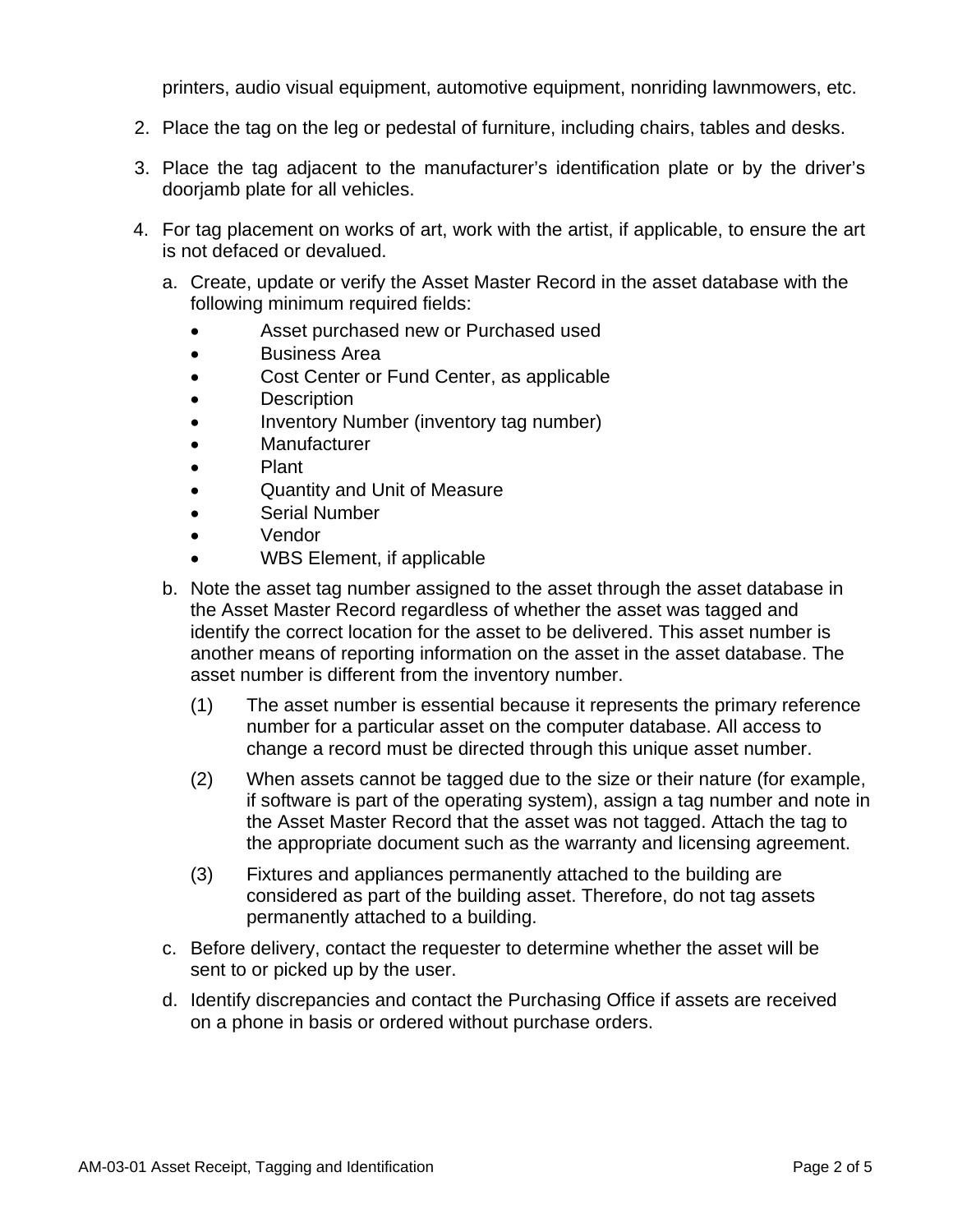printers, audio visual equipment, automotive equipment, nonriding lawnmowers, etc.

2. Place the tag on the leg or pedestal of furniture, including chairs, tables and desks.

3. Place the tag adjacent to the manufacturer's identification plate or by the driver's doorjamb plate for all vehicles.

4. For tag placement on works of art, work with the artist, if applicable, to ensure the art is not defaced or devalued.

   a. Create, update or verify the Asset Master Record in the asset database with the following minimum required fields:

      - Asset purchased new or Purchased used
      - Business Area
      - Cost Center or Fund Center, as applicable
      - Description
      - Inventory Number (inventory tag number)
      - Manufacturer
      - Plant
      - Quantity and Unit of Measure
      - Serial Number
      - Vendor
      - WBS Element, if applicable

   b. Note the asset tag number assigned to the asset through the asset database in the Asset Master Record regardless of whether the asset was tagged and identify the correct location for the asset to be delivered. This asset number is another means of reporting information on the asset in the asset database. The asset number is different from the inventory number.

      (1) The asset number is essential because it represents the primary reference number for a particular asset on the computer database. All access to change a record must be directed through this unique asset number.

      (2) When assets cannot be tagged due to the size or their nature (for example, if software is part of the operating system), assign a tag number and note in the Asset Master Record that the asset was not tagged. Attach the tag to the appropriate document such as the warranty and licensing agreement.

      (3) Fixtures and appliances permanently attached to the building are considered as part of the building asset. Therefore, do not tag assets permanently attached to a building.

   c. Before delivery, contact the requester to determine whether the asset will be sent to or picked up by the user.

   d. Identify discrepancies and contact the Purchasing Office if assets are received on a phone in basis or ordered without purchase orders.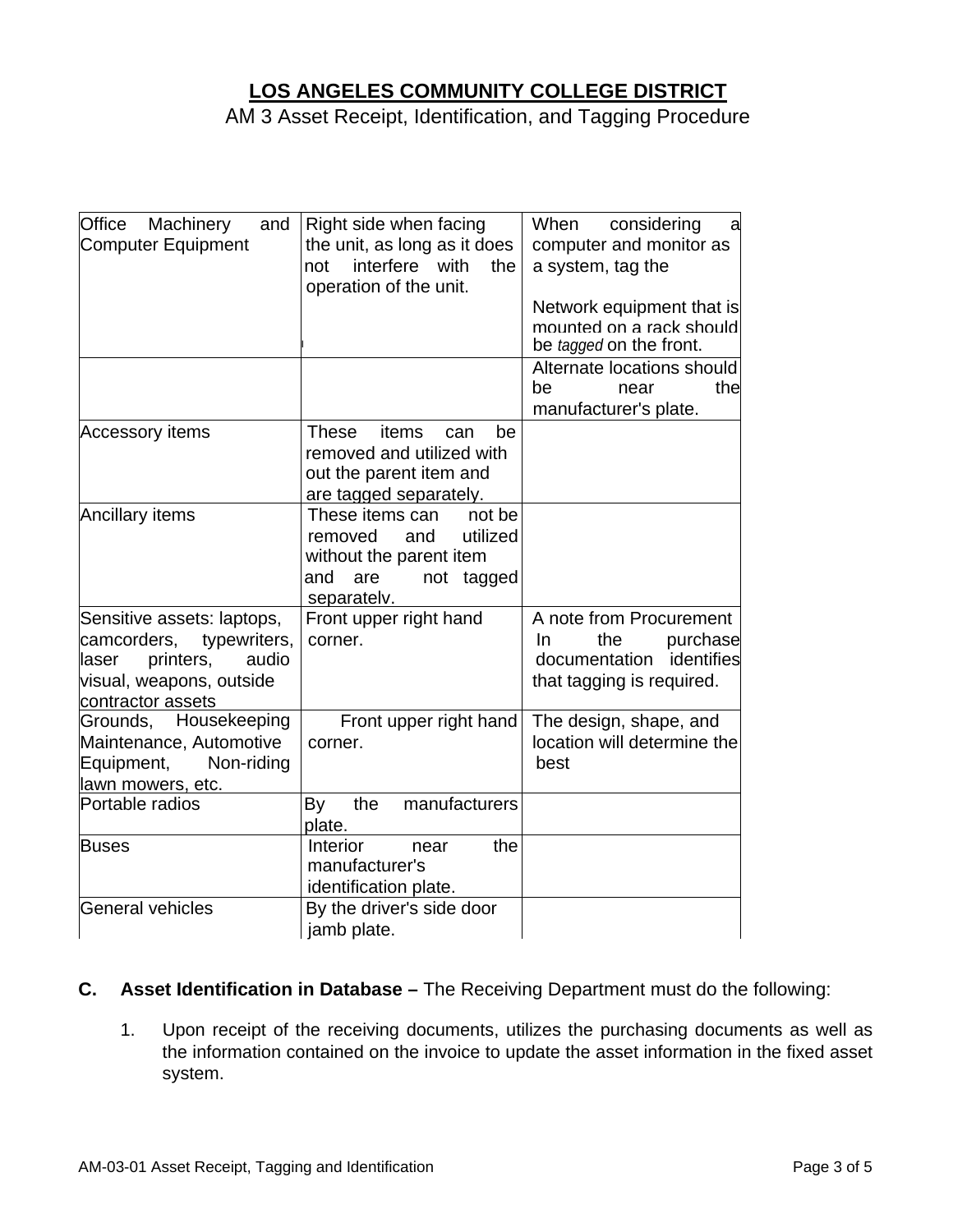# LOS ANGELES COMMUNITY COLLEGE DISTRICT

AM 3 Asset Receipt, Identification, and Tagging Procedure

| | | |
|---|---|---|
| Office Machinery and Computer Equipment | Right side when facing the unit, as long as it does not interfere with the operation of the unit. | When considering a computer and monitor as a system, tag the<br><br>Network equipment that is mounted on a rack should be *tagged* on the front. |
| | | Alternate locations should be near the manufacturer's plate. |
| Accessory items | These items can be removed and utilized with out the parent item and are tagged separately. | |
| Ancillary items | These items can not be removed and utilized without the parent item and are not tagged separately. | |
| Sensitive assets: laptops, camcorders, typewriters, laser printers, audio visual, weapons, outside contractor assets | Front upper right hand corner. | A note from Procurement In the purchase documentation identifies that tagging is required. |
| Grounds, Housekeeping Maintenance, Automotive Equipment, Non-riding lawn mowers, etc. | Front upper right hand corner. | The design, shape, and location will determine the best |
| Portable radios | By the manufacturers plate. | |
| Buses | Interior near the manufacturer's identification plate. | |
| General vehicles | By the driver's side door jamb plate. | |

**C. Asset Identification in Database –** The Receiving Department must do the following:

1. Upon receipt of the receiving documents, utilizes the purchasing documents as well as the information contained on the invoice to update the asset information in the fixed asset system.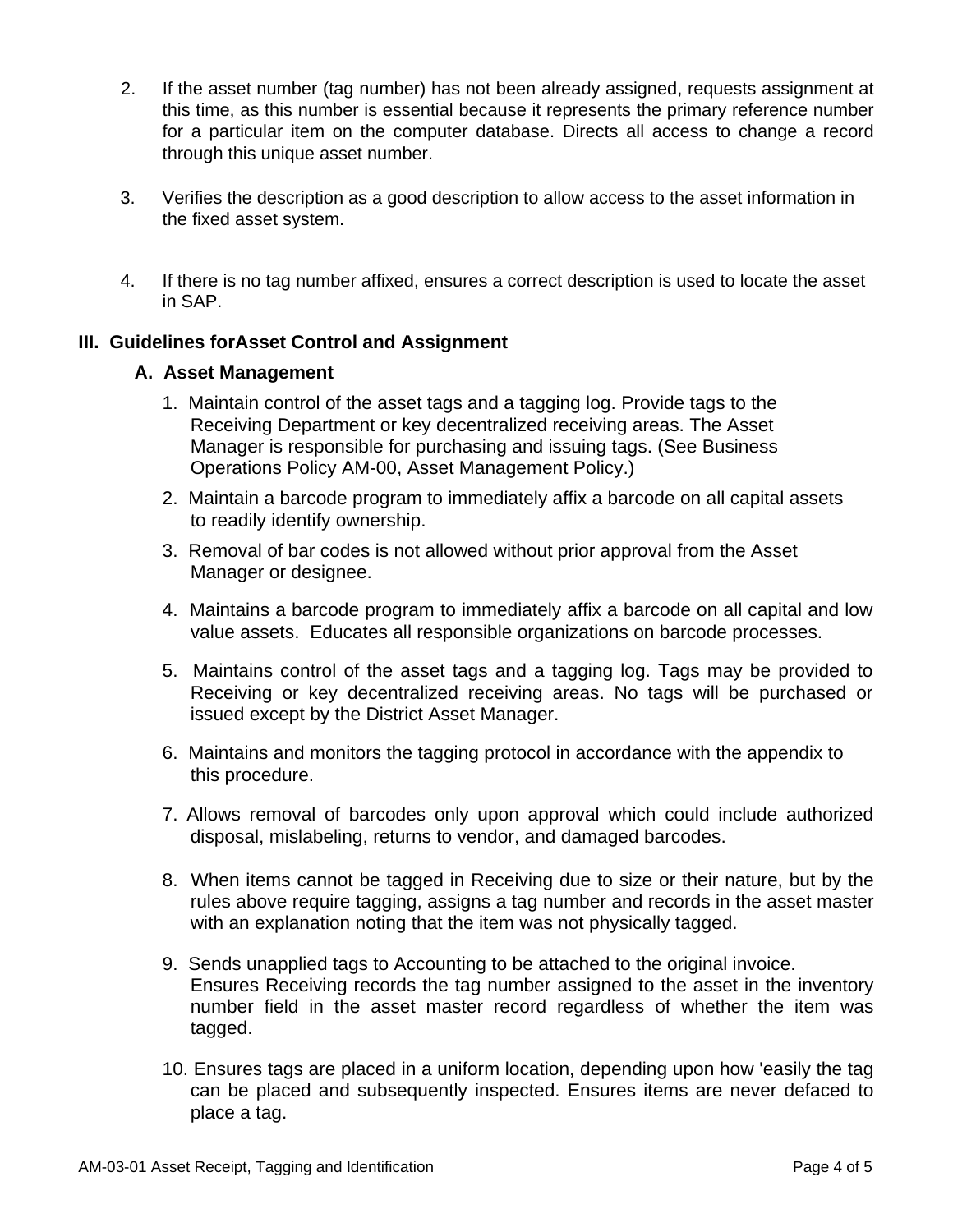2. If the asset number (tag number) has not been already assigned, requests assignment at this time, as this number is essential because it represents the primary reference number for a particular item on the computer database. Directs all access to change a record through this unique asset number.

3. Verifies the description as a good description to allow access to the asset information in the fixed asset system.

4. If there is no tag number affixed, ensures a correct description is used to locate the asset in SAP.

## III. Guidelines forAsset Control and Assignment

### A. Asset Management

1. Maintain control of the asset tags and a tagging log. Provide tags to the Receiving Department or key decentralized receiving areas. The Asset Manager is responsible for purchasing and issuing tags. (See Business Operations Policy AM-00, Asset Management Policy.)

2. Maintain a barcode program to immediately affix a barcode on all capital assets to readily identify ownership.

3. Removal of bar codes is not allowed without prior approval from the Asset Manager or designee.

4. Maintains a barcode program to immediately affix a barcode on all capital and low value assets. Educates all responsible organizations on barcode processes.

5. Maintains control of the asset tags and a tagging log. Tags may be provided to Receiving or key decentralized receiving areas. No tags will be purchased or issued except by the District Asset Manager.

6. Maintains and monitors the tagging protocol in accordance with the appendix to this procedure.

7. Allows removal of barcodes only upon approval which could include authorized disposal, mislabeling, returns to vendor, and damaged barcodes.

8. When items cannot be tagged in Receiving due to size or their nature, but by the rules above require tagging, assigns a tag number and records in the asset master with an explanation noting that the item was not physically tagged.

9. Sends unapplied tags to Accounting to be attached to the original invoice. Ensures Receiving records the tag number assigned to the asset in the inventory number field in the asset master record regardless of whether the item was tagged.

10. Ensures tags are placed in a uniform location, depending upon how 'easily the tag can be placed and subsequently inspected. Ensures items are never defaced to place a tag.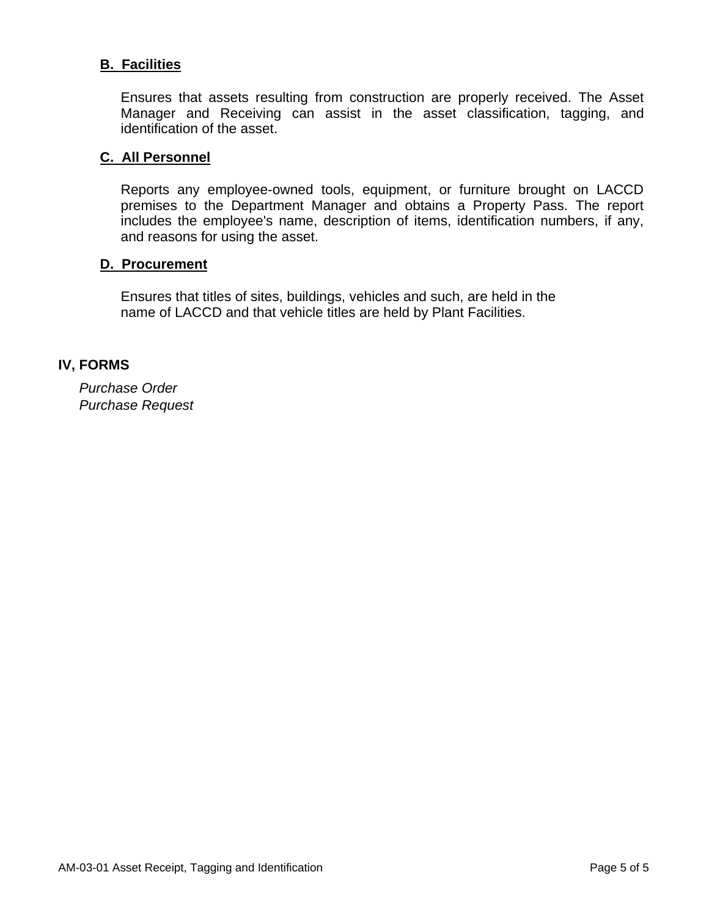### B. Facilities

Ensures that assets resulting from construction are properly received. The Asset Manager and Receiving can assist in the asset classification, tagging, and identification of the asset.

### C. All Personnel

Reports any employee-owned tools, equipment, or furniture brought on LACCD premises to the Department Manager and obtains a Property Pass. The report includes the employee's name, description of items, identification numbers, if any, and reasons for using the asset.

### D. Procurement

Ensures that titles of sites, buildings, vehicles and such, are held in the name of LACCD and that vehicle titles are held by Plant Facilities.

## IV, FORMS

*Purchase Order*
*Purchase Request*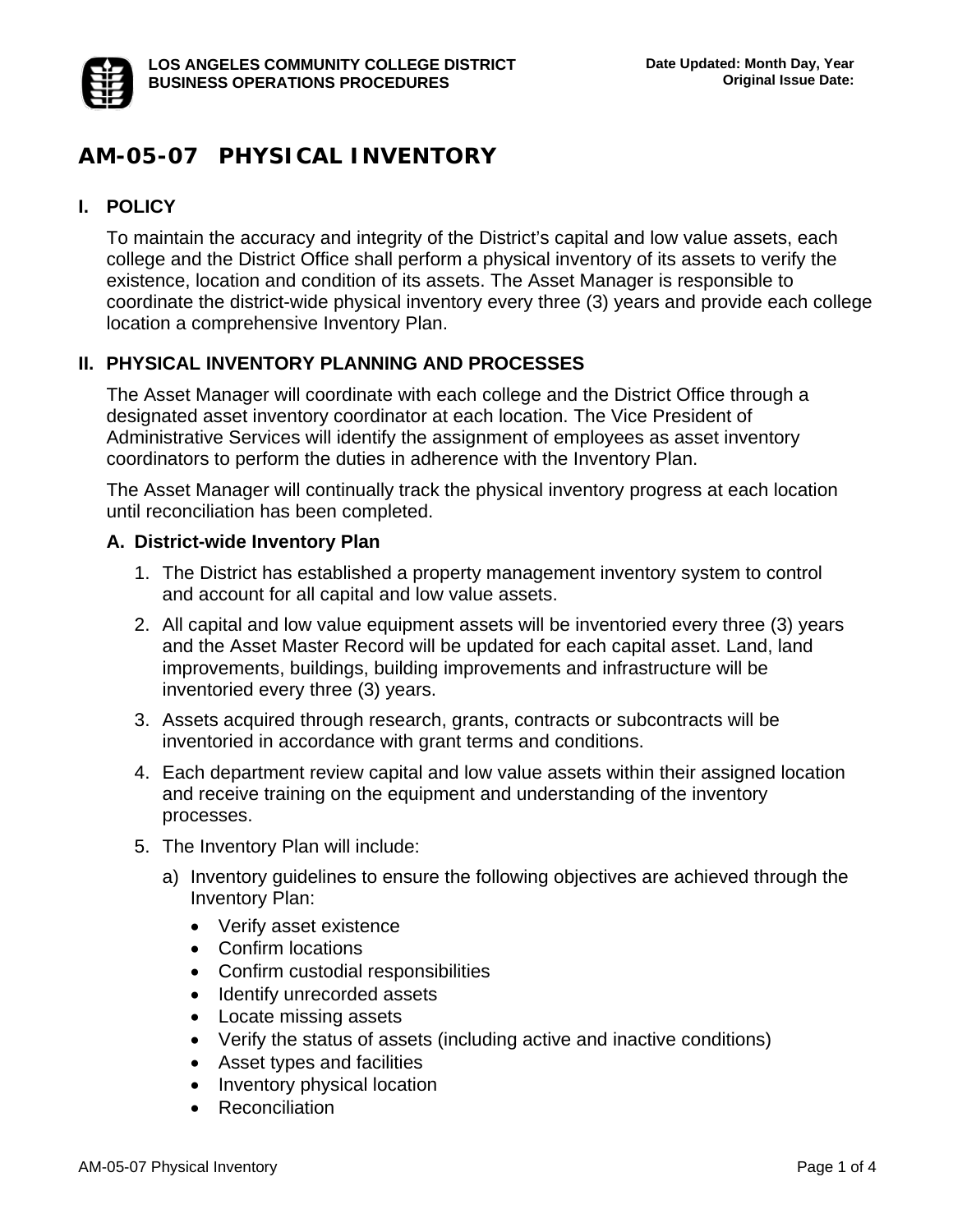LOS ANGELES COMMUNITY COLLEGE DISTRICT
BUSINESS OPERATIONS PROCEDURES

Date Updated: Month Day, Year
Original Issue Date:

# AM-05-07 PHYSICAL INVENTORY

## I. POLICY

To maintain the accuracy and integrity of the District's capital and low value assets, each college and the District Office shall perform a physical inventory of its assets to verify the existence, location and condition of its assets. The Asset Manager is responsible to coordinate the district-wide physical inventory every three (3) years and provide each college location a comprehensive Inventory Plan.

## II. PHYSICAL INVENTORY PLANNING AND PROCESSES

The Asset Manager will coordinate with each college and the District Office through a designated asset inventory coordinator at each location. The Vice President of Administrative Services will identify the assignment of employees as asset inventory coordinators to perform the duties in adherence with the Inventory Plan.

The Asset Manager will continually track the physical inventory progress at each location until reconciliation has been completed.

### A. District-wide Inventory Plan

1. The District has established a property management inventory system to control and account for all capital and low value assets.
2. All capital and low value equipment assets will be inventoried every three (3) years and the Asset Master Record will be updated for each capital asset. Land, land improvements, buildings, building improvements and infrastructure will be inventoried every three (3) years.
3. Assets acquired through research, grants, contracts or subcontracts will be inventoried in accordance with grant terms and conditions.
4. Each department review capital and low value assets within their assigned location and receive training on the equipment and understanding of the inventory processes.
5. The Inventory Plan will include:
   a) Inventory guidelines to ensure the following objectives are achieved through the Inventory Plan:
      - Verify asset existence
      - Confirm locations
      - Confirm custodial responsibilities
      - Identify unrecorded assets
      - Locate missing assets
      - Verify the status of assets (including active and inactive conditions)
      - Asset types and facilities
      - Inventory physical location
      - Reconciliation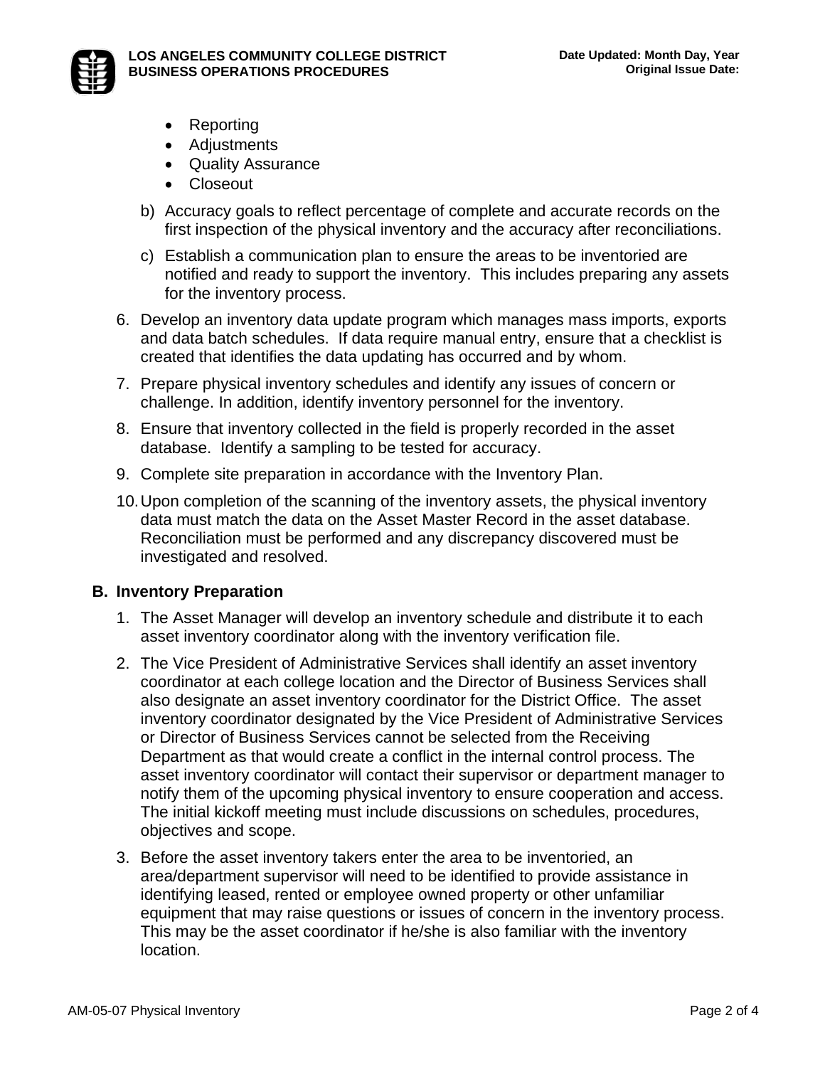- Reporting
- Adjustments
- Quality Assurance
- Closeout

b) Accuracy goals to reflect percentage of complete and accurate records on the first inspection of the physical inventory and the accuracy after reconciliations.

c) Establish a communication plan to ensure the areas to be inventoried are notified and ready to support the inventory. This includes preparing any assets for the inventory process.

6. Develop an inventory data update program which manages mass imports, exports and data batch schedules. If data require manual entry, ensure that a checklist is created that identifies the data updating has occurred and by whom.

7. Prepare physical inventory schedules and identify any issues of concern or challenge. In addition, identify inventory personnel for the inventory.

8. Ensure that inventory collected in the field is properly recorded in the asset database. Identify a sampling to be tested for accuracy.

9. Complete site preparation in accordance with the Inventory Plan.

10. Upon completion of the scanning of the inventory assets, the physical inventory data must match the data on the Asset Master Record in the asset database. Reconciliation must be performed and any discrepancy discovered must be investigated and resolved.

## B. Inventory Preparation

1. The Asset Manager will develop an inventory schedule and distribute it to each asset inventory coordinator along with the inventory verification file.

2. The Vice President of Administrative Services shall identify an asset inventory coordinator at each college location and the Director of Business Services shall also designate an asset inventory coordinator for the District Office. The asset inventory coordinator designated by the Vice President of Administrative Services or Director of Business Services cannot be selected from the Receiving Department as that would create a conflict in the internal control process. The asset inventory coordinator will contact their supervisor or department manager to notify them of the upcoming physical inventory to ensure cooperation and access. The initial kickoff meeting must include discussions on schedules, procedures, objectives and scope.

3. Before the asset inventory takers enter the area to be inventoried, an area/department supervisor will need to be identified to provide assistance in identifying leased, rented or employee owned property or other unfamiliar equipment that may raise questions or issues of concern in the inventory process. This may be the asset coordinator if he/she is also familiar with the inventory location.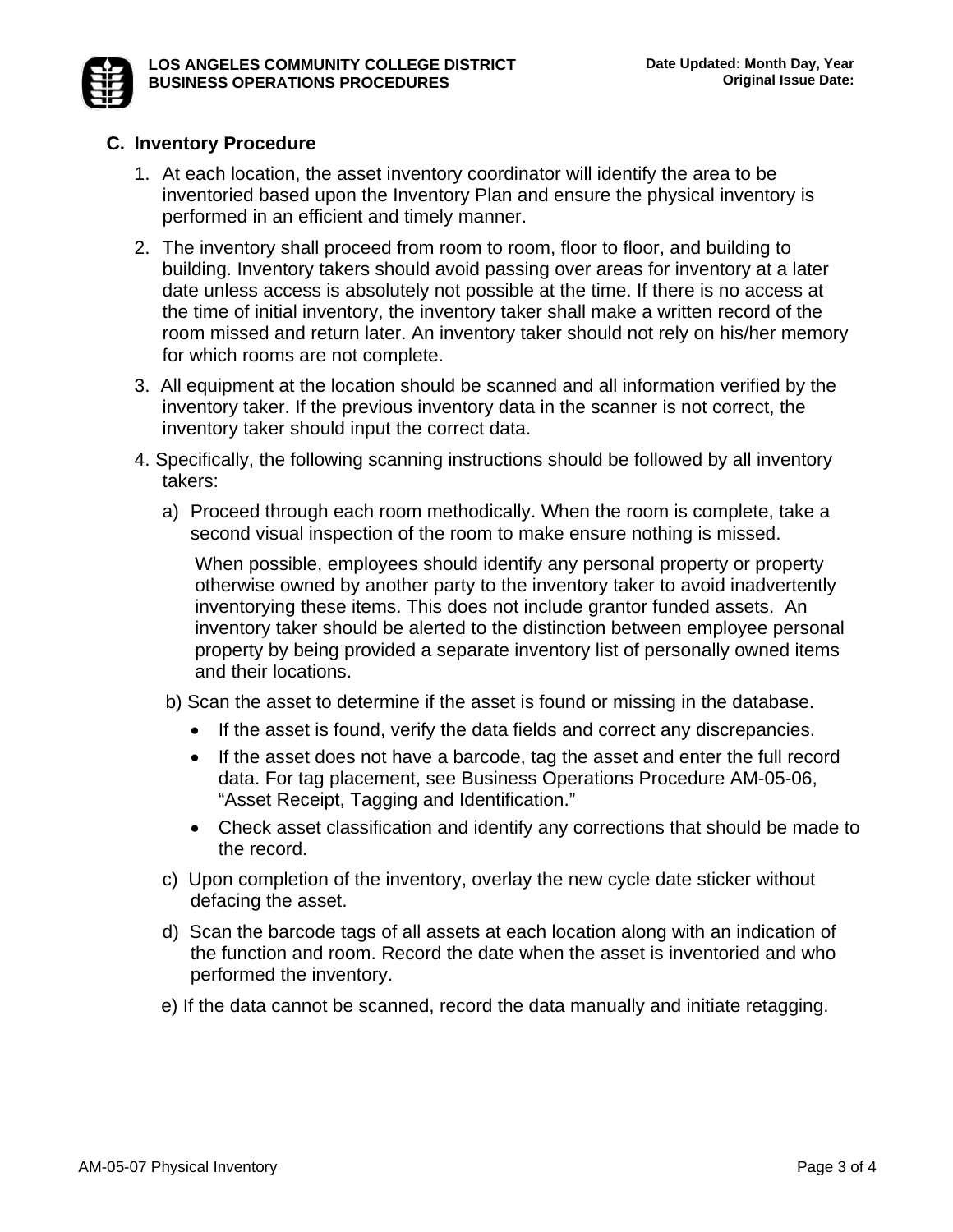## C. Inventory Procedure

1. At each location, the asset inventory coordinator will identify the area to be inventoried based upon the Inventory Plan and ensure the physical inventory is performed in an efficient and timely manner.

2. The inventory shall proceed from room to room, floor to floor, and building to building. Inventory takers should avoid passing over areas for inventory at a later date unless access is absolutely not possible at the time. If there is no access at the time of initial inventory, the inventory taker shall make a written record of the room missed and return later. An inventory taker should not rely on his/her memory for which rooms are not complete.

3. All equipment at the location should be scanned and all information verified by the inventory taker. If the previous inventory data in the scanner is not correct, the inventory taker should input the correct data.

4. Specifically, the following scanning instructions should be followed by all inventory takers:

   a) Proceed through each room methodically. When the room is complete, take a second visual inspection of the room to make ensure nothing is missed.

      When possible, employees should identify any personal property or property otherwise owned by another party to the inventory taker to avoid inadvertently inventorying these items. This does not include grantor funded assets. An inventory taker should be alerted to the distinction between employee personal property by being provided a separate inventory list of personally owned items and their locations.

   b) Scan the asset to determine if the asset is found or missing in the database.

      - If the asset is found, verify the data fields and correct any discrepancies.
      - If the asset does not have a barcode, tag the asset and enter the full record data. For tag placement, see Business Operations Procedure AM-05-06, "Asset Receipt, Tagging and Identification."
      - Check asset classification and identify any corrections that should be made to the record.

   c) Upon completion of the inventory, overlay the new cycle date sticker without defacing the asset.

   d) Scan the barcode tags of all assets at each location along with an indication of the function and room. Record the date when the asset is inventoried and who performed the inventory.

   e) If the data cannot be scanned, record the data manually and initiate retagging.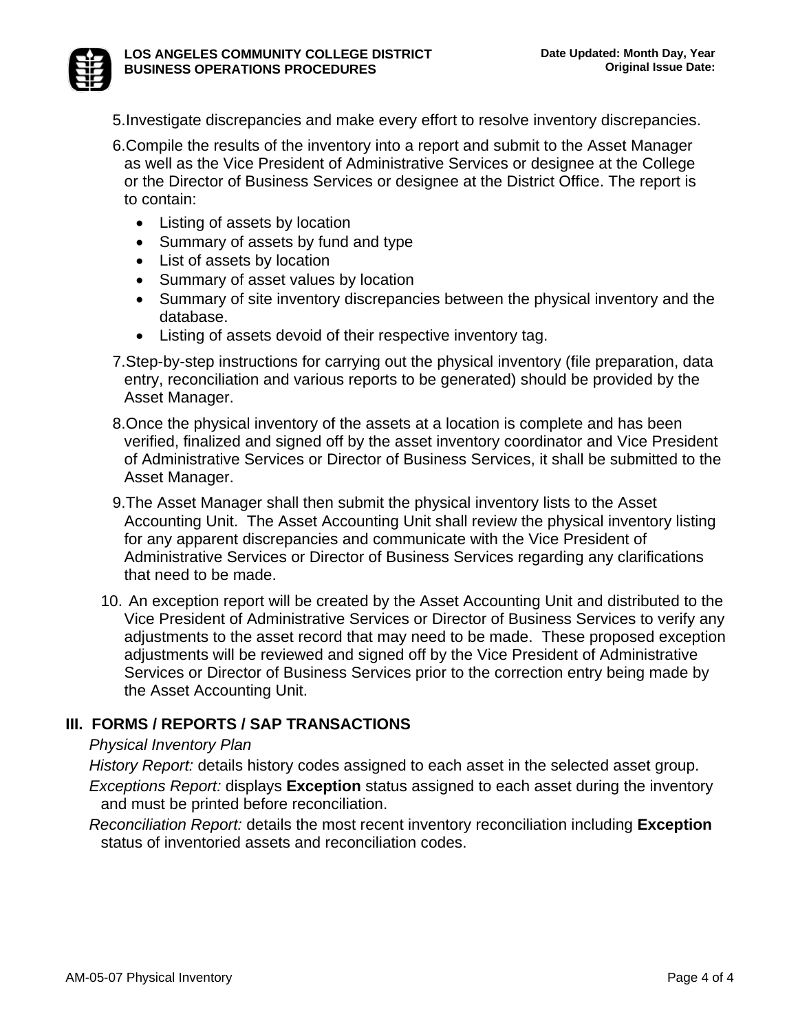5. Investigate discrepancies and make every effort to resolve inventory discrepancies.
6. Compile the results of the inventory into a report and submit to the Asset Manager as well as the Vice President of Administrative Services or designee at the College or the Director of Business Services or designee at the District Office. The report is to contain:
   - Listing of assets by location
   - Summary of assets by fund and type
   - List of assets by location
   - Summary of asset values by location
   - Summary of site inventory discrepancies between the physical inventory and the database.
   - Listing of assets devoid of their respective inventory tag.
7. Step-by-step instructions for carrying out the physical inventory (file preparation, data entry, reconciliation and various reports to be generated) should be provided by the Asset Manager.
8. Once the physical inventory of the assets at a location is complete and has been verified, finalized and signed off by the asset inventory coordinator and Vice President of Administrative Services or Director of Business Services, it shall be submitted to the Asset Manager.
9. The Asset Manager shall then submit the physical inventory lists to the Asset Accounting Unit. The Asset Accounting Unit shall review the physical inventory listing for any apparent discrepancies and communicate with the Vice President of Administrative Services or Director of Business Services regarding any clarifications that need to be made.
10. An exception report will be created by the Asset Accounting Unit and distributed to the Vice President of Administrative Services or Director of Business Services to verify any adjustments to the asset record that may need to be made. These proposed exception adjustments will be reviewed and signed off by the Vice President of Administrative Services or Director of Business Services prior to the correction entry being made by the Asset Accounting Unit.

## III. FORMS / REPORTS / SAP TRANSACTIONS

*Physical Inventory Plan*

*History Report:* details history codes assigned to each asset in the selected asset group.

*Exceptions Report:* displays **Exception** status assigned to each asset during the inventory and must be printed before reconciliation.

*Reconciliation Report:* details the most recent inventory reconciliation including **Exception** status of inventoried assets and reconciliation codes.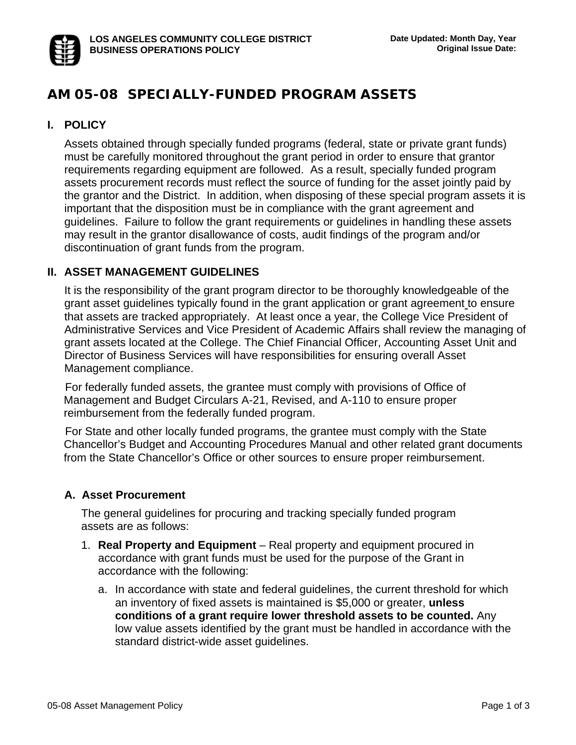LOS ANGELES COMMUNITY COLLEGE DISTRICT
BUSINESS OPERATIONS POLICY

Date Updated: Month Day, Year
Original Issue Date:

# AM 05-08 SPECIALLY-FUNDED PROGRAM ASSETS

## I. POLICY

Assets obtained through specially funded programs (federal, state or private grant funds) must be carefully monitored throughout the grant period in order to ensure that grantor requirements regarding equipment are followed. As a result, specially funded program assets procurement records must reflect the source of funding for the asset jointly paid by the grantor and the District. In addition, when disposing of these special program assets it is important that the disposition must be in compliance with the grant agreement and guidelines. Failure to follow the grant requirements or guidelines in handling these assets may result in the grantor disallowance of costs, audit findings of the program and/or discontinuation of grant funds from the program.

## II. ASSET MANAGEMENT GUIDELINES

It is the responsibility of the grant program director to be thoroughly knowledgeable of the grant asset guidelines typically found in the grant application or grant agreement to ensure that assets are tracked appropriately. At least once a year, the College Vice President of Administrative Services and Vice President of Academic Affairs shall review the managing of grant assets located at the College. The Chief Financial Officer, Accounting Asset Unit and Director of Business Services will have responsibilities for ensuring overall Asset Management compliance.

For federally funded assets, the grantee must comply with provisions of Office of Management and Budget Circulars A-21, Revised, and A-110 to ensure proper reimbursement from the federally funded program.

For State and other locally funded programs, the grantee must comply with the State Chancellor's Budget and Accounting Procedures Manual and other related grant documents from the State Chancellor's Office or other sources to ensure proper reimbursement.

### A. Asset Procurement

The general guidelines for procuring and tracking specially funded program assets are as follows:

1. **Real Property and Equipment** – Real property and equipment procured in accordance with grant funds must be used for the purpose of the Grant in accordance with the following:

   a. In accordance with state and federal guidelines, the current threshold for which an inventory of fixed assets is maintained is $5,000 or greater, **unless conditions of a grant require lower threshold assets to be counted.** Any low value assets identified by the grant must be handled in accordance with the standard district-wide asset guidelines.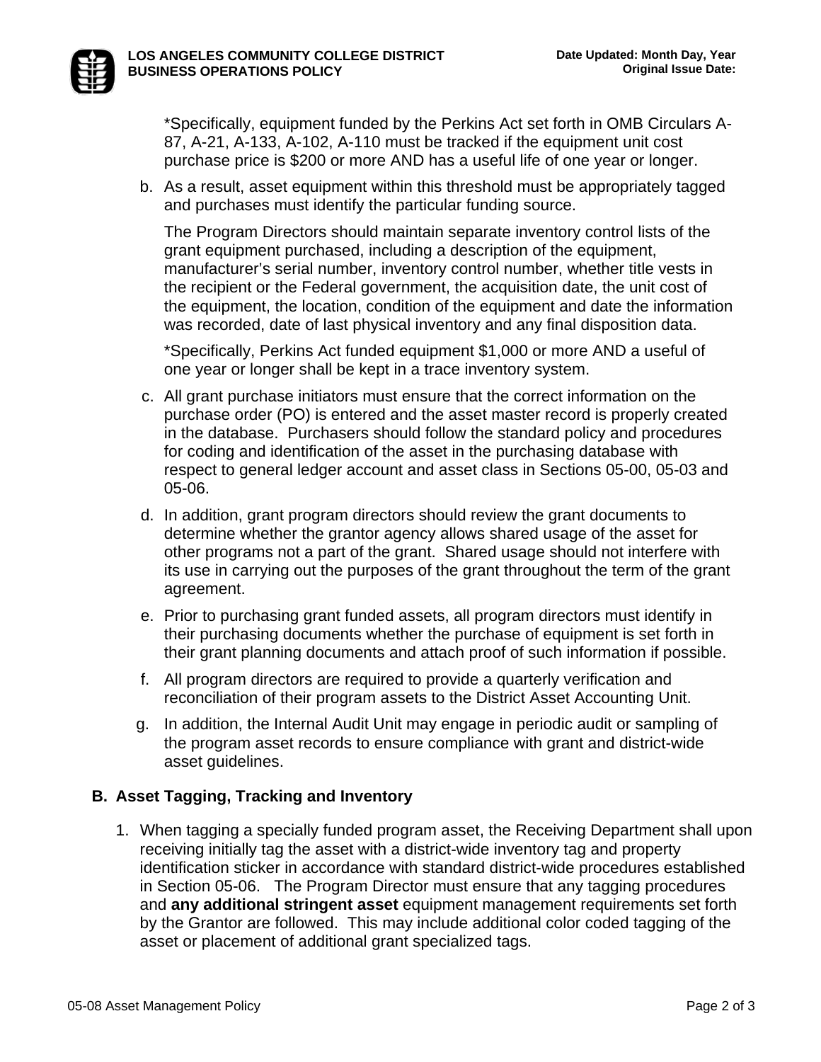*Specifically, equipment funded by the Perkins Act set forth in OMB Circulars A-87, A-21, A-133, A-102, A-110 must be tracked if the equipment unit cost purchase price is $200 or more AND has a useful life of one year or longer.

b. As a result, asset equipment within this threshold must be appropriately tagged and purchases must identify the particular funding source.

   The Program Directors should maintain separate inventory control lists of the grant equipment purchased, including a description of the equipment, manufacturer's serial number, inventory control number, whether title vests in the recipient or the Federal government, the acquisition date, the unit cost of the equipment, the location, condition of the equipment and date the information was recorded, date of last physical inventory and any final disposition data.

   *Specifically, Perkins Act funded equipment $1,000 or more AND a useful of one year or longer shall be kept in a trace inventory system.

c. All grant purchase initiators must ensure that the correct information on the purchase order (PO) is entered and the asset master record is properly created in the database. Purchasers should follow the standard policy and procedures for coding and identification of the asset in the purchasing database with respect to general ledger account and asset class in Sections 05-00, 05-03 and 05-06.

d. In addition, grant program directors should review the grant documents to determine whether the grantor agency allows shared usage of the asset for other programs not a part of the grant. Shared usage should not interfere with its use in carrying out the purposes of the grant throughout the term of the grant agreement.

e. Prior to purchasing grant funded assets, all program directors must identify in their purchasing documents whether the purchase of equipment is set forth in their grant planning documents and attach proof of such information if possible.

f. All program directors are required to provide a quarterly verification and reconciliation of their program assets to the District Asset Accounting Unit.

g. In addition, the Internal Audit Unit may engage in periodic audit or sampling of the program asset records to ensure compliance with grant and district-wide asset guidelines.

## B. Asset Tagging, Tracking and Inventory

1. When tagging a specially funded program asset, the Receiving Department shall upon receiving initially tag the asset with a district-wide inventory tag and property identification sticker in accordance with standard district-wide procedures established in Section 05-06. The Program Director must ensure that any tagging procedures and **any additional stringent asset** equipment management requirements set forth by the Grantor are followed. This may include additional color coded tagging of the asset or placement of additional grant specialized tags.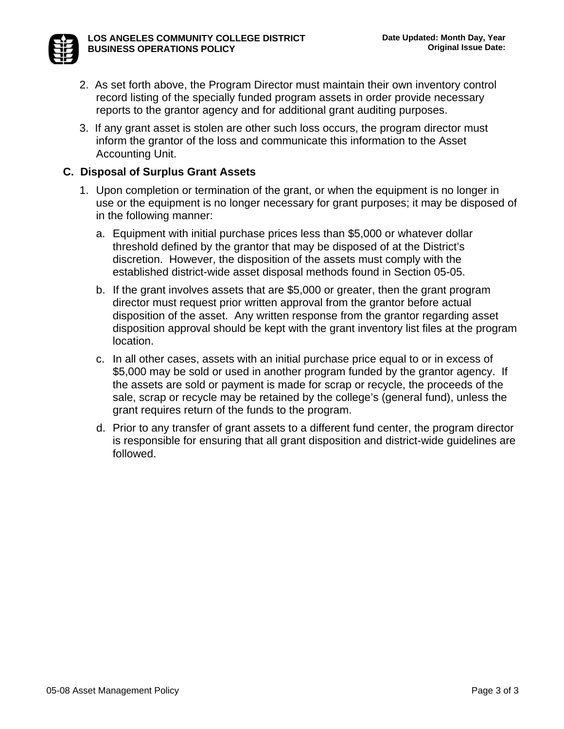2. As set forth above, the Program Director must maintain their own inventory control record listing of the specially funded program assets in order provide necessary reports to the grantor agency and for additional grant auditing purposes.

3. If any grant asset is stolen are other such loss occurs, the program director must inform the grantor of the loss and communicate this information to the Asset Accounting Unit.

### C. Disposal of Surplus Grant Assets

1. Upon completion or termination of the grant, or when the equipment is no longer in use or the equipment is no longer necessary for grant purposes; it may be disposed of in the following manner:

   a. Equipment with initial purchase prices less than $5,000 or whatever dollar threshold defined by the grantor that may be disposed of at the District's discretion. However, the disposition of the assets must comply with the established district-wide asset disposal methods found in Section 05-05.

   b. If the grant involves assets that are $5,000 or greater, then the grant program director must request prior written approval from the grantor before actual disposition of the asset. Any written response from the grantor regarding asset disposition approval should be kept with the grant inventory list files at the program location.

   c. In all other cases, assets with an initial purchase price equal to or in excess of $5,000 may be sold or used in another program funded by the grantor agency. If the assets are sold or payment is made for scrap or recycle, the proceeds of the sale, scrap or recycle may be retained by the college's (general fund), unless the grant requires return of the funds to the program.

   d. Prior to any transfer of grant assets to a different fund center, the program director is responsible for ensuring that all grant disposition and district-wide guidelines are followed.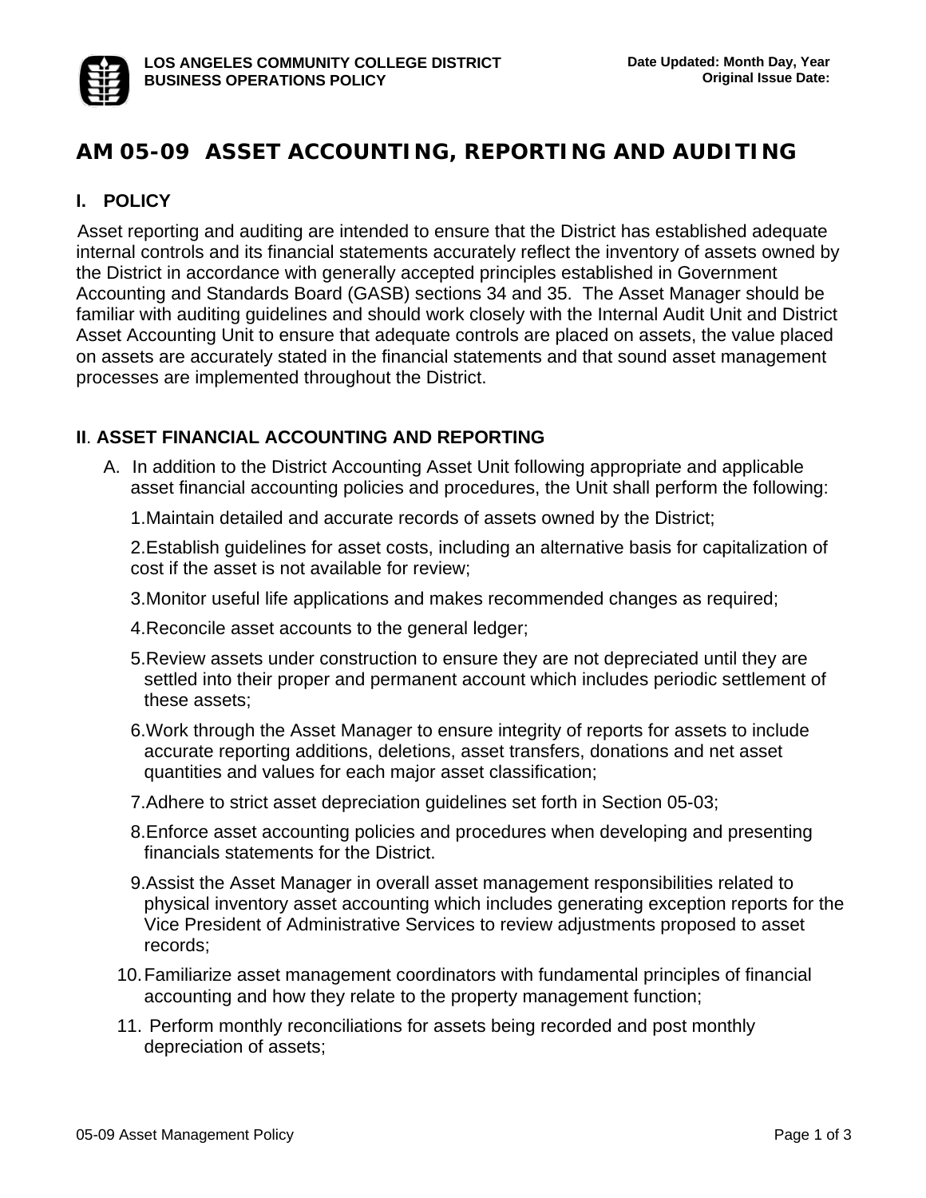**LOS ANGELES COMMUNITY COLLEGE DISTRICT**
**BUSINESS OPERATIONS POLICY**

**Date Updated: Month Day, Year**
**Original Issue Date:**

# AM 05-09 ASSET ACCOUNTING, REPORTING AND AUDITING

## I. POLICY

Asset reporting and auditing are intended to ensure that the District has established adequate internal controls and its financial statements accurately reflect the inventory of assets owned by the District in accordance with generally accepted principles established in Government Accounting and Standards Board (GASB) sections 34 and 35. The Asset Manager should be familiar with auditing guidelines and should work closely with the Internal Audit Unit and District Asset Accounting Unit to ensure that adequate controls are placed on assets, the value placed on assets are accurately stated in the financial statements and that sound asset management processes are implemented throughout the District.

## II. ASSET FINANCIAL ACCOUNTING AND REPORTING

A. In addition to the District Accounting Asset Unit following appropriate and applicable asset financial accounting policies and procedures, the Unit shall perform the following:

1. Maintain detailed and accurate records of assets owned by the District;
2. Establish guidelines for asset costs, including an alternative basis for capitalization of cost if the asset is not available for review;
3. Monitor useful life applications and makes recommended changes as required;
4. Reconcile asset accounts to the general ledger;
5. Review assets under construction to ensure they are not depreciated until they are settled into their proper and permanent account which includes periodic settlement of these assets;
6. Work through the Asset Manager to ensure integrity of reports for assets to include accurate reporting additions, deletions, asset transfers, donations and net asset quantities and values for each major asset classification;
7. Adhere to strict asset depreciation guidelines set forth in Section 05-03;
8. Enforce asset accounting policies and procedures when developing and presenting financials statements for the District.
9. Assist the Asset Manager in overall asset management responsibilities related to physical inventory asset accounting which includes generating exception reports for the Vice President of Administrative Services to review adjustments proposed to asset records;
10. Familiarize asset management coordinators with fundamental principles of financial accounting and how they relate to the property management function;
11. Perform monthly reconciliations for assets being recorded and post monthly depreciation of assets;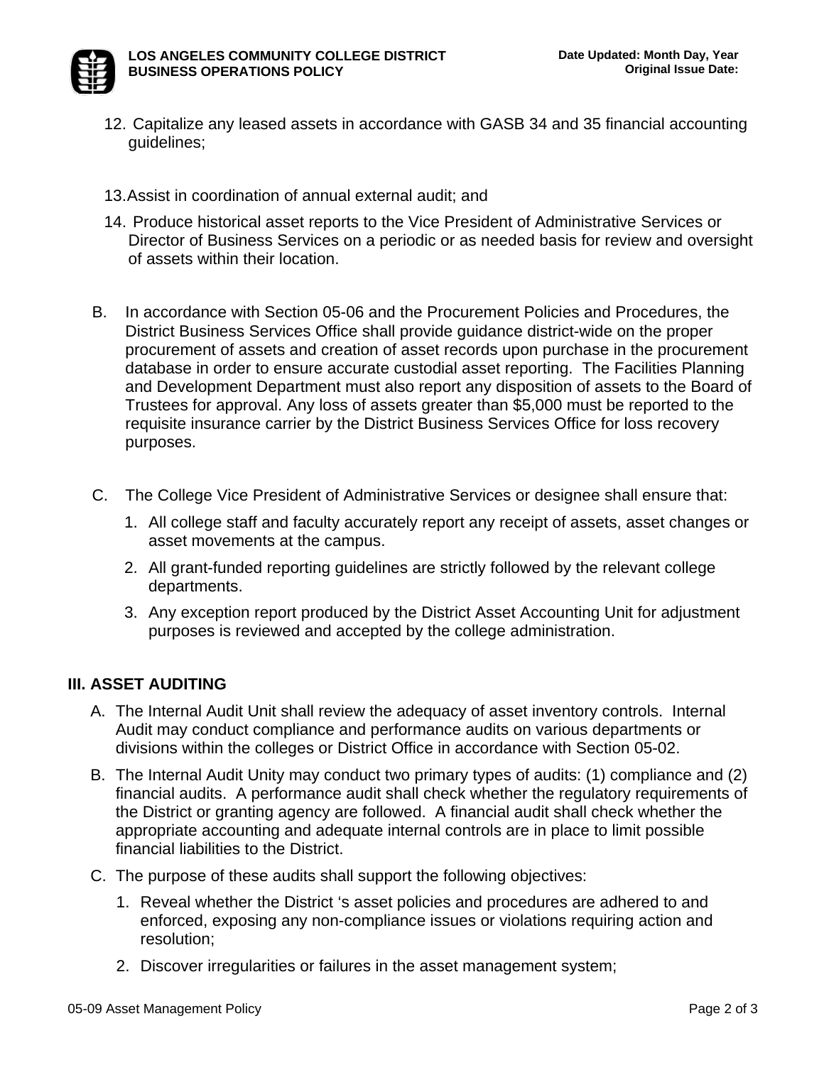12. Capitalize any leased assets in accordance with GASB 34 and 35 financial accounting guidelines;

13. Assist in coordination of annual external audit; and

14. Produce historical asset reports to the Vice President of Administrative Services or Director of Business Services on a periodic or as needed basis for review and oversight of assets within their location.

B. In accordance with Section 05-06 and the Procurement Policies and Procedures, the District Business Services Office shall provide guidance district-wide on the proper procurement of assets and creation of asset records upon purchase in the procurement database in order to ensure accurate custodial asset reporting. The Facilities Planning and Development Department must also report any disposition of assets to the Board of Trustees for approval. Any loss of assets greater than $5,000 must be reported to the requisite insurance carrier by the District Business Services Office for loss recovery purposes.

C. The College Vice President of Administrative Services or designee shall ensure that:

1. All college staff and faculty accurately report any receipt of assets, asset changes or asset movements at the campus.
2. All grant-funded reporting guidelines are strictly followed by the relevant college departments.
3. Any exception report produced by the District Asset Accounting Unit for adjustment purposes is reviewed and accepted by the college administration.

## III. ASSET AUDITING

A. The Internal Audit Unit shall review the adequacy of asset inventory controls. Internal Audit may conduct compliance and performance audits on various departments or divisions within the colleges or District Office in accordance with Section 05-02.

B. The Internal Audit Unity may conduct two primary types of audits: (1) compliance and (2) financial audits. A performance audit shall check whether the regulatory requirements of the District or granting agency are followed. A financial audit shall check whether the appropriate accounting and adequate internal controls are in place to limit possible financial liabilities to the District.

C. The purpose of these audits shall support the following objectives:

1. Reveal whether the District 's asset policies and procedures are adhered to and enforced, exposing any non-compliance issues or violations requiring action and resolution;
2. Discover irregularities or failures in the asset management system;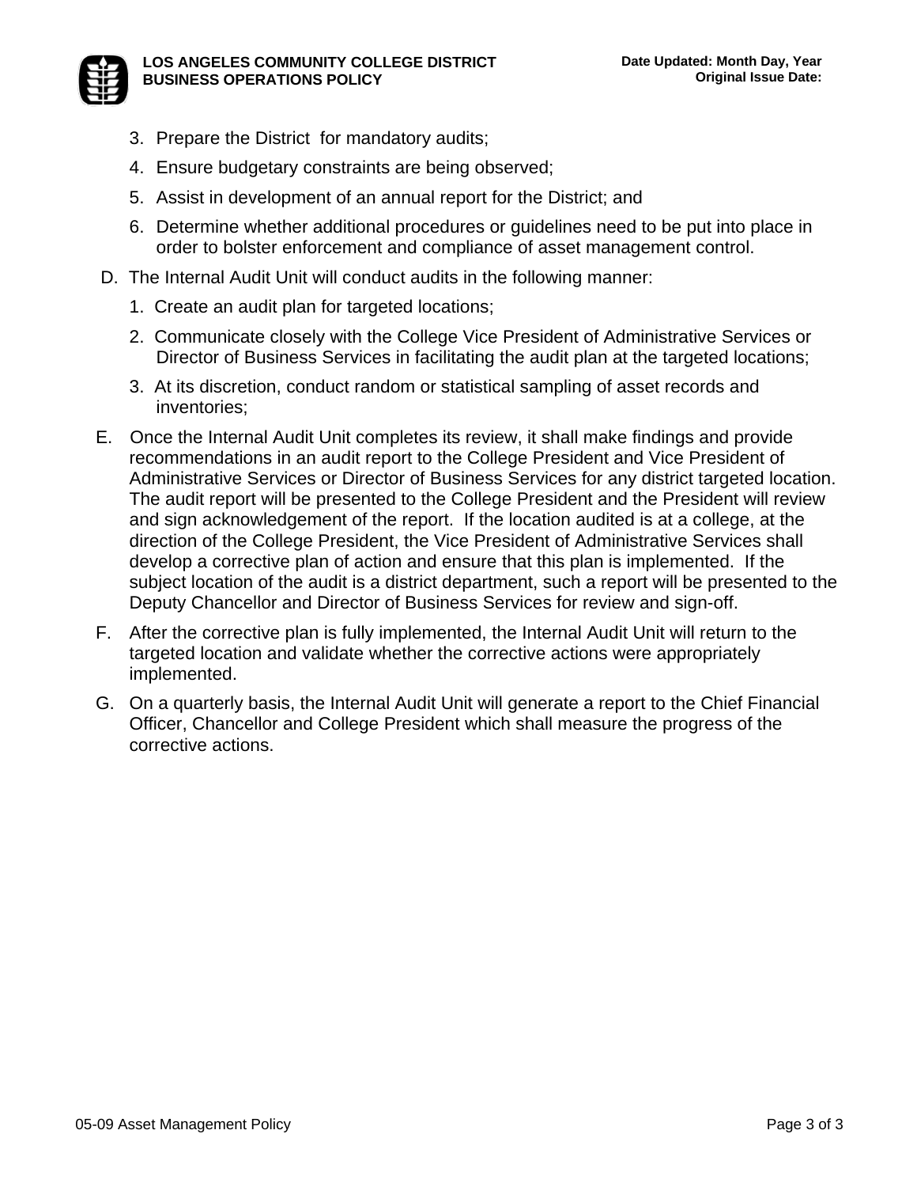3. Prepare the District for mandatory audits;
4. Ensure budgetary constraints are being observed;
5. Assist in development of an annual report for the District; and
6. Determine whether additional procedures or guidelines need to be put into place in order to bolster enforcement and compliance of asset management control.

D. The Internal Audit Unit will conduct audits in the following manner:

1. Create an audit plan for targeted locations;
2. Communicate closely with the College Vice President of Administrative Services or Director of Business Services in facilitating the audit plan at the targeted locations;
3. At its discretion, conduct random or statistical sampling of asset records and inventories;

E. Once the Internal Audit Unit completes its review, it shall make findings and provide recommendations in an audit report to the College President and Vice President of Administrative Services or Director of Business Services for any district targeted location. The audit report will be presented to the College President and the President will review and sign acknowledgement of the report. If the location audited is at a college, at the direction of the College President, the Vice President of Administrative Services shall develop a corrective plan of action and ensure that this plan is implemented. If the subject location of the audit is a district department, such a report will be presented to the Deputy Chancellor and Director of Business Services for review and sign-off.

F. After the corrective plan is fully implemented, the Internal Audit Unit will return to the targeted location and validate whether the corrective actions were appropriately implemented.

G. On a quarterly basis, the Internal Audit Unit will generate a report to the Chief Financial Officer, Chancellor and College President which shall measure the progress of the corrective actions.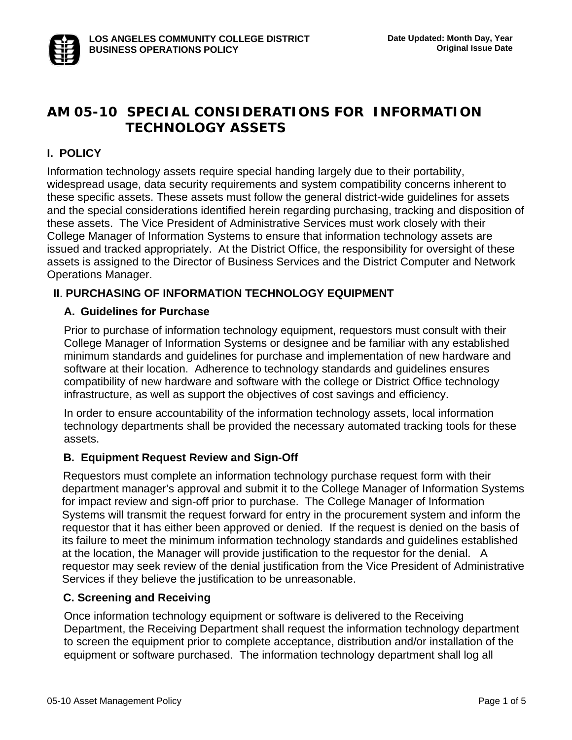# AM 05-10 SPECIAL CONSIDERATIONS FOR INFORMATION TECHNOLOGY ASSETS

## I. POLICY

Information technology assets require special handing largely due to their portability, widespread usage, data security requirements and system compatibility concerns inherent to these specific assets. These assets must follow the general district-wide guidelines for assets and the special considerations identified herein regarding purchasing, tracking and disposition of these assets. The Vice President of Administrative Services must work closely with their College Manager of Information Systems to ensure that information technology assets are issued and tracked appropriately. At the District Office, the responsibility for oversight of these assets is assigned to the Director of Business Services and the District Computer and Network Operations Manager.

## II. PURCHASING OF INFORMATION TECHNOLOGY EQUIPMENT

### A. Guidelines for Purchase

Prior to purchase of information technology equipment, requestors must consult with their College Manager of Information Systems or designee and be familiar with any established minimum standards and guidelines for purchase and implementation of new hardware and software at their location. Adherence to technology standards and guidelines ensures compatibility of new hardware and software with the college or District Office technology infrastructure, as well as support the objectives of cost savings and efficiency.

In order to ensure accountability of the information technology assets, local information technology departments shall be provided the necessary automated tracking tools for these assets.

### B. Equipment Request Review and Sign-Off

Requestors must complete an information technology purchase request form with their department manager's approval and submit it to the College Manager of Information Systems for impact review and sign-off prior to purchase. The College Manager of Information Systems will transmit the request forward for entry in the procurement system and inform the requestor that it has either been approved or denied. If the request is denied on the basis of its failure to meet the minimum information technology standards and guidelines established at the location, the Manager will provide justification to the requestor for the denial. A requestor may seek review of the denial justification from the Vice President of Administrative Services if they believe the justification to be unreasonable.

### C. Screening and Receiving

Once information technology equipment or software is delivered to the Receiving Department, the Receiving Department shall request the information technology department to screen the equipment prior to complete acceptance, distribution and/or installation of the equipment or software purchased. The information technology department shall log all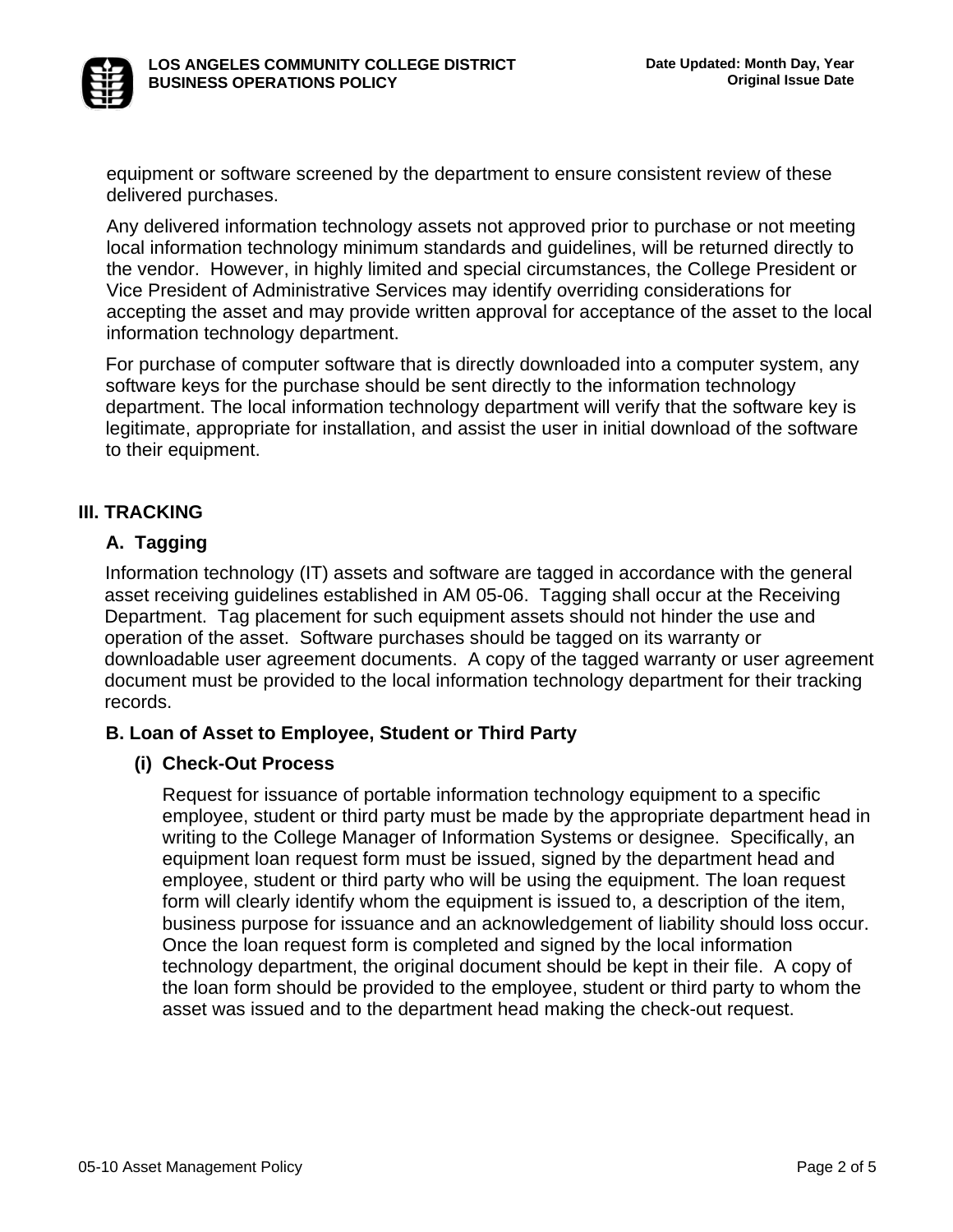equipment or software screened by the department to ensure consistent review of these delivered purchases.

Any delivered information technology assets not approved prior to purchase or not meeting local information technology minimum standards and guidelines, will be returned directly to the vendor. However, in highly limited and special circumstances, the College President or Vice President of Administrative Services may identify overriding considerations for accepting the asset and may provide written approval for acceptance of the asset to the local information technology department.

For purchase of computer software that is directly downloaded into a computer system, any software keys for the purchase should be sent directly to the information technology department. The local information technology department will verify that the software key is legitimate, appropriate for installation, and assist the user in initial download of the software to their equipment.

## III. TRACKING

### A. Tagging

Information technology (IT) assets and software are tagged in accordance with the general asset receiving guidelines established in AM 05-06. Tagging shall occur at the Receiving Department. Tag placement for such equipment assets should not hinder the use and operation of the asset. Software purchases should be tagged on its warranty or downloadable user agreement documents. A copy of the tagged warranty or user agreement document must be provided to the local information technology department for their tracking records.

### B. Loan of Asset to Employee, Student or Third Party

#### (i) Check-Out Process

Request for issuance of portable information technology equipment to a specific employee, student or third party must be made by the appropriate department head in writing to the College Manager of Information Systems or designee. Specifically, an equipment loan request form must be issued, signed by the department head and employee, student or third party who will be using the equipment. The loan request form will clearly identify whom the equipment is issued to, a description of the item, business purpose for issuance and an acknowledgement of liability should loss occur. Once the loan request form is completed and signed by the local information technology department, the original document should be kept in their file. A copy of the loan form should be provided to the employee, student or third party to whom the asset was issued and to the department head making the check-out request.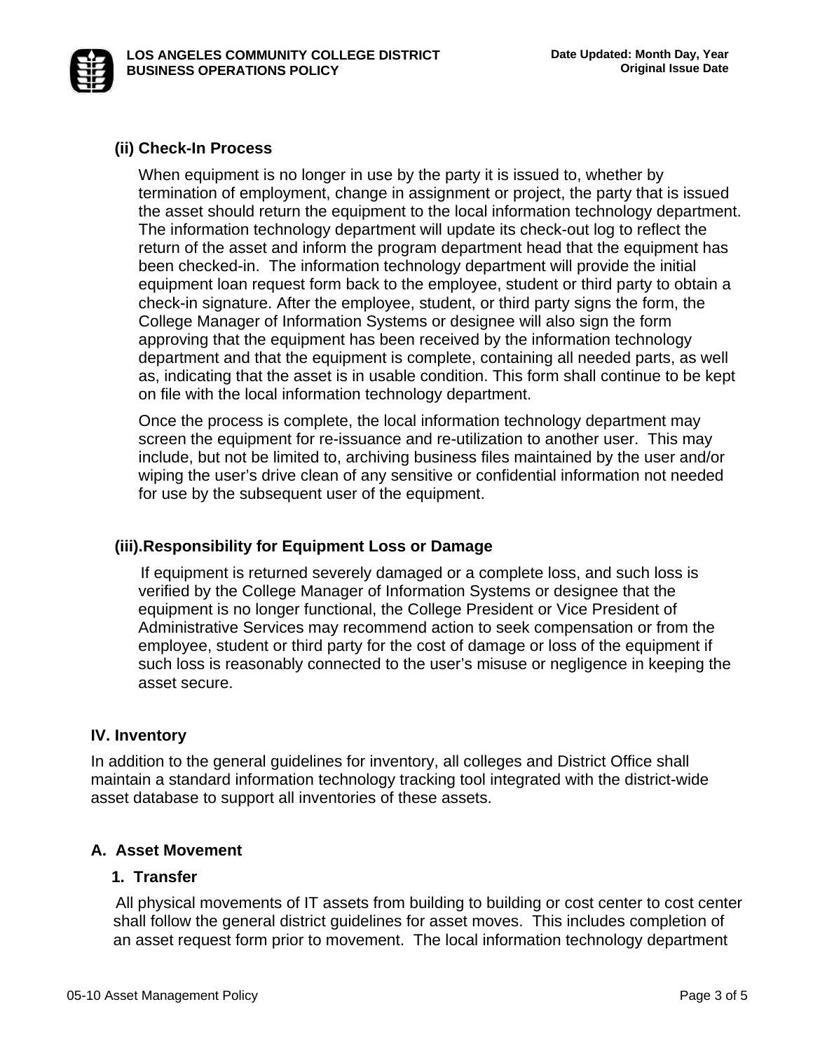### (ii) Check-In Process

When equipment is no longer in use by the party it is issued to, whether by termination of employment, change in assignment or project, the party that is issued the asset should return the equipment to the local information technology department. The information technology department will update its check-out log to reflect the return of the asset and inform the program department head that the equipment has been checked-in. The information technology department will provide the initial equipment loan request form back to the employee, student or third party to obtain a check-in signature. After the employee, student, or third party signs the form, the College Manager of Information Systems or designee will also sign the form approving that the equipment has been received by the information technology department and that the equipment is complete, containing all needed parts, as well as, indicating that the asset is in usable condition. This form shall continue to be kept on file with the local information technology department.

Once the process is complete, the local information technology department may screen the equipment for re-issuance and re-utilization to another user. This may include, but not be limited to, archiving business files maintained by the user and/or wiping the user's drive clean of any sensitive or confidential information not needed for use by the subsequent user of the equipment.

### (iii).Responsibility for Equipment Loss or Damage

If equipment is returned severely damaged or a complete loss, and such loss is verified by the College Manager of Information Systems or designee that the equipment is no longer functional, the College President or Vice President of Administrative Services may recommend action to seek compensation or from the employee, student or third party for the cost of damage or loss of the equipment if such loss is reasonably connected to the user's misuse or negligence in keeping the asset secure.

## IV. Inventory

In addition to the general guidelines for inventory, all colleges and District Office shall maintain a standard information technology tracking tool integrated with the district-wide asset database to support all inventories of these assets.

### A. Asset Movement

#### 1. Transfer

All physical movements of IT assets from building to building or cost center to cost center shall follow the general district guidelines for asset moves. This includes completion of an asset request form prior to movement. The local information technology department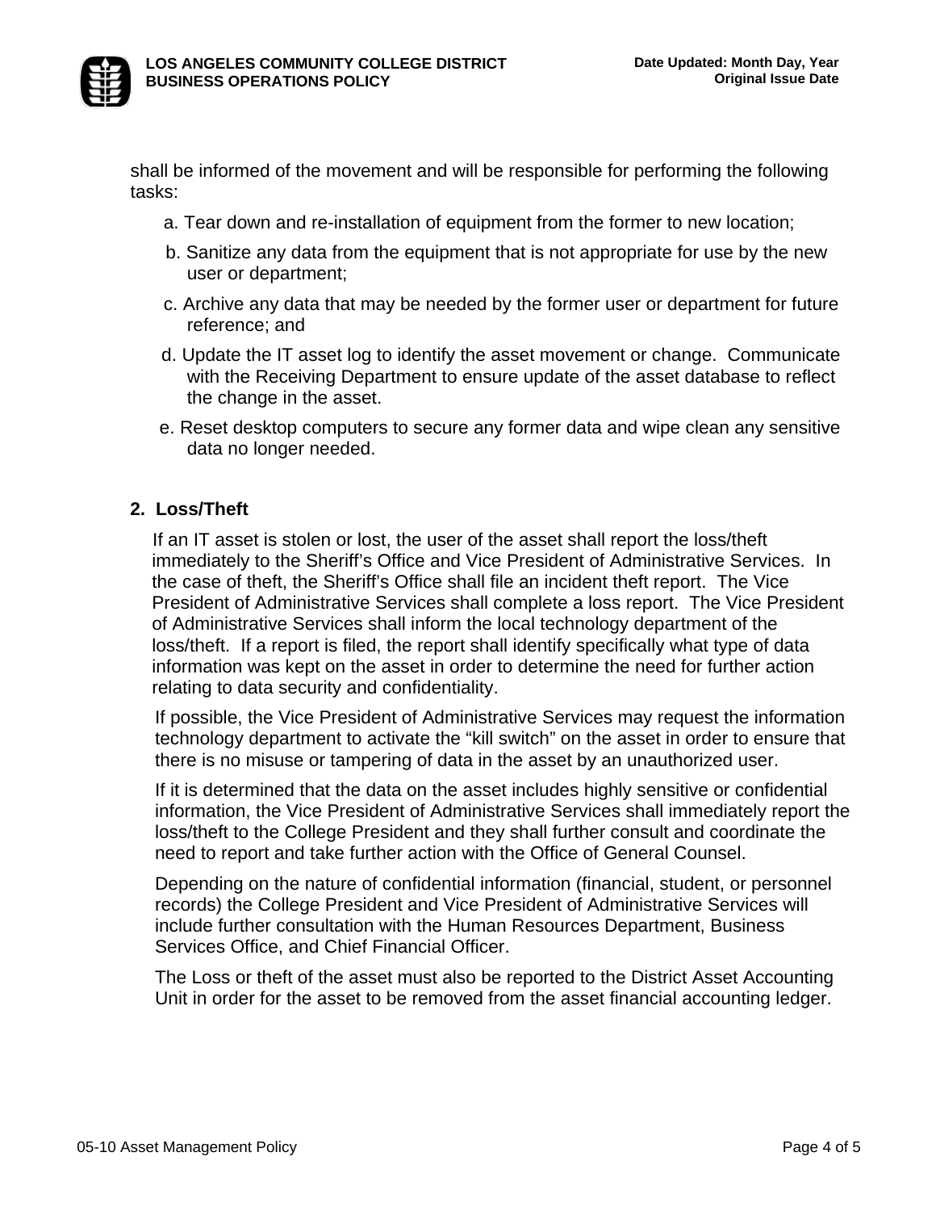shall be informed of the movement and will be responsible for performing the following tasks:

a. Tear down and re-installation of equipment from the former to new location;

b. Sanitize any data from the equipment that is not appropriate for use by the new user or department;

c. Archive any data that may be needed by the former user or department for future reference; and

d. Update the IT asset log to identify the asset movement or change. Communicate with the Receiving Department to ensure update of the asset database to reflect the change in the asset.

e. Reset desktop computers to secure any former data and wipe clean any sensitive data no longer needed.

**2. Loss/Theft**

If an IT asset is stolen or lost, the user of the asset shall report the loss/theft immediately to the Sheriff's Office and Vice President of Administrative Services. In the case of theft, the Sheriff's Office shall file an incident theft report. The Vice President of Administrative Services shall complete a loss report. The Vice President of Administrative Services shall inform the local technology department of the loss/theft. If a report is filed, the report shall identify specifically what type of data information was kept on the asset in order to determine the need for further action relating to data security and confidentiality.

If possible, the Vice President of Administrative Services may request the information technology department to activate the "kill switch" on the asset in order to ensure that there is no misuse or tampering of data in the asset by an unauthorized user.

If it is determined that the data on the asset includes highly sensitive or confidential information, the Vice President of Administrative Services shall immediately report the loss/theft to the College President and they shall further consult and coordinate the need to report and take further action with the Office of General Counsel.

Depending on the nature of confidential information (financial, student, or personnel records) the College President and Vice President of Administrative Services will include further consultation with the Human Resources Department, Business Services Office, and Chief Financial Officer.

The Loss or theft of the asset must also be reported to the District Asset Accounting Unit in order for the asset to be removed from the asset financial accounting ledger.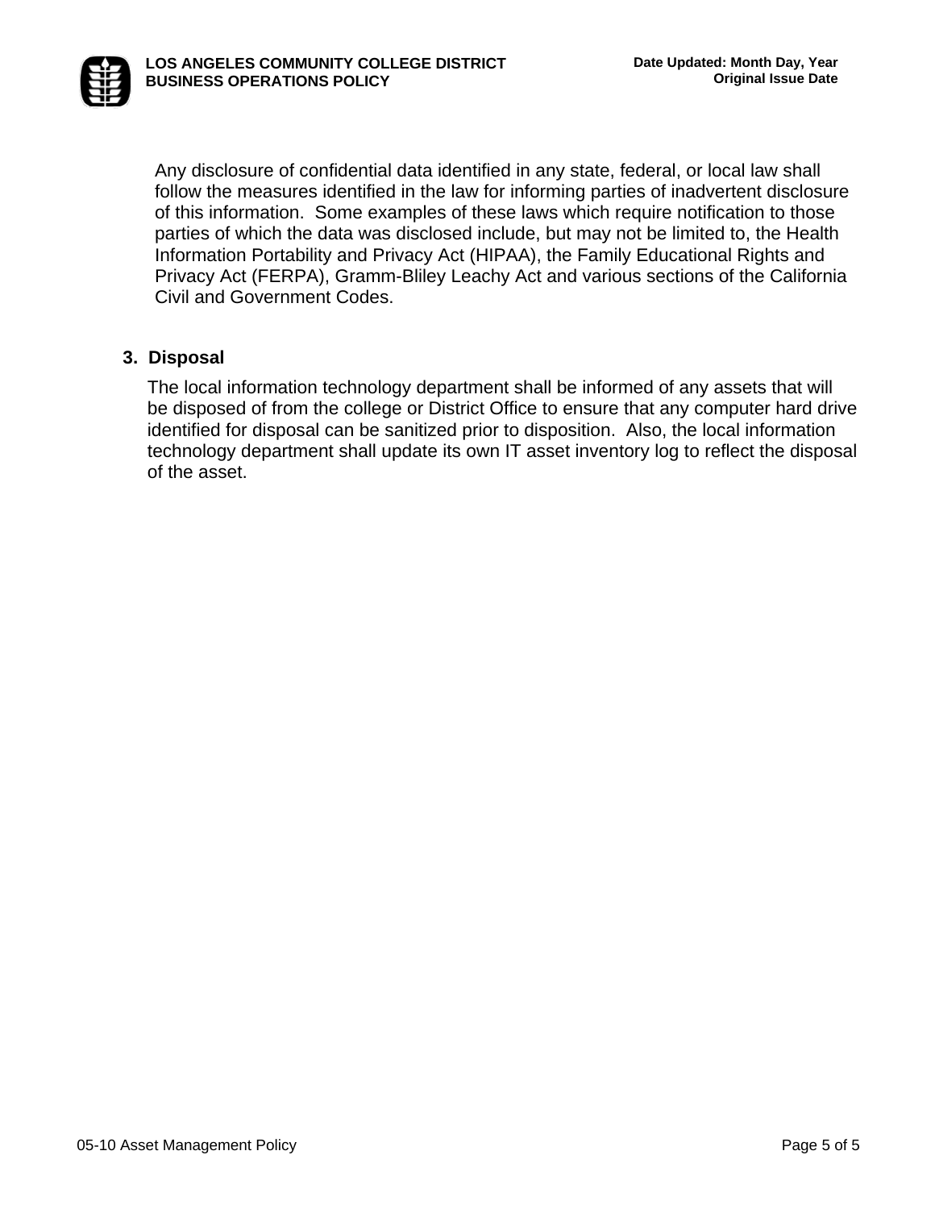Any disclosure of confidential data identified in any state, federal, or local law shall follow the measures identified in the law for informing parties of inadvertent disclosure of this information. Some examples of these laws which require notification to those parties of which the data was disclosed include, but may not be limited to, the Health Information Portability and Privacy Act (HIPAA), the Family Educational Rights and Privacy Act (FERPA), Gramm-Bliley Leachy Act and various sections of the California Civil and Government Codes.

**3. Disposal**

The local information technology department shall be informed of any assets that will be disposed of from the college or District Office to ensure that any computer hard drive identified for disposal can be sanitized prior to disposition. Also, the local information technology department shall update its own IT asset inventory log to reflect the disposal of the asset.